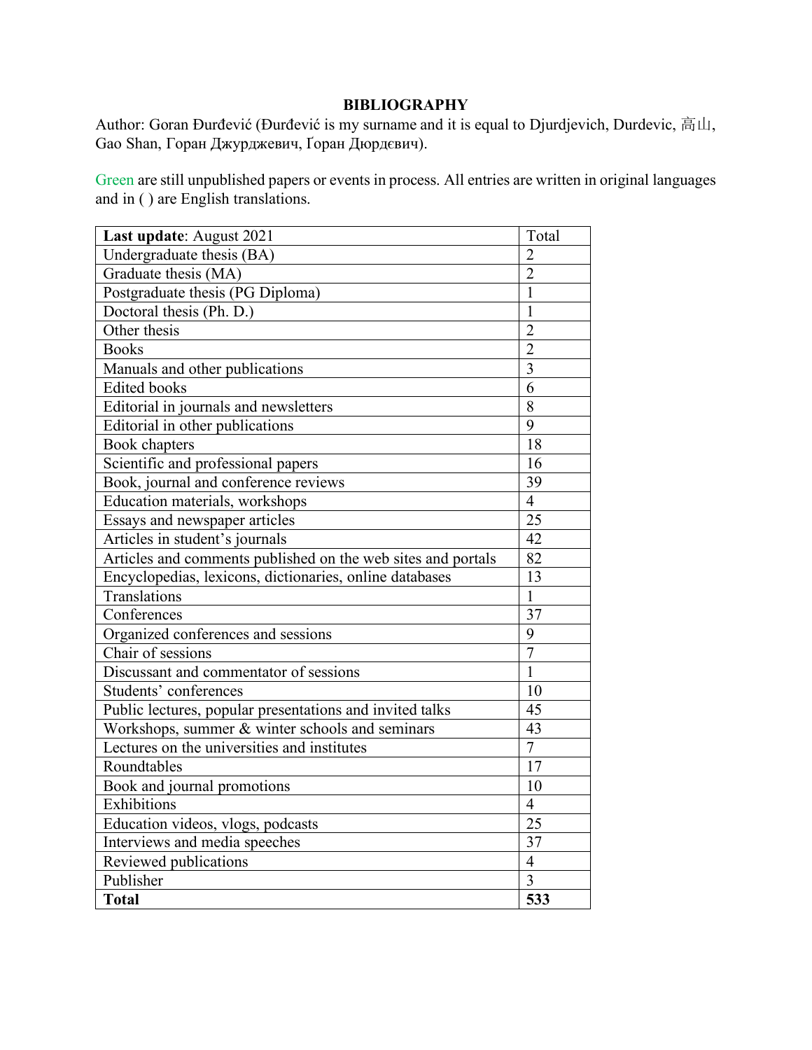# BIBLIOGRAPHY

Author: Goran Đurđević (Đurđević is my surname and it is equal to Djurdjevich, Durdevic, 高山, Gao Shan, Горан Джурджевич, Ґоран Дюрдєвич).

Green are still unpublished papers or events in process. All entries are written in original languages and in ( ) are English translations.

| **Last update**: August 2021 | Total |
|---|---|
| Undergraduate thesis (BA) | 2 |
| Graduate thesis (MA) | 2 |
| Postgraduate thesis (PG Diploma) | 1 |
| Doctoral thesis (Ph. D.) | 1 |
| Other thesis | 2 |
| Books | 2 |
| Manuals and other publications | 3 |
| Edited books | 6 |
| Editorial in journals and newsletters | 8 |
| Editorial in other publications | 9 |
| Book chapters | 18 |
| Scientific and professional papers | 16 |
| Book, journal and conference reviews | 39 |
| Education materials, workshops | 4 |
| Essays and newspaper articles | 25 |
| Articles in student's journals | 42 |
| Articles and comments published on the web sites and portals | 82 |
| Encyclopedias, lexicons, dictionaries, online databases | 13 |
| Translations | 1 |
| Conferences | 37 |
| Organized conferences and sessions | 9 |
| Chair of sessions | 7 |
| Discussant and commentator of sessions | 1 |
| Students' conferences | 10 |
| Public lectures, popular presentations and invited talks | 45 |
| Workshops, summer & winter schools and seminars | 43 |
| Lectures on the universities and institutes | 7 |
| Roundtables | 17 |
| Book and journal promotions | 10 |
| Exhibitions | 4 |
| Education videos, vlogs, podcasts | 25 |
| Interviews and media speeches | 37 |
| Reviewed publications | 4 |
| Publisher | 3 |
| **Total** | **533** |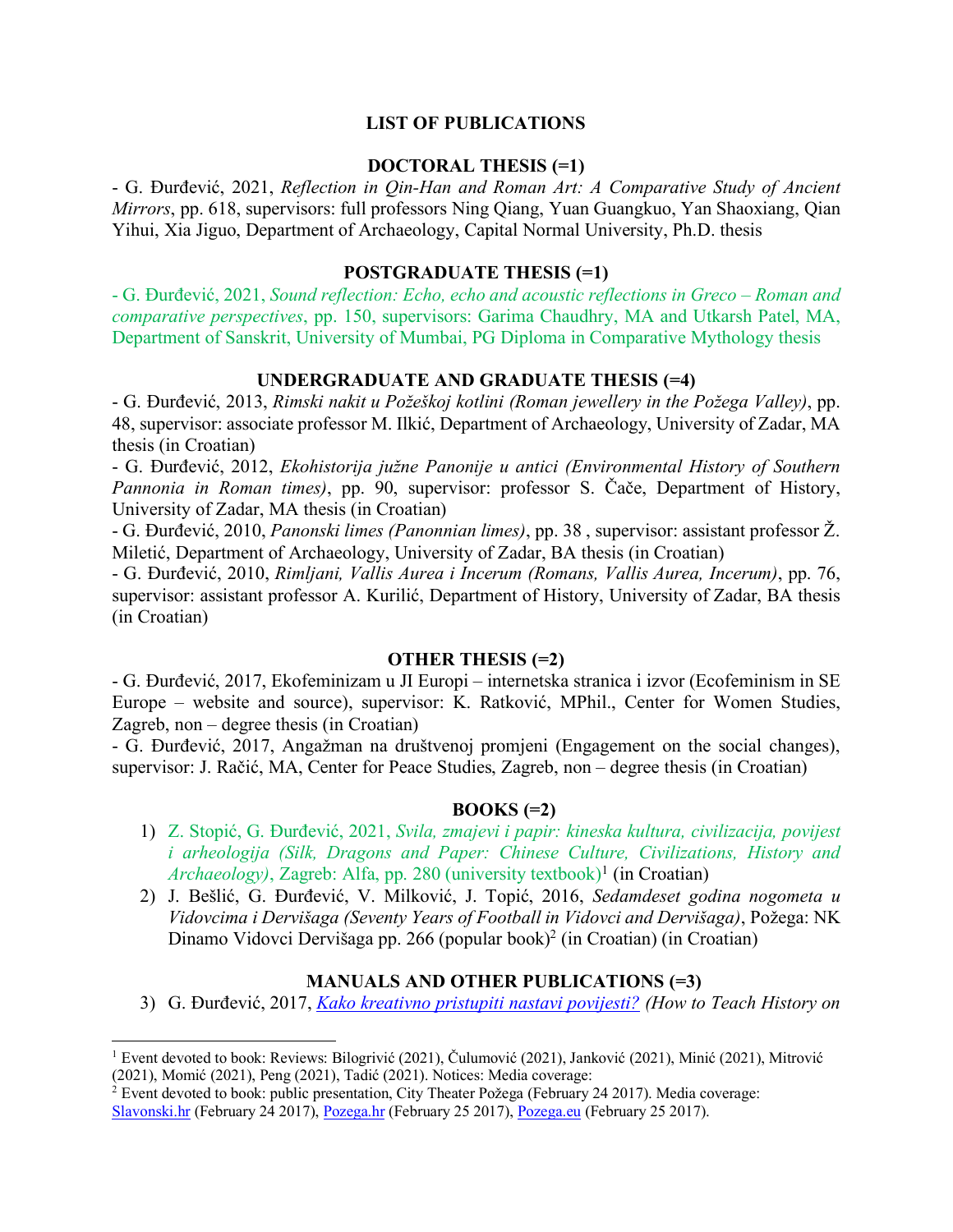# LIST OF PUBLICATIONS

## DOCTORAL THESIS (=1)

- G. Đurđević, 2021, *Reflection in Qin-Han and Roman Art: A Comparative Study of Ancient Mirrors*, pp. 618, supervisors: full professors Ning Qiang, Yuan Guangkuo, Yan Shaoxiang, Qian Yihui, Xia Jiguo, Department of Archaeology, Capital Normal University, Ph.D. thesis

## POSTGRADUATE THESIS (=1)

- G. Đurđević, 2021, *Sound reflection: Echo, echo and acoustic reflections in Greco – Roman and comparative perspectives*, pp. 150, supervisors: Garima Chaudhry, MA and Utkarsh Patel, MA, Department of Sanskrit, University of Mumbai, PG Diploma in Comparative Mythology thesis

## UNDERGRADUATE AND GRADUATE THESIS (=4)

- G. Đurđević, 2013, *Rimski nakit u Požeškoj kotlini (Roman jewellery in the Požega Valley)*, pp. 48, supervisor: associate professor M. Ilkić, Department of Archaeology, University of Zadar, MA thesis (in Croatian)
- G. Đurđević, 2012, *Ekohistorija južne Panonije u antici (Environmental History of Southern Pannonia in Roman times)*, pp. 90, supervisor: professor S. Čače, Department of History, University of Zadar, MA thesis (in Croatian)
- G. Đurđević, 2010, *Panonski limes (Panonnian limes)*, pp. 38 , supervisor: assistant professor Ž. Miletić, Department of Archaeology, University of Zadar, BA thesis (in Croatian)
- G. Đurđević, 2010, *Rimljani, Vallis Aurea i Incerum (Romans, Vallis Aurea, Incerum)*, pp. 76, supervisor: assistant professor A. Kurilić, Department of History, University of Zadar, BA thesis (in Croatian)

## OTHER THESIS (=2)

- G. Đurđević, 2017, Ekofeminizam u JI Europi – internetska stranica i izvor (Ecofeminism in SE Europe – website and source), supervisor: K. Ratković, MPhil., Center for Women Studies, Zagreb, non – degree thesis (in Croatian)
- G. Đurđević, 2017, Angažman na društvenoj promjeni (Engagement on the social changes), supervisor: J. Račić, MA, Center for Peace Studies, Zagreb, non – degree thesis (in Croatian)

## BOOKS (=2)

1) Z. Stopić, G. Đurđević, 2021, *Svila, zmajevi i papir: kineska kultura, civilizacija, povijest i arheologija (Silk, Dragons and Paper: Chinese Culture, Civilizations, History and Archaeology)*, Zagreb: Alfa, pp. 280 (university textbook)[1] (in Croatian)
2) J. Bešlić, G. Đurđević, V. Milković, J. Topić, 2016, *Sedamdeset godina nogometa u Vidovcima i Dervišaga (Seventy Years of Football in Vidovci and Dervišaga)*, Požega: NK Dinamo Vidovci Dervišaga pp. 266 (popular book)[2] (in Croatian) (in Croatian)

## MANUALS AND OTHER PUBLICATIONS (=3)

3) G. Đurđević, 2017, *Kako kreativno pristupiti nastavi povijesti? (How to Teach History on*

---

[1] Event devoted to book: Reviews: Bilogrivić (2021), Čulumović (2021), Janković (2021), Minić (2021), Mitrović (2021), Momić (2021), Peng (2021), Tadić (2021). Notices: Media coverage:

[2] Event devoted to book: public presentation, City Theater Požega (February 24 2017). Media coverage: Slavonski.hr (February 24 2017), Pozega.hr (February 25 2017), Pozega.eu (February 25 2017).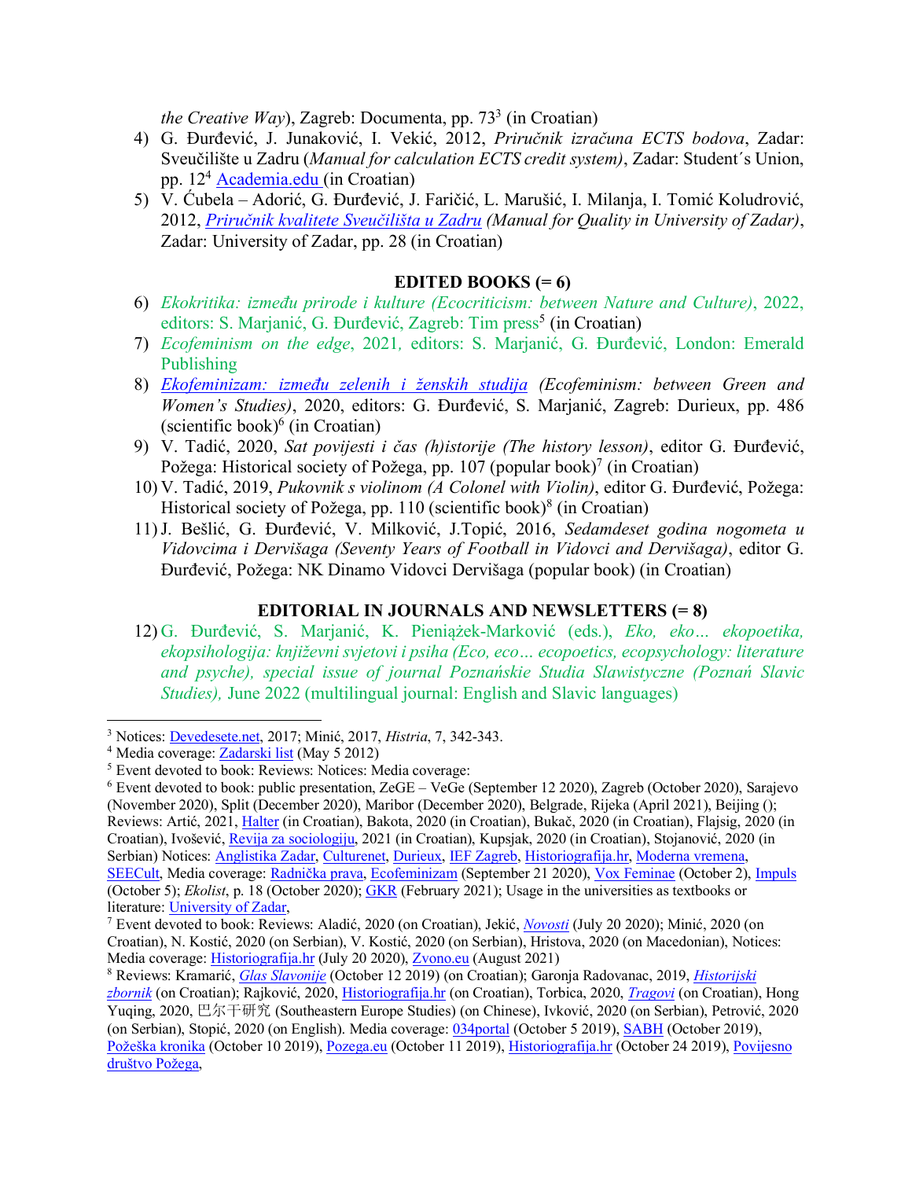*the Creative Way*), Zagreb: Documenta, pp. 73[3] (in Croatian)

4) G. Đurđević, J. Junaković, I. Vekić, 2012, *Priručnik izračuna ECTS bodova*, Zadar: Sveučilište u Zadru (*Manual for calculation ECTS credit system)*, Zadar: Student´s Union, pp. 12[4] Academia.edu (in Croatian)
5) V. Ćubela – Adorić, G. Đurđević, J. Faričić, L. Marušić, I. Milanja, I. Tomić Koludrović, 2012, *Priručnik kvalitete Sveučilišta u Zadru (Manual for Quality in University of Zadar)*, Zadar: University of Zadar, pp. 28 (in Croatian)

## EDITED BOOKS (= 6)

6) *Ekokritika: između prirode i kulture (Ecocriticism: between Nature and Culture)*, 2022, editors: S. Marjanić, G. Đurđević, Zagreb: Tim press[5] (in Croatian)
7) *Ecofeminism on the edge*, 2021, editors: S. Marjanić, G. Đurđević, London: Emerald Publishing
8) *Ekofeminizam: između zelenih i ženskih studija (Ecofeminism: between Green and Women's Studies)*, 2020, editors: G. Đurđević, S. Marjanić, Zagreb: Durieux, pp. 486 (scientific book)[6] (in Croatian)
9) V. Tadić, 2020, *Sat povijesti i čas (h)istorije (The history lesson)*, editor G. Đurđević, Požega: Historical society of Požega, pp. 107 (popular book)[7] (in Croatian)
10) V. Tadić, 2019, *Pukovnik s violinom (A Colonel with Violin)*, editor G. Đurđević, Požega: Historical society of Požega, pp. 110 (scientific book)[8] (in Croatian)
11) J. Bešlić, G. Đurđević, V. Milković, J.Topić, 2016, *Sedamdeset godina nogometa u Vidovcima i Dervišaga (Seventy Years of Football in Vidovci and Dervišaga)*, editor G. Đurđević, Požega: NK Dinamo Vidovci Dervišaga (popular book) (in Croatian)

## EDITORIAL IN JOURNALS AND NEWSLETTERS (= 8)

12) G. Đurđević, S. Marjanić, K. Pieniążek-Marković (eds.), *Eko, eko… ekopoetika, ekopsihologija: književni svjetovi i psiha (Eco, eco… ecopoetics, ecopsychology: literature and psyche), special issue of journal Poznańskie Studia Slawistyczne (Poznań Slavic Studies),* June 2022 (multilingual journal: English and Slavic languages)

---

[3] Notices: Devedesete.net, 2017; Minić, 2017, *Histria*, 7, 342-343.

[4] Media coverage: Zadarski list (May 5 2012)

[5] Event devoted to book: Reviews: Notices: Media coverage:

[6] Event devoted to book: public presentation, ZeGE – VeGe (September 12 2020), Zagreb (October 2020), Sarajevo (November 2020), Split (December 2020), Maribor (December 2020), Belgrade, Rijeka (April 2021), Beijing (); Reviews: Artić, 2021, Halter (in Croatian), Bakota, 2020 (in Croatian), Bukač, 2020 (in Croatian), Flajsig, 2020 (in Croatian), Ivošević, Revija za sociologiju, 2021 (in Croatian), Kupsjak, 2020 (in Croatian), Stojanović, 2020 (in Serbian) Notices: Anglistika Zadar, Culturenet, Durieux, IEF Zagreb, Historiografija.hr, Moderna vremena, SEECult, Media coverage: Radnička prava, Ecofeminizam (September 21 2020), Vox Feminae (October 2), Impuls (October 5); *Ekolist*, p. 18 (October 2020); GKR (February 2021); Usage in the universities as textbooks or literature: University of Zadar,

[7] Event devoted to book: Reviews: Aladić, 2020 (on Croatian), Jekić, *Novosti* (July 20 2020); Minić, 2020 (on Croatian), N. Kostić, 2020 (on Serbian), V. Kostić, 2020 (on Serbian), Hristova, 2020 (on Macedonian), Notices: Media coverage: Historiografija.hr (July 20 2020), Zvono.eu (August 2021)

[8] Reviews: Kramarić, *Glas Slavonije* (October 12 2019) (on Croatian); Garonja Radovanac, 2019, *Historijski zbornik* (on Croatian); Rajković, 2020, Historiografija.hr (on Croatian), Torbica, 2020, *Tragovi* (on Croatian), Hong Yuqing, 2020, 巴尔干研究 (Southeastern Europe Studies) (on Chinese), Ivković, 2020 (on Serbian), Petrović, 2020 (on Serbian), Stopić, 2020 (on English). Media coverage: 034portal (October 5 2019), SABH (October 2019), Požeška kronika (October 10 2019), Pozega.eu (October 11 2019), Historiografija.hr (October 24 2019), Povijesno društvo Požega,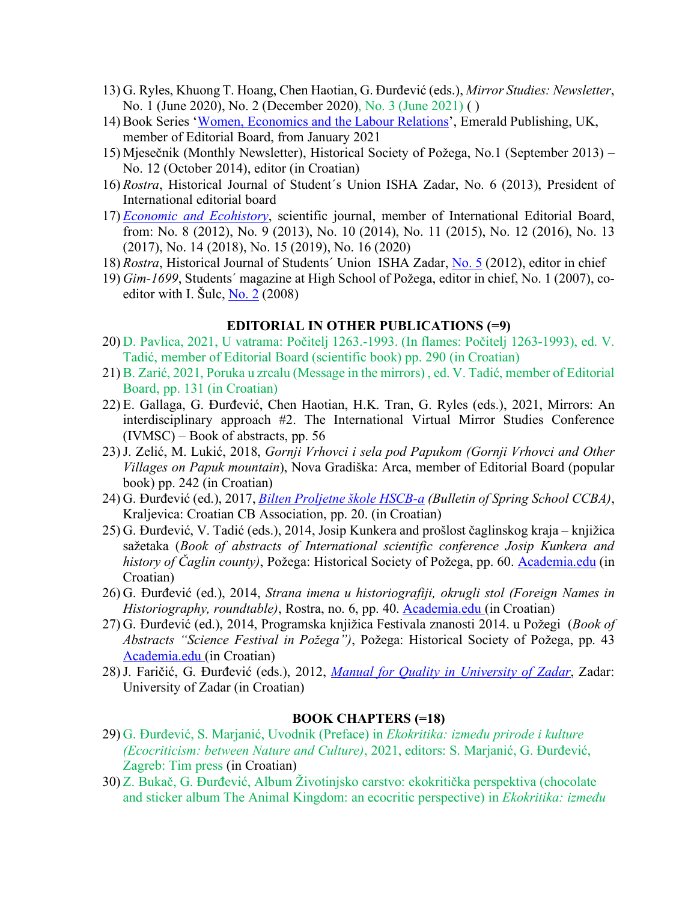13) G. Ryles, Khuong T. Hoang, Chen Haotian, G. Đurđević (eds.), *Mirror Studies: Newsletter*, No. 1 (June 2020), No. 2 (December 2020), No. 3 (June 2021) ( )
14) Book Series 'Women, Economics and the Labour Relations', Emerald Publishing, UK, member of Editorial Board, from January 2021
15) Mjesečnik (Monthly Newsletter), Historical Society of Požega, No.1 (September 2013) – No. 12 (October 2014), editor (in Croatian)
16) *Rostra*, Historical Journal of Student´s Union ISHA Zadar, No. 6 (2013), President of International editorial board
17) *Economic and Ecohistory*, scientific journal, member of International Editorial Board, from: No. 8 (2012), No. 9 (2013), No. 10 (2014), No. 11 (2015), No. 12 (2016), No. 13 (2017), No. 14 (2018), No. 15 (2019), No. 16 (2020)
18) *Rostra*, Historical Journal of Students´ Union ISHA Zadar, No. 5 (2012), editor in chief
19) *Gim-1699*, Students´ magazine at High School of Požega, editor in chief, No. 1 (2007), co-editor with I. Šulc, No. 2 (2008)

## EDITORIAL IN OTHER PUBLICATIONS (=9)

20) D. Pavlica, 2021, U vatrama: Počitelj 1263.-1993. (In flames: Počitelj 1263-1993), ed. V. Tadić, member of Editorial Board (scientific book) pp. 290 (in Croatian)
21) B. Zarić, 2021, Poruka u zrcalu (Message in the mirrors) , ed. V. Tadić, member of Editorial Board, pp. 131 (in Croatian)
22) E. Gallaga, G. Đurđević, Chen Haotian, H.K. Tran, G. Ryles (eds.), 2021, Mirrors: An interdisciplinary approach #2. The International Virtual Mirror Studies Conference (IVMSC) – Book of abstracts, pp. 56
23) J. Zelić, M. Lukić, 2018, *Gornji Vrhovci i sela pod Papukom (Gornji Vrhovci and Other Villages on Papuk mountain*), Nova Gradiška: Arca, member of Editorial Board (popular book) pp. 242 (in Croatian)
24) G. Đurđević (ed.), 2017, *Bilten Proljetne škole HSCB-a (Bulletin of Spring School CCBA)*, Kraljevica: Croatian CB Association, pp. 20. (in Croatian)
25) G. Đurđević, V. Tadić (eds.), 2014, Josip Kunkera and prošlost čaglinskog kraja – knjižica sažetaka (*Book of abstracts of International scientific conference Josip Kunkera and history of Čaglin county)*, Požega: Historical Society of Požega, pp. 60. Academia.edu (in Croatian)
26) G. Đurđević (ed.), 2014, *Strana imena u historiografiji, okrugli stol (Foreign Names in Historiography, roundtable)*, Rostra, no. 6, pp. 40. Academia.edu (in Croatian)
27) G. Đurđević (ed.), 2014, Programska knjižica Festivala znanosti 2014. u Požegi (*Book of Abstracts "Science Festival in Požega")*, Požega: Historical Society of Požega, pp. 43 Academia.edu (in Croatian)
28) J. Faričić, G. Đurđević (eds.), 2012, *Manual for Quality in University of Zadar*, Zadar: University of Zadar (in Croatian)

## BOOK CHAPTERS (=18)

29) G. Đurđević, S. Marjanić, Uvodnik (Preface) in *Ekokritika: između prirode i kulture (Ecocriticism: between Nature and Culture)*, 2021, editors: S. Marjanić, G. Đurđević, Zagreb: Tim press (in Croatian)
30) Z. Bukač, G. Đurđević, Album Životinjsko carstvo: ekokritička perspektiva (chocolate and sticker album The Animal Kingdom: an ecocritic perspective) in *Ekokritika: između*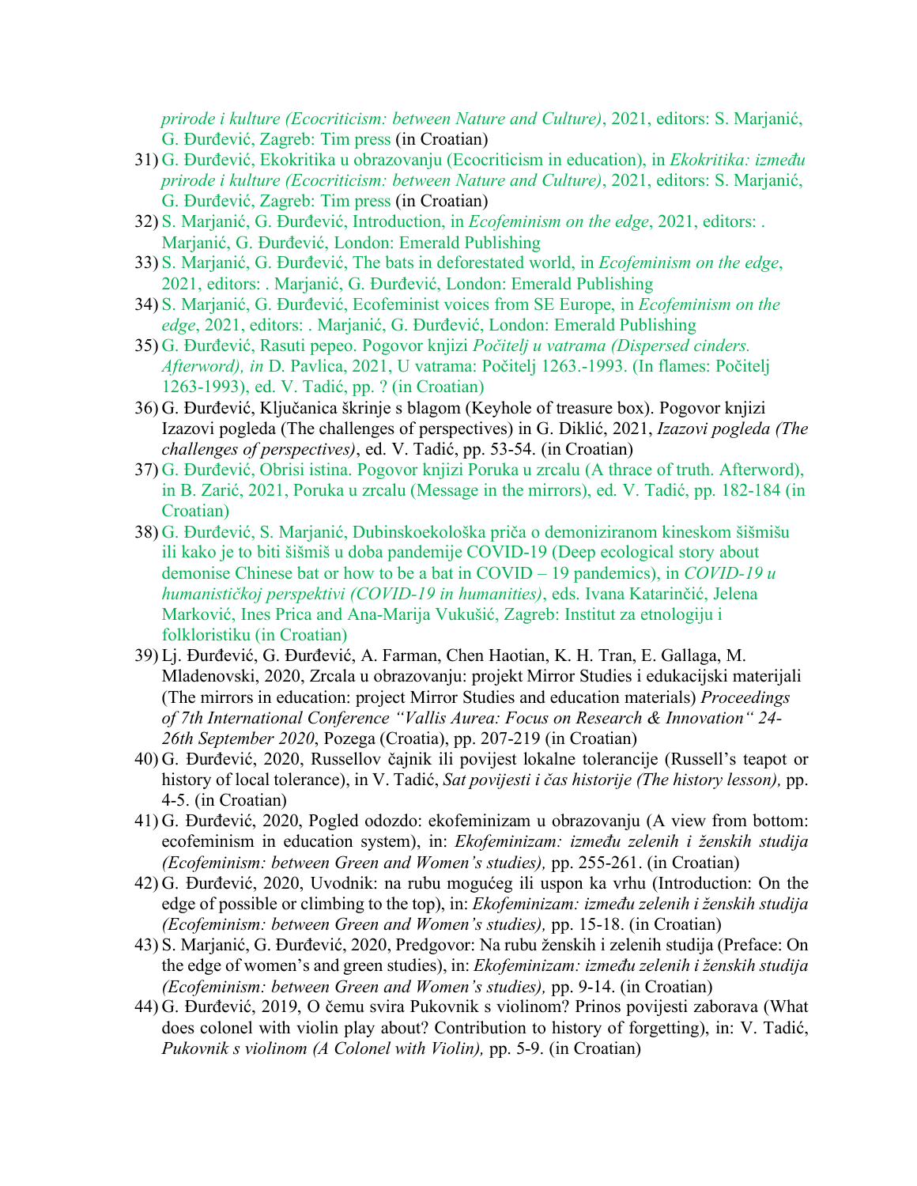*prirode i kulture (Ecocriticism: between Nature and Culture)*, 2021, editors: S. Marjanić, G. Đurđević, Zagreb: Tim press (in Croatian)

31) G. Đurđević, Ekokritika u obrazovanju (Ecocriticism in education), in *Ekokritika: između prirode i kulture (Ecocriticism: between Nature and Culture)*, 2021, editors: S. Marjanić, G. Đurđević, Zagreb: Tim press (in Croatian)
32) S. Marjanić, G. Đurđević, Introduction, in *Ecofeminism on the edge*, 2021, editors: . Marjanić, G. Đurđević, London: Emerald Publishing
33) S. Marjanić, G. Đurđević, The bats in deforestated world, in *Ecofeminism on the edge*, 2021, editors: . Marjanić, G. Đurđević, London: Emerald Publishing
34) S. Marjanić, G. Đurđević, Ecofeminist voices from SE Europe, in *Ecofeminism on the edge*, 2021, editors: . Marjanić, G. Đurđević, London: Emerald Publishing
35) G. Đurđević, Rasuti pepeo. Pogovor knjizi *Počitelj u vatrama (Dispersed cinders. Afterword), in* D. Pavlica, 2021, U vatrama: Počitelj 1263.-1993. (In flames: Počitelj 1263-1993), ed. V. Tadić, pp. ? (in Croatian)
36) G. Đurđević, Ključanica škrinje s blagom (Keyhole of treasure box). Pogovor knjizi Izazovi pogleda (The challenges of perspectives) in G. Diklić, 2021, *Izazovi pogleda (The challenges of perspectives)*, ed. V. Tadić, pp. 53-54. (in Croatian)
37) G. Đurđević, Obrisi istina. Pogovor knjizi Poruka u zrcalu (A thrace of truth. Afterword), in B. Zarić, 2021, Poruka u zrcalu (Message in the mirrors), ed. V. Tadić, pp. 182-184 (in Croatian)
38) G. Đurđević, S. Marjanić, Dubinskoekološka priča o demoniziranom kineskom šišmišu ili kako je to biti šišmiš u doba pandemije COVID-19 (Deep ecological story about demonise Chinese bat or how to be a bat in COVID – 19 pandemics), in *COVID-19 u humanističkoj perspektivi (COVID-19 in humanities)*, eds. Ivana Katarinčić, Jelena Marković, Ines Prica and Ana-Marija Vukušić, Zagreb: Institut za etnologiju i folkloristiku (in Croatian)
39) Lj. Đurđević, G. Đurđević, A. Farman, Chen Haotian, K. H. Tran, E. Gallaga, M. Mladenovski, 2020, Zrcala u obrazovanju: projekt Mirror Studies i edukacijski materijali (The mirrors in education: project Mirror Studies and education materials) *Proceedings of 7th International Conference "Vallis Aurea: Focus on Research & Innovation" 24-26th September 2020*, Pozega (Croatia), pp. 207-219 (in Croatian)
40) G. Đurđević, 2020, Russellov čajnik ili povijest lokalne tolerancije (Russell's teapot or history of local tolerance), in V. Tadić, *Sat povijesti i čas historije (The history lesson),* pp. 4-5. (in Croatian)
41) G. Đurđević, 2020, Pogled odozdo: ekofeminizam u obrazovanju (A view from bottom: ecofeminism in education system), in: *Ekofeminizam: između zelenih i ženskih studija (Ecofeminism: between Green and Women's studies),* pp. 255-261. (in Croatian)
42) G. Đurđević, 2020, Uvodnik: na rubu mogućeg ili uspon ka vrhu (Introduction: On the edge of possible or climbing to the top), in: *Ekofeminizam: između zelenih i ženskih studija (Ecofeminism: between Green and Women's studies),* pp. 15-18. (in Croatian)
43) S. Marjanić, G. Đurđević, 2020, Predgovor: Na rubu ženskih i zelenih studija (Preface: On the edge of women's and green studies), in: *Ekofeminizam: između zelenih i ženskih studija (Ecofeminism: between Green and Women's studies),* pp. 9-14. (in Croatian)
44) G. Đurđević, 2019, O čemu svira Pukovnik s violinom? Prinos povijesti zaborava (What does colonel with violin play about? Contribution to history of forgetting), in: V. Tadić, *Pukovnik s violinom (A Colonel with Violin),* pp. 5-9. (in Croatian)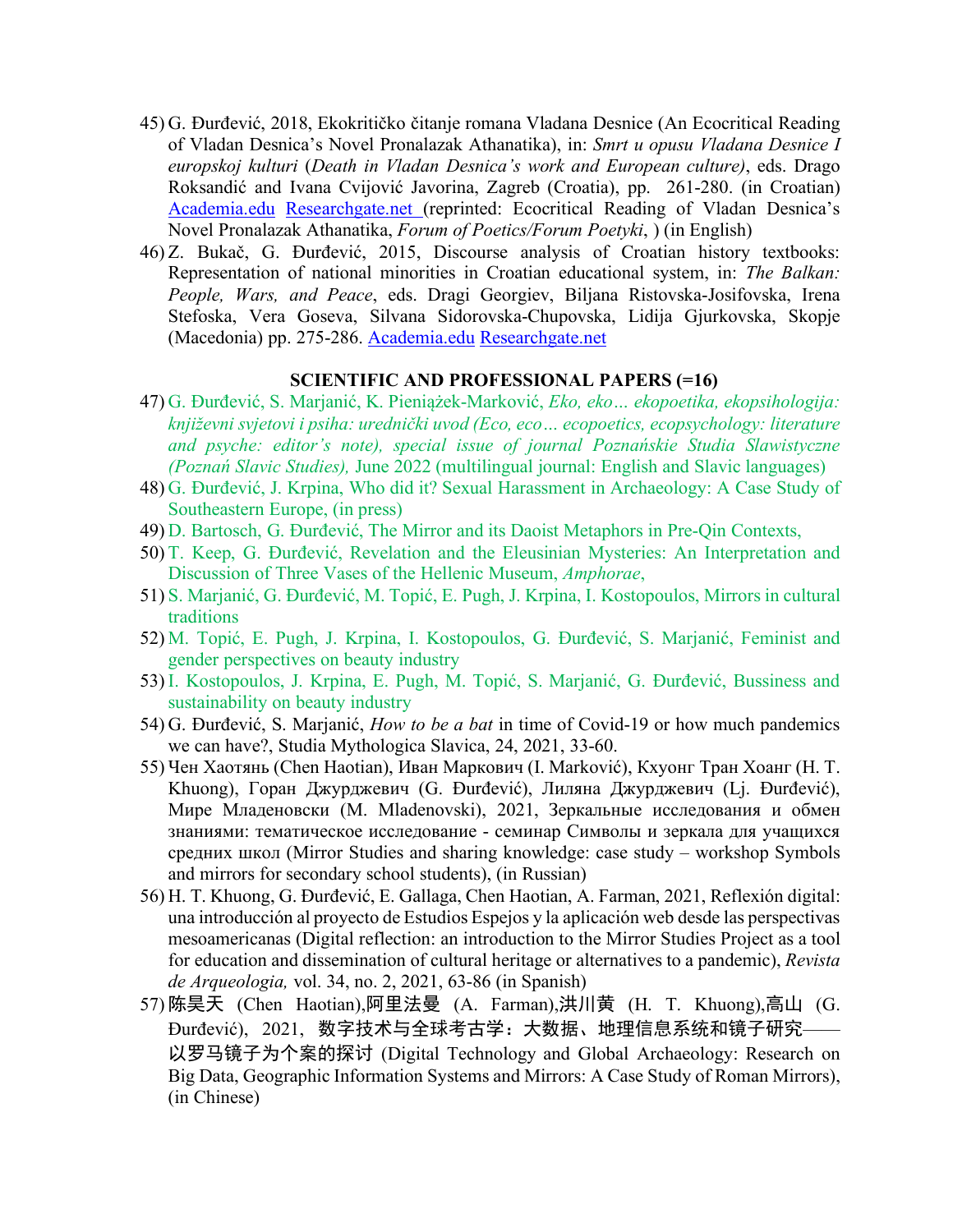45) G. Đurđević, 2018, Ekokritičko čitanje romana Vladana Desnice (An Ecocritical Reading of Vladan Desnica's Novel Pronalazak Athanatika), in: *Smrt u opusu Vladana Desnice I europskoj kulturi* (*Death in Vladan Desnica's work and European culture)*, eds. Drago Roksandić and Ivana Cvijović Javorina, Zagreb (Croatia), pp. 261-280. (in Croatian) Academia.edu Researchgate.net (reprinted: Ecocritical Reading of Vladan Desnica's Novel Pronalazak Athanatika, *Forum of Poetics/Forum Poetyki*, ) (in English)

46) Z. Bukač, G. Đurđević, 2015, Discourse analysis of Croatian history textbooks: Representation of national minorities in Croatian educational system, in: *The Balkan: People, Wars, and Peace*, eds. Dragi Georgiev, Biljana Ristovska-Josifovska, Irena Stefoska, Vera Goseva, Silvana Sidorovska-Chupovska, Lidija Gjurkovska, Skopje (Macedonia) pp. 275-286. Academia.edu Researchgate.net

**SCIENTIFIC AND PROFESSIONAL PAPERS (=16)**

47) G. Đurđević, S. Marjanić, K. Pieniążek-Marković, *Eko, eko… ekopoetika, ekopsihologija: književni svjetovi i psiha: urednički uvod (Eco, eco… ecopoetics, ecopsychology: literature and psyche: editor's note), special issue of journal Poznańskie Studia Slawistyczne (Poznań Slavic Studies),* June 2022 (multilingual journal: English and Slavic languages)

48) G. Đurđević, J. Krpina, Who did it? Sexual Harassment in Archaeology: A Case Study of Southeastern Europe, (in press)

49) D. Bartosch, G. Đurđević, The Mirror and its Daoist Metaphors in Pre-Qin Contexts,

50) T. Keep, G. Đurđević, Revelation and the Eleusinian Mysteries: An Interpretation and Discussion of Three Vases of the Hellenic Museum, *Amphorae*,

51) S. Marjanić, G. Đurđević, M. Topić, E. Pugh, J. Krpina, I. Kostopoulos, Mirrors in cultural traditions

52) M. Topić, E. Pugh, J. Krpina, I. Kostopoulos, G. Đurđević, S. Marjanić, Feminist and gender perspectives on beauty industry

53) I. Kostopoulos, J. Krpina, E. Pugh, M. Topić, S. Marjanić, G. Đurđević, Bussiness and sustainability on beauty industry

54) G. Đurđević, S. Marjanić, *How to be a bat* in time of Covid-19 or how much pandemics we can have?, Studia Mythologica Slavica, 24, 2021, 33-60.

55) Чен Хаотянь (Chen Haotian), Иван Маркович (I. Marković), Кхуонг Тран Хоанг (H. T. Khuong), Горан Джурджевич (G. Đurđević), Лиляна Джурджевич (Lj. Đurđević), Мире Младеновски (M. Mladenovski), 2021, Зеркальные исследования и обмен знаниями: тематическое исследование - семинар Символы и зеркала для учащихся средних школ (Mirror Studies and sharing knowledge: case study – workshop Symbols and mirrors for secondary school students), (in Russian)

56) H. T. Khuong, G. Đurđević, E. Gallaga, Chen Haotian, A. Farman, 2021, Reflexión digital: una introducción al proyecto de Estudios Espejos y la aplicación web desde las perspectivas mesoamericanas (Digital reflection: an introduction to the Mirror Studies Project as a tool for education and dissemination of cultural heritage or alternatives to a pandemic), *Revista de Arqueologia,* vol. 34, no. 2, 2021, 63-86 (in Spanish)

57) 陈昊天 (Chen Haotian),阿里法曼 (A. Farman),洪川黄 (H. T. Khuong),高山 (G. Đurđević), 2021, 数字技术与全球考古学：大数据、地理信息系统和镜子研究——以罗马镜子为个案的探讨 (Digital Technology and Global Archaeology: Research on Big Data, Geographic Information Systems and Mirrors: A Case Study of Roman Mirrors), (in Chinese)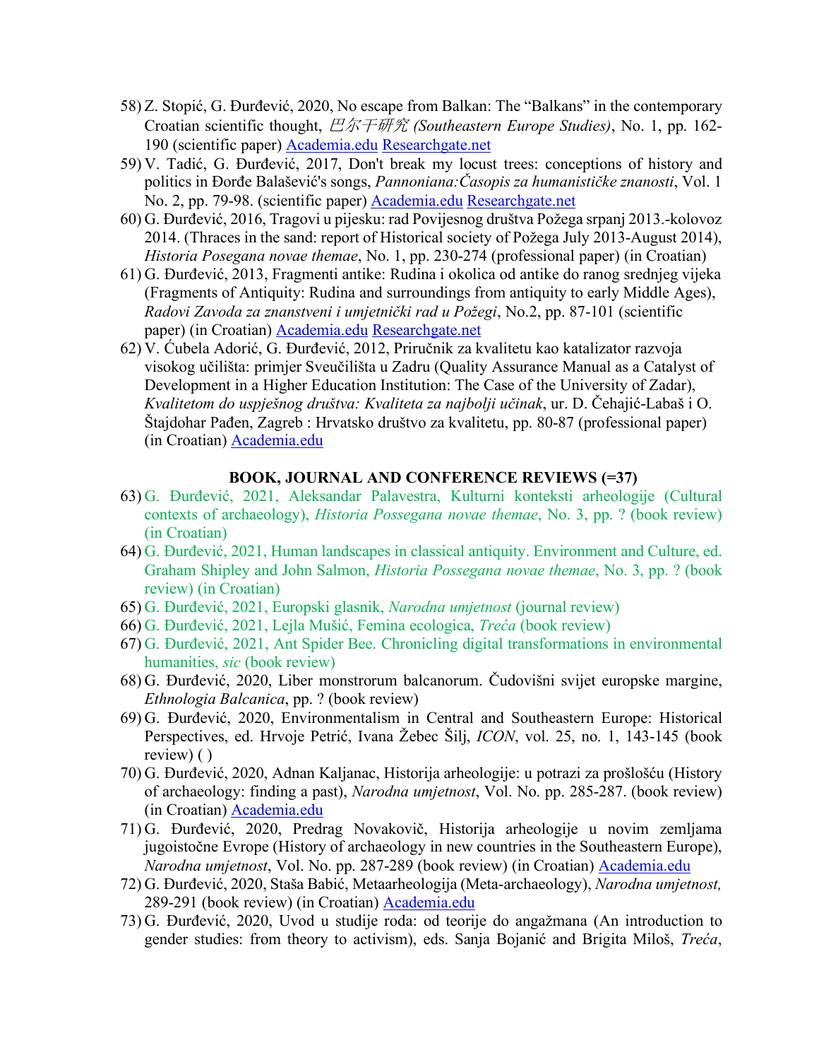58) Z. Stopić, G. Đurđević, 2020, No escape from Balkan: The "Balkans" in the contemporary Croatian scientific thought, *巴尔干研究 (Southeastern Europe Studies)*, No. 1, pp. 162-190 (scientific paper) Academia.edu Researchgate.net
59) V. Tadić, G. Đurđević, 2017, Don't break my locust trees: conceptions of history and politics in Đorđe Balašević's songs, *Pannoniana:Časopis za humanističke znanosti*, Vol. 1 No. 2, pp. 79-98. (scientific paper) Academia.edu Researchgate.net
60) G. Đurđević, 2016, Tragovi u pijesku: rad Povijesnog društva Požega srpanj 2013.-kolovoz 2014. (Thraces in the sand: report of Historical society of Požega July 2013-August 2014), *Historia Posegana novae themae*, No. 1, pp. 230-274 (professional paper) (in Croatian)
61) G. Đurđević, 2013, Fragmenti antike: Rudina i okolica od antike do ranog srednjeg vijeka (Fragments of Antiquity: Rudina and surroundings from antiquity to early Middle Ages), *Radovi Zavoda za znanstveni i umjetnički rad u Požegi*, No.2, pp. 87-101 (scientific paper) (in Croatian) Academia.edu Researchgate.net
62) V. Ćubela Adorić, G. Đurđević, 2012, Priručnik za kvalitetu kao katalizator razvoja visokog učilišta: primjer Sveučilišta u Zadru (Quality Assurance Manual as a Catalyst of Development in a Higher Education Institution: The Case of the University of Zadar), *Kvalitetom do uspješnog društva: Kvaliteta za najbolji učinak*, ur. D. Čehajić-Labaš i O. Štajdohar Pađen, Zagreb : Hrvatsko društvo za kvalitetu, pp. 80-87 (professional paper) (in Croatian) Academia.edu

**BOOK, JOURNAL AND CONFERENCE REVIEWS (=37)**

63) G. Đurđević, 2021, Aleksandar Palavestra, Kulturni konteksti arheologije (Cultural contexts of archaeology), *Historia Possegana novae themae*, No. 3, pp. ? (book review) (in Croatian)
64) G. Đurđević, 2021, Human landscapes in classical antiquity. Environment and Culture, ed. Graham Shipley and John Salmon, *Historia Possegana novae themae*, No. 3, pp. ? (book review) (in Croatian)
65) G. Đurđević, 2021, Europski glasnik, *Narodna umjetnost* (journal review)
66) G. Đurđević, 2021, Lejla Mušić, Femina ecologica, *Treća* (book review)
67) G. Đurđević, 2021, Ant Spider Bee. Chronicling digital transformations in environmental humanities, *sic* (book review)
68) G. Đurđević, 2020, Liber monstrorum balcanorum. Čudovišni svijet europske margine, *Ethnologia Balcanica*, pp. ? (book review)
69) G. Đurđević, 2020, Environmentalism in Central and Southeastern Europe: Historical Perspectives, ed. Hrvoje Petrić, Ivana Žebec Šilj, *ICON*, vol. 25, no. 1, 143-145 (book review) ( )
70) G. Đurđević, 2020, Adnan Kaljanac, Historija arheologije: u potrazi za prošlošću (History of archaeology: finding a past), *Narodna umjetnost*, Vol. No. pp. 285-287. (book review) (in Croatian) Academia.edu
71) G. Đurđević, 2020, Predrag Novakovič, Historija arheologije u novim zemljama jugoistočne Evrope (History of archaeology in new countries in the Southeastern Europe), *Narodna umjetnost*, Vol. No. pp. 287-289 (book review) (in Croatian) Academia.edu
72) G. Đurđević, 2020, Staša Babić, Metaarheologija (Meta-archaeology), *Narodna umjetnost,* 289-291 (book review) (in Croatian) Academia.edu
73) G. Đurđević, 2020, Uvod u studije roda: od teorije do angažmana (An introduction to gender studies: from theory to activism), eds. Sanja Bojanić and Brigita Miloš, *Treća*,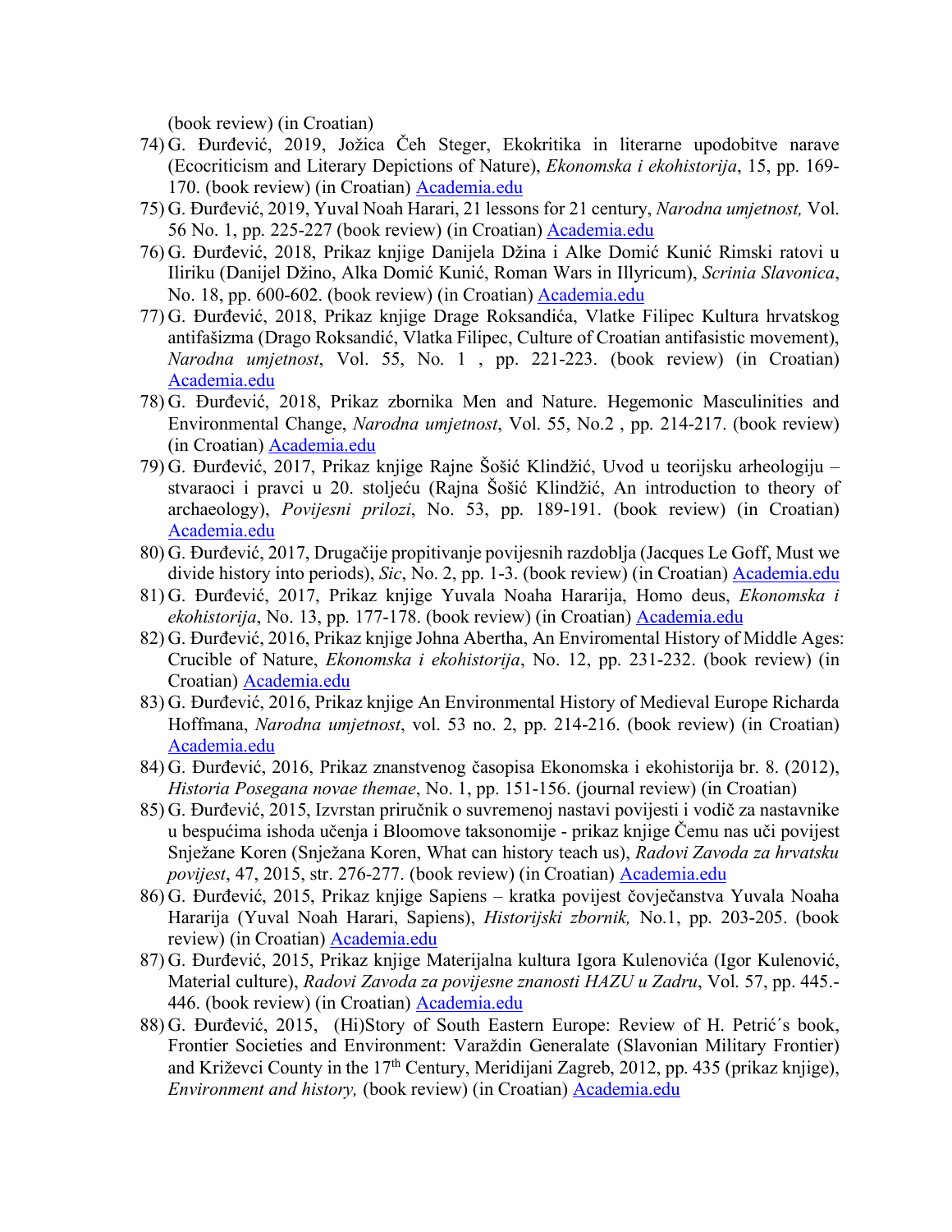(book review) (in Croatian)

74) G. Đurđević, 2019, Jožica Čeh Steger, Ekokritika in literarne upodobitve narave (Ecocriticism and Literary Depictions of Nature), *Ekonomska i ekohistorija*, 15, pp. 169-170. (book review) (in Croatian) [Academia.edu]
75) G. Đurđević, 2019, Yuval Noah Harari, 21 lessons for 21 century, *Narodna umjetnost,* Vol. 56 No. 1, pp. 225-227 (book review) (in Croatian) [Academia.edu]
76) G. Đurđević, 2018, Prikaz knjige Danijela Džina i Alke Domić Kunić Rimski ratovi u Iliriku (Danijel Džino, Alka Domić Kunić, Roman Wars in Illyricum), *Scrinia Slavonica*, No. 18, pp. 600-602. (book review) (in Croatian) [Academia.edu]
77) G. Đurđević, 2018, Prikaz knjige Drage Roksandića, Vlatke Filipec Kultura hrvatskog antifašizma (Drago Roksandić, Vlatka Filipec, Culture of Croatian antifasistic movement), *Narodna umjetnost*, Vol. 55, No. 1 , pp. 221-223. (book review) (in Croatian) [Academia.edu]
78) G. Đurđević, 2018, Prikaz zbornika Men and Nature. Hegemonic Masculinities and Environmental Change, *Narodna umjetnost*, Vol. 55, No.2 , pp. 214-217. (book review) (in Croatian) [Academia.edu]
79) G. Đurđević, 2017, Prikaz knjige Rajne Šošić Klindžić, Uvod u teorijsku arheologiju – stvaraoci i pravci u 20. stoljeću (Rajna Šošić Klindžić, An introduction to theory of archaeology), *Povijesni prilozi*, No. 53, pp. 189-191. (book review) (in Croatian) [Academia.edu]
80) G. Đurđević, 2017, Drugačije propitivanje povijesnih razdoblja (Jacques Le Goff, Must we divide history into periods), *Sic*, No. 2, pp. 1-3. (book review) (in Croatian) [Academia.edu]
81) G. Đurđević, 2017, Prikaz knjige Yuvala Noaha Hararija, Homo deus, *Ekonomska i ekohistorija*, No. 13, pp. 177-178. (book review) (in Croatian) [Academia.edu]
82) G. Đurđević, 2016, Prikaz knjige Johna Abertha, An Enviromental History of Middle Ages: Crucible of Nature, *Ekonomska i ekohistorija*, No. 12, pp. 231-232. (book review) (in Croatian) [Academia.edu]
83) G. Đurđević, 2016, Prikaz knjige An Environmental History of Medieval Europe Richarda Hoffmana, *Narodna umjetnost*, vol. 53 no. 2, pp. 214-216. (book review) (in Croatian) [Academia.edu]
84) G. Đurđević, 2016, Prikaz znanstvenog časopisa Ekonomska i ekohistorija br. 8. (2012), *Historia Posegana novae themae*, No. 1, pp. 151-156. (journal review) (in Croatian)
85) G. Đurđević, 2015, Izvrstan priručnik o suvremenoj nastavi povijesti i vodič za nastavnike u bespućima ishoda učenja i Bloomove taksonomije - prikaz knjige Čemu nas uči povijest Snježane Koren (Snježana Koren, What can history teach us), *Radovi Zavoda za hrvatsku povijest*, 47, 2015, str. 276-277. (book review) (in Croatian) [Academia.edu]
86) G. Đurđević, 2015, Prikaz knjige Sapiens – kratka povijest čovječanstva Yuvala Noaha Hararija (Yuval Noah Harari, Sapiens), *Historijski zbornik,* No.1, pp. 203-205. (book review) (in Croatian) [Academia.edu]
87) G. Đurđević, 2015, Prikaz knjige Materijalna kultura Igora Kulenovića (Igor Kulenović, Material culture), *Radovi Zavoda za povijesne znanosti HAZU u Zadru*, Vol. 57, pp. 445.-446. (book review) (in Croatian) [Academia.edu]
88) G. Đurđević, 2015, (Hi)Story of South Eastern Europe: Review of H. Petrić´s book, Frontier Societies and Environment: Varaždin Generalate (Slavonian Military Frontier) and Križevci County in the 17th Century, Meridijani Zagreb, 2012, pp. 435 (prikaz knjige), *Environment and history,* (book review) (in Croatian) [Academia.edu]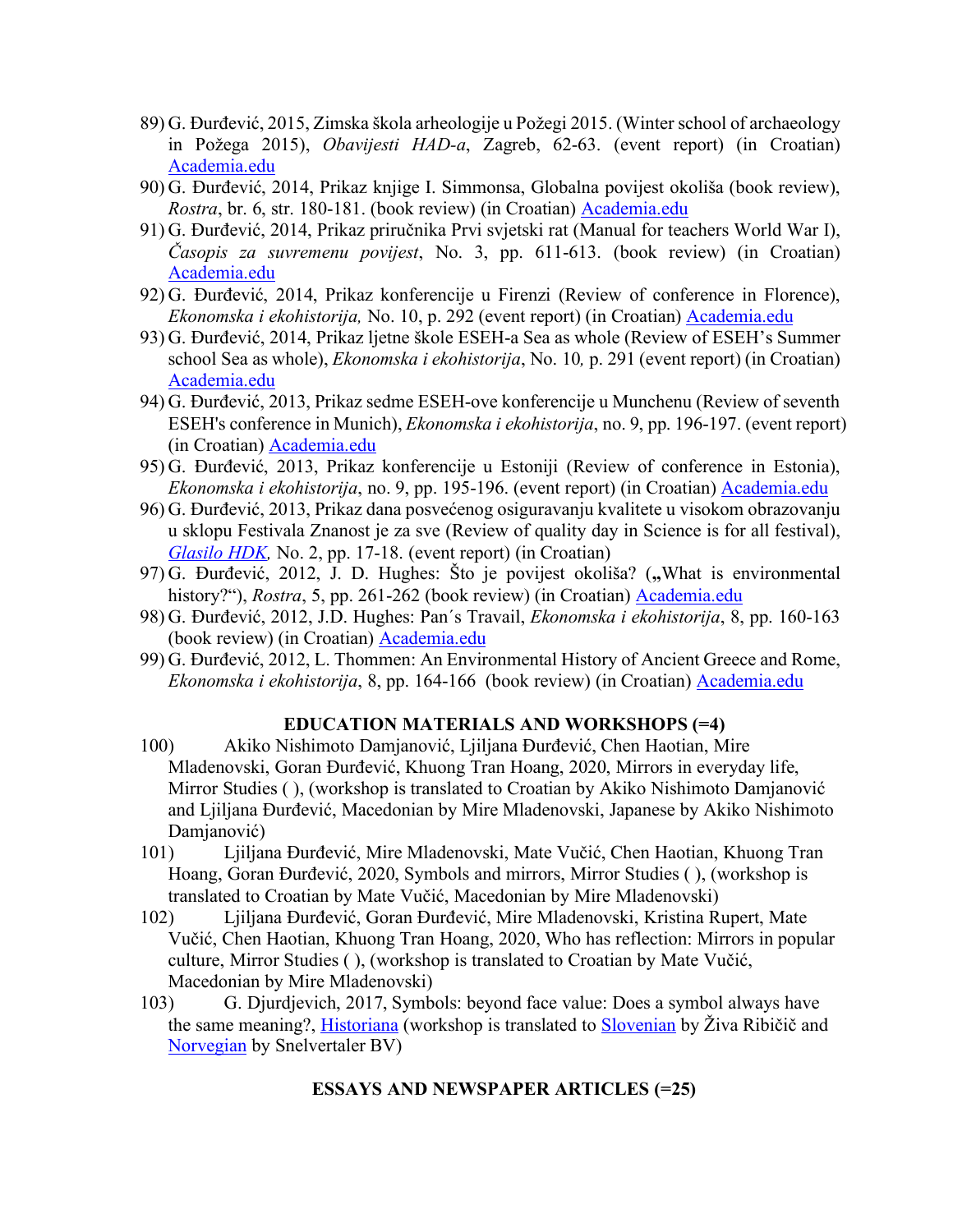89) G. Đurđević, 2015, Zimska škola arheologije u Požegi 2015. (Winter school of archaeology in Požega 2015), *Obavijesti HAD-a*, Zagreb, 62-63. (event report) (in Croatian) Academia.edu
90) G. Đurđević, 2014, Prikaz knjige I. Simmonsa, Globalna povijest okoliša (book review), *Rostra*, br. 6, str. 180-181. (book review) (in Croatian) Academia.edu
91) G. Đurđević, 2014, Prikaz priručnika Prvi svjetski rat (Manual for teachers World War I), *Časopis za suvremenu povijest*, No. 3, pp. 611-613. (book review) (in Croatian) Academia.edu
92) G. Đurđević, 2014, Prikaz konferencije u Firenzi (Review of conference in Florence), *Ekonomska i ekohistorija,* No. 10, p. 292 (event report) (in Croatian) Academia.edu
93) G. Đurđević, 2014, Prikaz ljetne škole ESEH-a Sea as whole (Review of ESEH's Summer school Sea as whole), *Ekonomska i ekohistorija*, No. 10*,* p. 291 (event report) (in Croatian) Academia.edu
94) G. Đurđević, 2013, Prikaz sedme ESEH-ove konferencije u Munchenu (Review of seventh ESEH's conference in Munich), *Ekonomska i ekohistorija*, no. 9, pp. 196-197. (event report) (in Croatian) Academia.edu
95) G. Đurđević, 2013, Prikaz konferencije u Estoniji (Review of conference in Estonia), *Ekonomska i ekohistorija*, no. 9, pp. 195-196. (event report) (in Croatian) Academia.edu
96) G. Đurđević, 2013, Prikaz dana posvećenog osiguravanju kvalitete u visokom obrazovanju u sklopu Festivala Znanost je za sve (Review of quality day in Science is for all festival), *Glasilo HDK,* No. 2, pp. 17-18. (event report) (in Croatian)
97) G. Đurđević, 2012, J. D. Hughes: Što je povijest okoliša? (**„**What is environmental history?"), *Rostra*, 5, pp. 261-262 (book review) (in Croatian) Academia.edu
98) G. Đurđević, 2012, J.D. Hughes: Pan´s Travail, *Ekonomska i ekohistorija*, 8, pp. 160-163 (book review) (in Croatian) Academia.edu
99) G. Đurđević, 2012, L. Thommen: An Environmental History of Ancient Greece and Rome, *Ekonomska i ekohistorija*, 8, pp. 164-166 (book review) (in Croatian) Academia.edu

## EDUCATION MATERIALS AND WORKSHOPS (=4)

100) Akiko Nishimoto Damjanović, Ljiljana Đurđević, Chen Haotian, Mire Mladenovski, Goran Đurđević, Khuong Tran Hoang, 2020, Mirrors in everyday life, Mirror Studies ( ), (workshop is translated to Croatian by Akiko Nishimoto Damjanović and Ljiljana Đurđević, Macedonian by Mire Mladenovski, Japanese by Akiko Nishimoto Damjanović)
101) Ljiljana Đurđević, Mire Mladenovski, Mate Vučić, Chen Haotian, Khuong Tran Hoang, Goran Đurđević, 2020, Symbols and mirrors, Mirror Studies ( ), (workshop is translated to Croatian by Mate Vučić, Macedonian by Mire Mladenovski)
102) Ljiljana Đurđević, Goran Đurđević, Mire Mladenovski, Kristina Rupert, Mate Vučić, Chen Haotian, Khuong Tran Hoang, 2020, Who has reflection: Mirrors in popular culture, Mirror Studies ( ), (workshop is translated to Croatian by Mate Vučić, Macedonian by Mire Mladenovski)
103) G. Djurdjevich, 2017, Symbols: beyond face value: Does a symbol always have the same meaning?, Historiana (workshop is translated to Slovenian by Živa Ribičič and Norvegian by Snelvertaler BV)

## ESSAYS AND NEWSPAPER ARTICLES (=25)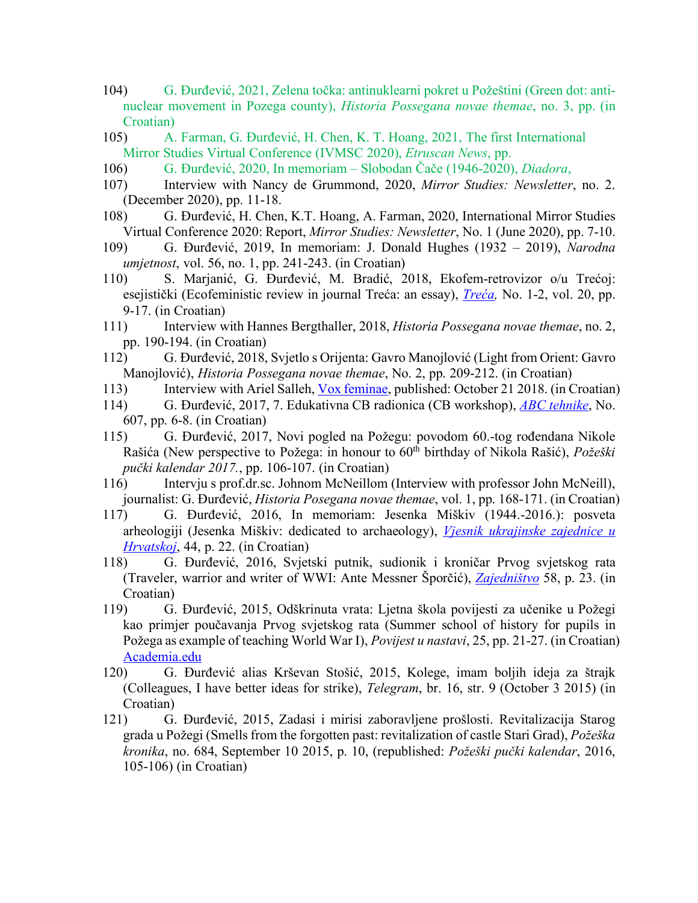104) G. Đurđević, 2021, Zelena točka: antinuklearni pokret u Požeštini (Green dot: anti-nuclear movement in Pozega county), *Historia Possegana novae themae*, no. 3, pp. (in Croatian)

105) A. Farman, G. Đurđević, H. Chen, K. T. Hoang, 2021, The first International Mirror Studies Virtual Conference (IVMSC 2020), *Etruscan News*, pp.

106) G. Đurđević, 2020, In memoriam – Slobodan Čače (1946-2020), *Diadora*,

107) Interview with Nancy de Grummond, 2020, *Mirror Studies: Newsletter*, no. 2. (December 2020), pp. 11-18.

108) G. Đurđević, H. Chen, K.T. Hoang, A. Farman, 2020, International Mirror Studies Virtual Conference 2020: Report, *Mirror Studies: Newsletter*, No. 1 (June 2020), pp. 7-10.

109) G. Đurđević, 2019, In memoriam: J. Donald Hughes (1932 – 2019), *Narodna umjetnost*, vol. 56, no. 1, pp. 241-243. (in Croatian)

110) S. Marjanić, G. Đurđević, M. Bradić, 2018, Ekofem-retrovizor o/u Trećoj: esejistički (Ecofeministic review in journal Treća: an essay), *Treća,* No. 1-2, vol. 20, pp. 9-17. (in Croatian)

111) Interview with Hannes Bergthaller, 2018, *Historia Possegana novae themae*, no. 2, pp. 190-194. (in Croatian)

112) G. Đurđević, 2018, Svjetlo s Orijenta: Gavro Manojlović (Light from Orient: Gavro Manojlović), *Historia Possegana novae themae*, No. 2, pp. 209-212. (in Croatian)

113) Interview with Ariel Salleh, Vox feminae, published: October 21 2018. (in Croatian)

114) G. Đurđević, 2017, 7. Edukativna CB radionica (CB workshop), *ABC tehnike*, No. 607, pp. 6-8. (in Croatian)

115) G. Đurđević, 2017, Novi pogled na Požegu: povodom 60.-tog rođendana Nikole Rašića (New perspective to Požega: in honour to 60th birthday of Nikola Rašić), *Požeški pučki kalendar 2017.*, pp. 106-107. (in Croatian)

116) Intervju s prof.dr.sc. Johnom McNeillom (Interview with professor John McNeill), journalist: G. Đurđević, *Historia Posegana novae themae*, vol. 1, pp. 168-171. (in Croatian)

117) G. Đurđević, 2016, In memoriam: Jesenka Miškiv (1944.-2016.): posveta arheologiji (Jesenka Miškiv: dedicated to archaeology), *Vjesnik ukrajinske zajednice u Hrvatskoj*, 44, p. 22. (in Croatian)

118) G. Đurđević, 2016, Svjetski putnik, sudionik i kroničar Prvog svjetskog rata (Traveler, warrior and writer of WWI: Ante Messner Šporčić), *Zajedništvo* 58, p. 23. (in Croatian)

119) G. Đurđević, 2015, Odškrinuta vrata: Ljetna škola povijesti za učenike u Požegi kao primjer poučavanja Prvog svjetskog rata (Summer school of history for pupils in Požega as example of teaching World War I), *Povijest u nastavi*, 25, pp. 21-27. (in Croatian) Academia.edu

120) G. Đurđević alias Krševan Stošić, 2015, Kolege, imam boljih ideja za štrajk (Colleagues, I have better ideas for strike), *Telegram*, br. 16, str. 9 (October 3 2015) (in Croatian)

121) G. Đurđević, 2015, Zadasi i mirisi zaboravljene prošlosti. Revitalizacija Starog grada u Požegi (Smells from the forgotten past: revitalization of castle Stari Grad), *Požeška kronika*, no. 684, September 10 2015, p. 10, (republished: *Požeški pučki kalendar*, 2016, 105-106) (in Croatian)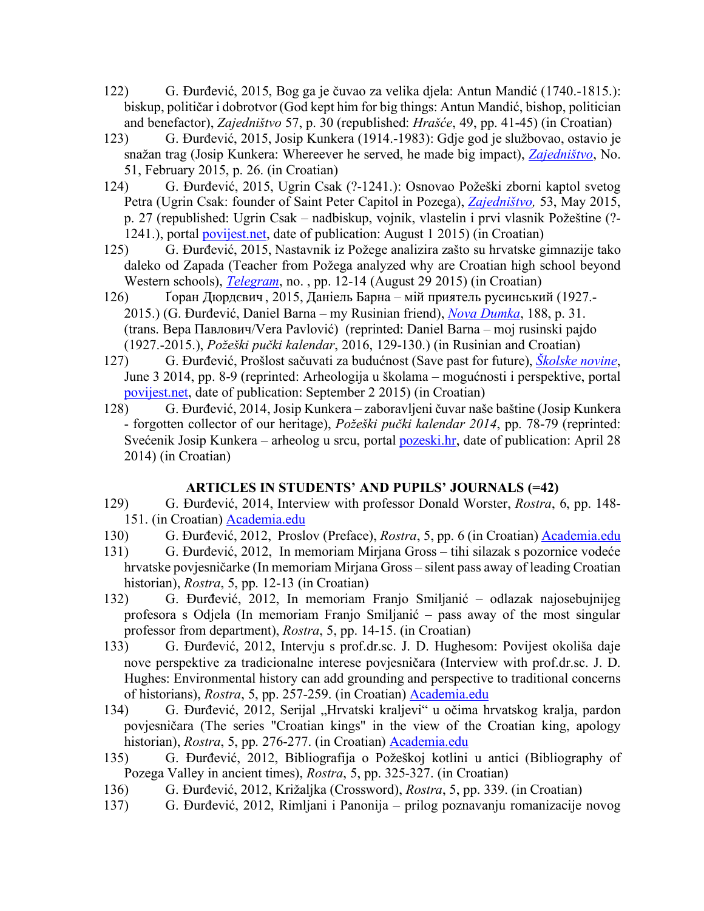122) G. Đurđević, 2015, Bog ga je čuvao za velika djela: Antun Mandić (1740.-1815.): biskup, političar i dobrotvor (God kept him for big things: Antun Mandić, bishop, politician and benefactor), *Zajedništvo* 57, p. 30 (republished: *Hrašće*, 49, pp. 41-45) (in Croatian)

123) G. Đurđević, 2015, Josip Kunkera (1914.-1983): Gdje god je službovao, ostavio je snažan trag (Josip Kunkera: Whereever he served, he made big impact), *Zajedništvo*, No. 51, February 2015, p. 26. (in Croatian)

124) G. Đurđević, 2015, Ugrin Csak (?-1241.): Osnovao Požeški zborni kaptol svetog Petra (Ugrin Csak: founder of Saint Peter Capitol in Pozega), *Zajedništvo,* 53, May 2015, p. 27 (republished: Ugrin Csak – nadbiskup, vojnik, vlastelin i prvi vlasnik Požeštine (?-1241.), portal povijest.net, date of publication: August 1 2015) (in Croatian)

125) G. Đurđević, 2015, Nastavnik iz Požege analizira zašto su hrvatske gimnazije tako daleko od Zapada (Teacher from Požega analyzed why are Croatian high school beyond Western schools), *Telegram*, no. , pp. 12-14 (August 29 2015) (in Croatian)

126) Ґоран Дюрдєвич , 2015, Даніель Барна – мій приятель русинський (1927.-2015.) (G. Đurđević, Daniel Barna – my Rusinian friend), *Nova Dumka*, 188, p. 31. (trans. Вера Павлович/Vera Pavlović) (reprinted: Daniel Barna – moj rusinski pajdo (1927.-2015.), *Požeški pučki kalendar*, 2016, 129-130.) (in Rusinian and Croatian)

127) G. Đurđević, Prošlost sačuvati za budućnost (Save past for future), *Školske novine*, June 3 2014, pp. 8-9 (reprinted: Arheologija u školama – mogućnosti i perspektive, portal povijest.net, date of publication: September 2 2015) (in Croatian)

128) G. Đurđević, 2014, Josip Kunkera – zaboravljeni čuvar naše baštine (Josip Kunkera - forgotten collector of our heritage), *Požeški pučki kalendar 2014*, pp. 78-79 (reprinted: Svećenik Josip Kunkera – arheolog u srcu, portal pozeski.hr, date of publication: April 28 2014) (in Croatian)

## ARTICLES IN STUDENTS' AND PUPILS' JOURNALS (=42)

129) G. Đurđević, 2014, Interview with professor Donald Worster, *Rostra*, 6, pp. 148-151. (in Croatian) Academia.edu

130) G. Đurđević, 2012, Proslov (Preface), *Rostra*, 5, pp. 6 (in Croatian) Academia.edu

131) G. Đurđević, 2012, In memoriam Mirjana Gross – tihi silazak s pozornice vodeće hrvatske povjesničarke (In memoriam Mirjana Gross – silent pass away of leading Croatian historian), *Rostra*, 5, pp. 12-13 (in Croatian)

132) G. Đurđević, 2012, In memoriam Franjo Smiljanić – odlazak najosebujnijeg profesora s Odjela (In memoriam Franjo Smiljanić – pass away of the most singular professor from department), *Rostra*, 5, pp. 14-15. (in Croatian)

133) G. Đurđević, 2012, Intervju s prof.dr.sc. J. D. Hughesom: Povijest okoliša daje nove perspektive za tradicionalne interese povjesničara (Interview with prof.dr.sc. J. D. Hughes: Environmental history can add grounding and perspective to traditional concerns of historians), *Rostra*, 5, pp. 257-259. (in Croatian) Academia.edu

134) G. Đurđević, 2012, Serijal „Hrvatski kraljevi" u očima hrvatskog kralja, pardon povjesničara (The series "Croatian kings" in the view of the Croatian king, apology historian), *Rostra*, 5, pp. 276-277. (in Croatian) Academia.edu

135) G. Đurđević, 2012, Bibliografija o Požeškoj kotlini u antici (Bibliography of Pozega Valley in ancient times), *Rostra*, 5, pp. 325-327. (in Croatian)

136) G. Đurđević, 2012, Križaljka (Crossword), *Rostra*, 5, pp. 339. (in Croatian)

137) G. Đurđević, 2012, Rimljani i Panonija – prilog poznavanju romanizacije novog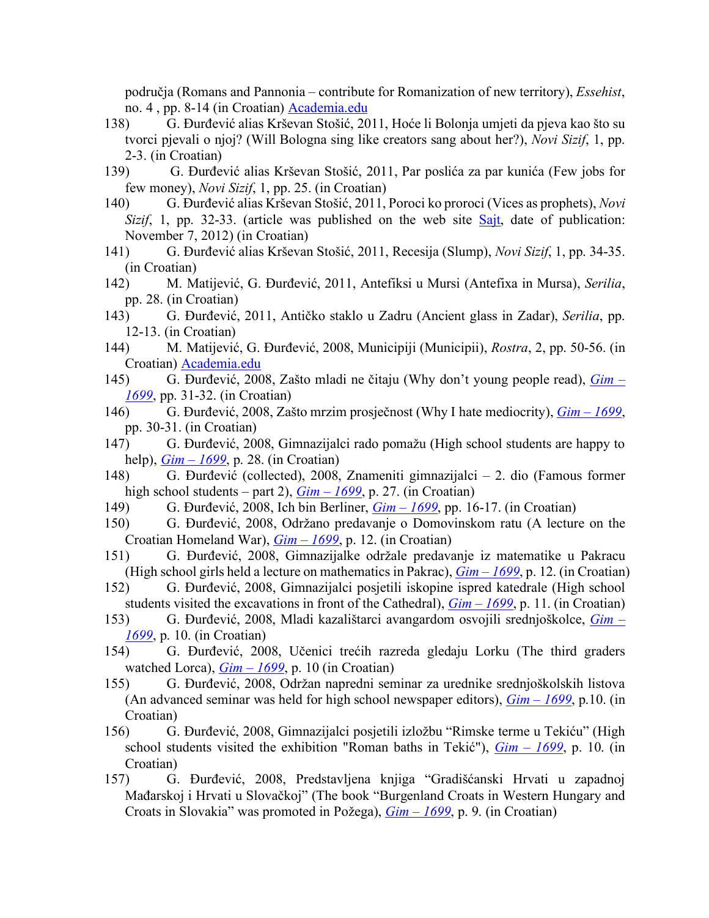područja (Romans and Pannonia – contribute for Romanization of new territory), *Essehist*, no. 4 , pp. 8-14 (in Croatian) Academia.edu

138) G. Đurđević alias Krševan Stošić, 2011, Hoće li Bolonja umjeti da pjeva kao što su tvorci pjevali o njoj? (Will Bologna sing like creators sang about her?), *Novi Sizif*, 1, pp. 2-3. (in Croatian)

139) G. Đurđević alias Krševan Stošić, 2011, Par poslića za par kunića (Few jobs for few money), *Novi Sizif*, 1, pp. 25. (in Croatian)

140) G. Đurđević alias Krševan Stošić, 2011, Poroci ko proroci (Vices as prophets), *Novi Sizif*, 1, pp. 32-33. (article was published on the web site Sajt, date of publication: November 7, 2012) (in Croatian)

141) G. Đurđević alias Krševan Stošić, 2011, Recesija (Slump), *Novi Sizif*, 1, pp. 34-35. (in Croatian)

142) M. Matijević, G. Đurđević, 2011, Antefiksi u Mursi (Antefixa in Mursa), *Serilia*, pp. 28. (in Croatian)

143) G. Đurđević, 2011, Antičko staklo u Zadru (Ancient glass in Zadar), *Serilia*, pp. 12-13. (in Croatian)

144) M. Matijević, G. Đurđević, 2008, Municipiji (Municipii), *Rostra*, 2, pp. 50-56. (in Croatian) Academia.edu

145) G. Đurđević, 2008, Zašto mladi ne čitaju (Why don't young people read), *Gim – 1699*, pp. 31-32. (in Croatian)

146) G. Đurđević, 2008, Zašto mrzim prosječnost (Why I hate mediocrity), *Gim – 1699*, pp. 30-31. (in Croatian)

147) G. Đurđević, 2008, Gimnazijalci rado pomažu (High school students are happy to help), *Gim – 1699*, p. 28. (in Croatian)

148) G. Đurđević (collected), 2008, Znameniti gimnazijalci – 2. dio (Famous former high school students – part 2), *Gim – 1699*, p. 27. (in Croatian)

149) G. Đurđević, 2008, Ich bin Berliner, *Gim – 1699*, pp. 16-17. (in Croatian)

150) G. Đurđević, 2008, Održano predavanje o Domovinskom ratu (A lecture on the Croatian Homeland War), *Gim – 1699*, p. 12. (in Croatian)

151) G. Đurđević, 2008, Gimnazijalke održale predavanje iz matematike u Pakracu (High school girls held a lecture on mathematics in Pakrac), *Gim – 1699*, p. 12. (in Croatian)

152) G. Đurđević, 2008, Gimnazijalci posjetili iskopine ispred katedrale (High school students visited the excavations in front of the Cathedral), *Gim – 1699*, p. 11. (in Croatian)

153) G. Đurđević, 2008, Mladi kazalištarci avangardom osvojili srednjoškolce, *Gim – 1699*, p. 10. (in Croatian)

154) G. Đurđević, 2008, Učenici trećih razreda gledaju Lorku (The third graders watched Lorca), *Gim – 1699*, p. 10 (in Croatian)

155) G. Đurđević, 2008, Održan napredni seminar za urednike srednjoškolskih listova (An advanced seminar was held for high school newspaper editors), *Gim – 1699*, p.10. (in Croatian)

156) G. Đurđević, 2008, Gimnazijalci posjetili izložbu "Rimske terme u Tekiću" (High school students visited the exhibition "Roman baths in Tekić"), *Gim – 1699*, p. 10. (in Croatian)

157) G. Đurđević, 2008, Predstavljena knjiga "Gradišćanski Hrvati u zapadnoj Mađarskoj i Hrvati u Slovačkoj" (The book "Burgenland Croats in Western Hungary and Croats in Slovakia" was promoted in Požega), *Gim – 1699*, p. 9. (in Croatian)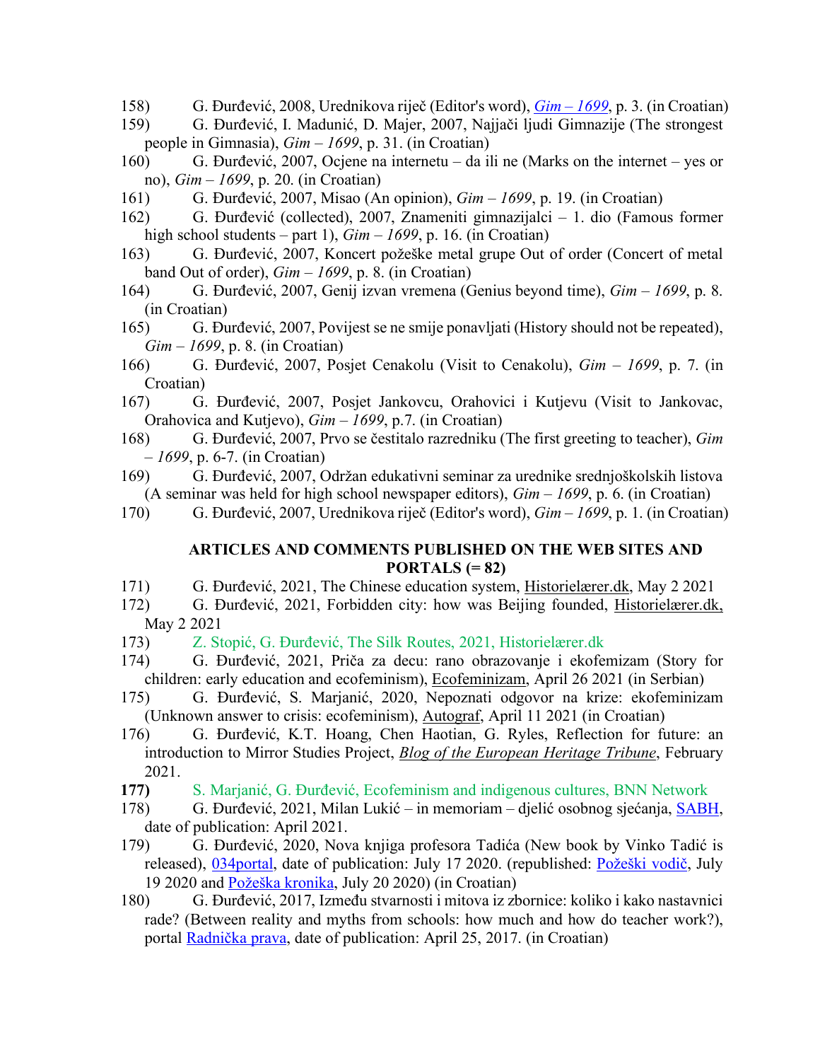158) G. Đurđević, 2008, Urednikova riječ (Editor's word), *Gim – 1699*, p. 3. (in Croatian)

159) G. Đurđević, I. Madunić, D. Majer, 2007, Najjači ljudi Gimnazije (The strongest people in Gimnasia), *Gim – 1699*, p. 31. (in Croatian)

160) G. Đurđević, 2007, Ocjene na internetu – da ili ne (Marks on the internet – yes or no), *Gim – 1699*, p. 20. (in Croatian)

161) G. Đurđević, 2007, Misao (An opinion), *Gim – 1699*, p. 19. (in Croatian)

162) G. Đurđević (collected), 2007, Znameniti gimnazijalci – 1. dio (Famous former high school students – part 1), *Gim – 1699*, p. 16. (in Croatian)

163) G. Đurđević, 2007, Koncert požeške metal grupe Out of order (Concert of metal band Out of order), *Gim – 1699*, p. 8. (in Croatian)

164) G. Đurđević, 2007, Genij izvan vremena (Genius beyond time), *Gim – 1699*, p. 8. (in Croatian)

165) G. Đurđević, 2007, Povijest se ne smije ponavljati (History should not be repeated), *Gim – 1699*, p. 8. (in Croatian)

166) G. Đurđević, 2007, Posjet Cenakolu (Visit to Cenakolu), *Gim – 1699*, p. 7. (in Croatian)

167) G. Đurđević, 2007, Posjet Jankovcu, Orahovici i Kutjevu (Visit to Jankovac, Orahovica and Kutjevo), *Gim – 1699*, p.7. (in Croatian)

168) G. Đurđević, 2007, Prvo se čestitalo razredniku (The first greeting to teacher), *Gim – 1699*, p. 6-7. (in Croatian)

169) G. Đurđević, 2007, Održan edukativni seminar za urednike srednjoškolskih listova (A seminar was held for high school newspaper editors), *Gim – 1699*, p. 6. (in Croatian)

170) G. Đurđević, 2007, Urednikova riječ (Editor's word), *Gim – 1699*, p. 1. (in Croatian)

## ARTICLES AND COMMENTS PUBLISHED ON THE WEB SITES AND PORTALS (= 82)

171) G. Đurđević, 2021, The Chinese education system, Historielærer.dk, May 2 2021

172) G. Đurđević, 2021, Forbidden city: how was Beijing founded, Historielærer.dk, May 2 2021

173) Z. Stopić, G. Đurđević, The Silk Routes, 2021, Historielærer.dk

174) G. Đurđević, 2021, Priča za decu: rano obrazovanje i ekofemizam (Story for children: early education and ecofeminism), Ecofeminizam, April 26 2021 (in Serbian)

175) G. Đurđević, S. Marjanić, 2020, Nepoznati odgovor na krize: ekofeminizam (Unknown answer to crisis: ecofeminism), Autograf, April 11 2021 (in Croatian)

176) G. Đurđević, K.T. Hoang, Chen Haotian, G. Ryles, Reflection for future: an introduction to Mirror Studies Project, *Blog of the European Heritage Tribune*, February 2021.

**177)** S. Marjanić, G. Đurđević, Ecofeminism and indigenous cultures, BNN Network

178) G. Đurđević, 2021, Milan Lukić – in memoriam – djelić osobnog sjećanja, SABH, date of publication: April 2021.

179) G. Đurđević, 2020, Nova knjiga profesora Tadića (New book by Vinko Tadić is released), 034portal, date of publication: July 17 2020. (republished: Požeški vodič, July 19 2020 and Požeška kronika, July 20 2020) (in Croatian)

180) G. Đurđević, 2017, Između stvarnosti i mitova iz zbornice: koliko i kako nastavnici rade? (Between reality and myths from schools: how much and how do teacher work?), portal Radnička prava, date of publication: April 25, 2017. (in Croatian)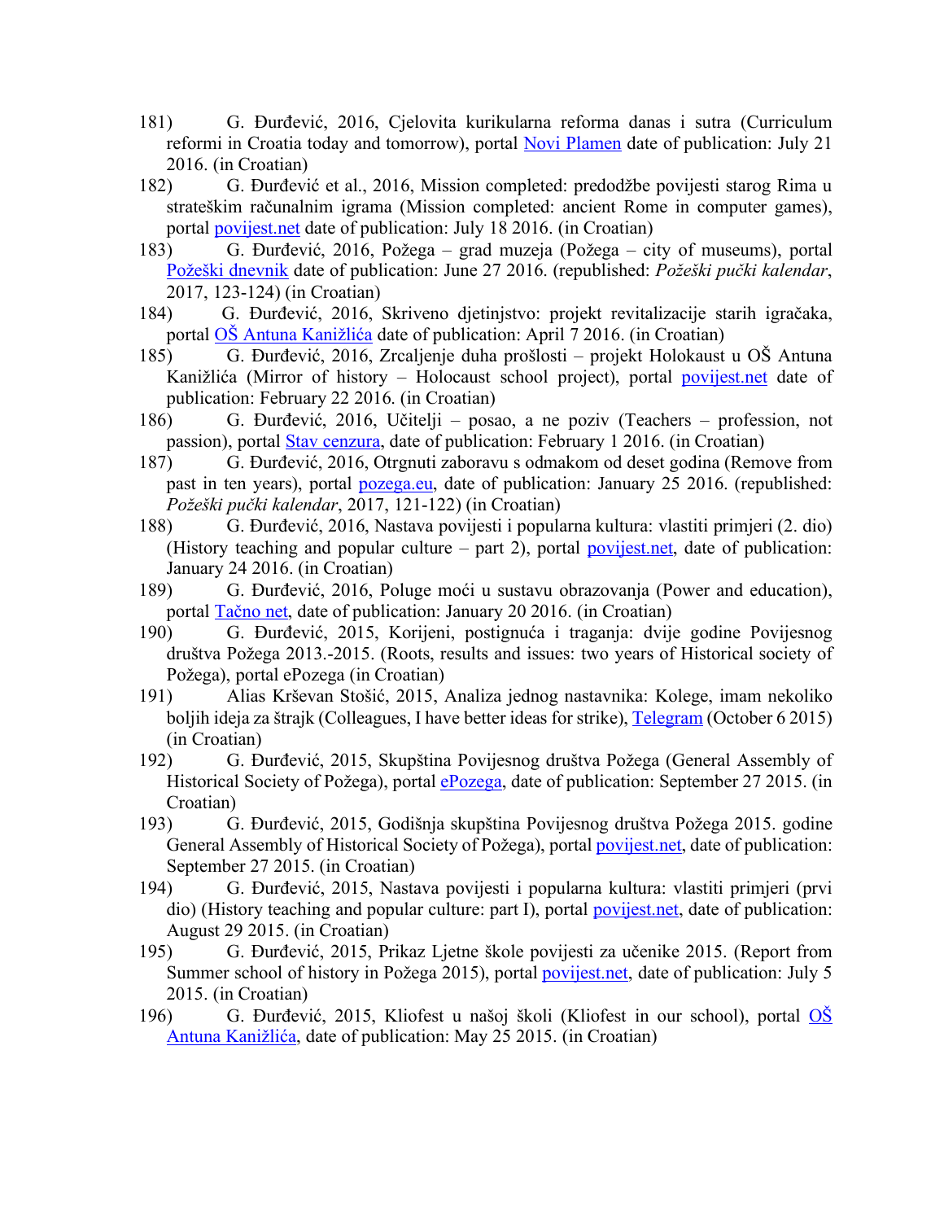181) G. Đurđević, 2016, Cjelovita kurikularna reforma danas i sutra (Curriculum reformi in Croatia today and tomorrow), portal Novi Plamen date of publication: July 21 2016. (in Croatian)

182) G. Đurđević et al., 2016, Mission completed: predodžbe povijesti starog Rima u strateškim računalnim igrama (Mission completed: ancient Rome in computer games), portal povijest.net date of publication: July 18 2016. (in Croatian)

183) G. Đurđević, 2016, Požega – grad muzeja (Požega – city of museums), portal Požeški dnevnik date of publication: June 27 2016. (republished: *Požeški pučki kalendar*, 2017, 123-124) (in Croatian)

184) G. Đurđević, 2016, Skriveno djetinjstvo: projekt revitalizacije starih igračaka, portal OŠ Antuna Kanižlića date of publication: April 7 2016. (in Croatian)

185) G. Đurđević, 2016, Zrcaljenje duha prošlosti – projekt Holokaust u OŠ Antuna Kanižlića (Mirror of history – Holocaust school project), portal povijest.net date of publication: February 22 2016. (in Croatian)

186) G. Đurđević, 2016, Učitelji – posao, a ne poziv (Teachers – profession, not passion), portal Stav cenzura, date of publication: February 1 2016. (in Croatian)

187) G. Đurđević, 2016, Otrgnuti zaboravu s odmakom od deset godina (Remove from past in ten years), portal pozega.eu, date of publication: January 25 2016. (republished: *Požeški pučki kalendar*, 2017, 121-122) (in Croatian)

188) G. Đurđević, 2016, Nastava povijesti i popularna kultura: vlastiti primjeri (2. dio) (History teaching and popular culture – part 2), portal povijest.net, date of publication: January 24 2016. (in Croatian)

189) G. Đurđević, 2016, Poluge moći u sustavu obrazovanja (Power and education), portal Tačno net, date of publication: January 20 2016. (in Croatian)

190) G. Đurđević, 2015, Korijeni, postignuća i traganja: dvije godine Povijesnog društva Požega 2013.-2015. (Roots, results and issues: two years of Historical society of Požega), portal ePozega (in Croatian)

191) Alias Krševan Stošić, 2015, Analiza jednog nastavnika: Kolege, imam nekoliko boljih ideja za štrajk (Colleagues, I have better ideas for strike), Telegram (October 6 2015) (in Croatian)

192) G. Đurđević, 2015, Skupština Povijesnog društva Požega (General Assembly of Historical Society of Požega), portal ePozega, date of publication: September 27 2015. (in Croatian)

193) G. Đurđević, 2015, Godišnja skupština Povijesnog društva Požega 2015. godine General Assembly of Historical Society of Požega), portal povijest.net, date of publication: September 27 2015. (in Croatian)

194) G. Đurđević, 2015, Nastava povijesti i popularna kultura: vlastiti primjeri (prvi dio) (History teaching and popular culture: part I), portal povijest.net, date of publication: August 29 2015. (in Croatian)

195) G. Đurđević, 2015, Prikaz Ljetne škole povijesti za učenike 2015. (Report from Summer school of history in Požega 2015), portal povijest.net, date of publication: July 5 2015. (in Croatian)

196) G. Đurđević, 2015, Kliofest u našoj školi (Kliofest in our school), portal OŠ Antuna Kanižlića, date of publication: May 25 2015. (in Croatian)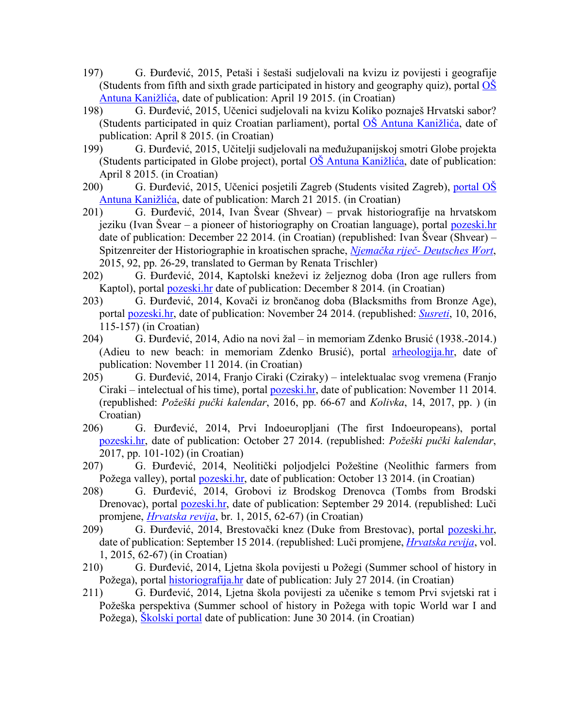197) G. Đurđević, 2015, Petaši i šestaši sudjelovali na kvizu iz povijesti i geografije (Students from fifth and sixth grade participated in history and geography quiz), portal OŠ Antuna Kanižlića, date of publication: April 19 2015. (in Croatian)

198) G. Đurđević, 2015, Učenici sudjelovali na kvizu Koliko poznaješ Hrvatski sabor? (Students participated in quiz Croatian parliament), portal OŠ Antuna Kanižlića, date of publication: April 8 2015. (in Croatian)

199) G. Đurđević, 2015, Učitelji sudjelovali na međužupanijskoj smotri Globe projekta (Students participated in Globe project), portal OŠ Antuna Kanižlića, date of publication: April 8 2015. (in Croatian)

200) G. Đurđević, 2015, Učenici posjetili Zagreb (Students visited Zagreb), portal OŠ Antuna Kanižlića, date of publication: March 21 2015. (in Croatian)

201) G. Đurđević, 2014, Ivan Švear (Shvear) – prvak historiografije na hrvatskom jeziku (Ivan Švear – a pioneer of historiography on Croatian language), portal pozeski.hr date of publication: December 22 2014. (in Croatian) (republished: Ivan Švear (Shvear) – Spitzenreiter der Historiographie in kroatischen sprache, *Njemačka riječ- Deutsches Wort*, 2015, 92, pp. 26-29, translated to German by Renata Trischler)

202) G. Đurđević, 2014, Kaptolski kneževi iz željeznog doba (Iron age rullers from Kaptol), portal pozeski.hr date of publication: December 8 2014. (in Croatian)

203) G. Đurđević, 2014, Kovači iz brončanog doba (Blacksmiths from Bronze Age), portal pozeski.hr, date of publication: November 24 2014. (republished: *Susreti*, 10, 2016, 115-157) (in Croatian)

204) G. Đurđević, 2014, Adio na novi žal – in memoriam Zdenko Brusić (1938.-2014.) (Adieu to new beach: in memoriam Zdenko Brusić), portal arheologija.hr, date of publication: November 11 2014. (in Croatian)

205) G. Đurđević, 2014, Franjo Ciraki (Cziraky) – intelektualac svog vremena (Franjo Ciraki – intelectual of his time), portal pozeski.hr, date of publication: November 11 2014. (republished: *Požeški pučki kalendar*, 2016, pp. 66-67 and *Kolivka*, 14, 2017, pp. ) (in Croatian)

206) G. Đurđević, 2014, Prvi Indoeuropljani (The first Indoeuropeans), portal pozeski.hr, date of publication: October 27 2014. (republished: *Požeški pučki kalendar*, 2017, pp. 101-102) (in Croatian)

207) G. Đurđević, 2014, Neolitički poljodjelci Požeštine (Neolithic farmers from Požega valley), portal pozeski.hr, date of publication: October 13 2014. (in Croatian)

208) G. Đurđević, 2014, Grobovi iz Brodskog Drenovca (Tombs from Brodski Drenovac), portal pozeski.hr, date of publication: September 29 2014. (republished: Luči promjene, *Hrvatska revija*, br. 1, 2015, 62-67) (in Croatian)

209) G. Đurđević, 2014, Brestovački knez (Duke from Brestovac), portal pozeski.hr, date of publication: September 15 2014. (republished: Luči promjene, *Hrvatska revija*, vol. 1, 2015, 62-67) (in Croatian)

210) G. Đurđević, 2014, Ljetna škola povijesti u Požegi (Summer school of history in Požega), portal historiografija.hr date of publication: July 27 2014. (in Croatian)

211) G. Đurđević, 2014, Ljetna škola povijesti za učenike s temom Prvi svjetski rat i Požeška perspektiva (Summer school of history in Požega with topic World war I and Požega), Školski portal date of publication: June 30 2014. (in Croatian)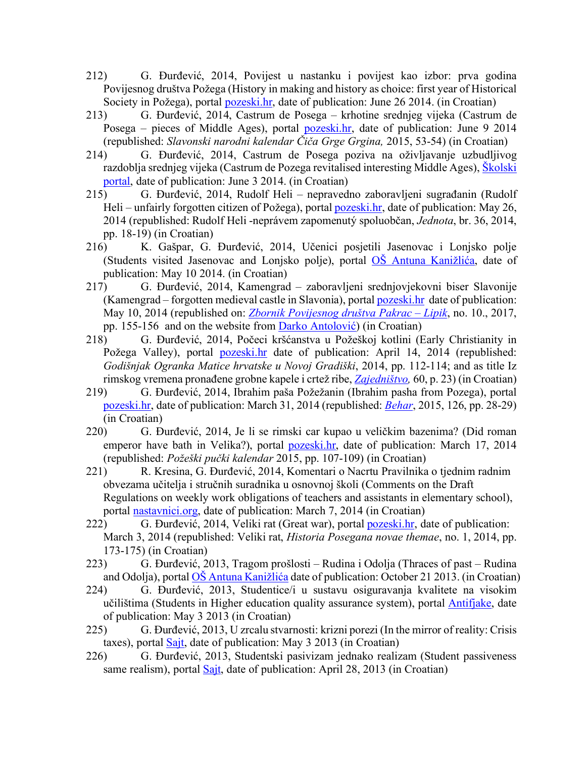212) G. Đurđević, 2014, Povijest u nastanku i povijest kao izbor: prva godina Povijesnog društva Požega (History in making and history as choice: first year of Historical Society in Požega), portal pozeski.hr, date of publication: June 26 2014. (in Croatian)

213) G. Đurđević, 2014, Castrum de Posega – krhotine srednjeg vijeka (Castrum de Posega – pieces of Middle Ages), portal pozeski.hr, date of publication: June 9 2014 (republished: *Slavonski narodni kalendar Čiča Grge Grgina,* 2015, 53-54) (in Croatian)

214) G. Đurđević, 2014, Castrum de Posega poziva na oživljavanje uzbudljivog razdoblja srednjeg vijeka (Castrum de Pozega revitalised interesting Middle Ages), Školski portal, date of publication: June 3 2014. (in Croatian)

215) G. Đurđević, 2014, Rudolf Heli – nepravedno zaboravljeni sugrađanin (Rudolf Heli – unfairly forgotten citizen of Požega), portal pozeski.hr, date of publication: May 26, 2014 (republished: Rudolf Heli -neprávem zapomenutý spoluobčan, *Jednota*, br. 36, 2014, pp. 18-19) (in Croatian)

216) K. Gašpar, G. Đurđević, 2014, Učenici posjetili Jasenovac i Lonjsko polje (Students visited Jasenovac and Lonjsko polje), portal OŠ Antuna Kanižlića, date of publication: May 10 2014. (in Croatian)

217) G. Đurđević, 2014, Kamengrad – zaboravljeni srednjovjekovni biser Slavonije (Kamengrad – forgotten medieval castle in Slavonia), portal pozeski.hr date of publication: May 10, 2014 (republished on: *Zbornik Povijesnog društva Pakrac – Lipik*, no. 10., 2017, pp. 155-156 and on the website from Darko Antolović) (in Croatian)

218) G. Đurđević, 2014, Počeci kršćanstva u Požeškoj kotlini (Early Christianity in Požega Valley), portal pozeski.hr date of publication: April 14, 2014 (republished: *Godišnjak Ogranka Matice hrvatske u Novoj Gradiški*, 2014, pp. 112-114; and as title Iz rimskog vremena pronađene grobne kapele i crtež ribe, *Zajedništvo,* 60, p. 23) (in Croatian)

219) G. Đurđević, 2014, Ibrahim paša Požežanin (Ibrahim pasha from Pozega), portal pozeski.hr, date of publication: March 31, 2014 (republished: *Behar*, 2015, 126, pp. 28-29) (in Croatian)

220) G. Đurđević, 2014, Je li se rimski car kupao u veličkim bazenima? (Did roman emperor have bath in Velika?), portal pozeski.hr, date of publication: March 17, 2014 (republished: *Požeški pučki kalendar* 2015, pp. 107-109) (in Croatian)

221) R. Kresina, G. Đurđević, 2014, Komentari o Nacrtu Pravilnika o tjednim radnim obvezama učitelja i stručnih suradnika u osnovnoj školi (Comments on the Draft Regulations on weekly work obligations of teachers and assistants in elementary school), portal nastavnici.org, date of publication: March 7, 2014 (in Croatian)

222) G. Đurđević, 2014, Veliki rat (Great war), portal pozeski.hr, date of publication: March 3, 2014 (republished: Veliki rat, *Historia Posegana novae themae*, no. 1, 2014, pp. 173-175) (in Croatian)

223) G. Đurđević, 2013, Tragom prošlosti – Rudina i Odolja (Thraces of past – Rudina and Odolja), portal OŠ Antuna Kanižlića date of publication: October 21 2013. (in Croatian)

224) G. Đurđević, 2013, Studentice/i u sustavu osiguravanja kvalitete na visokim učilištima (Students in Higher education quality assurance system), portal Antifjake, date of publication: May 3 2013 (in Croatian)

225) G. Đurđević, 2013, U zrcalu stvarnosti: krizni porezi (In the mirror of reality: Crisis taxes), portal Sajt, date of publication: May 3 2013 (in Croatian)

226) G. Đurđević, 2013, Studentski pasivizam jednako realizam (Student passiveness same realism), portal Sajt, date of publication: April 28, 2013 (in Croatian)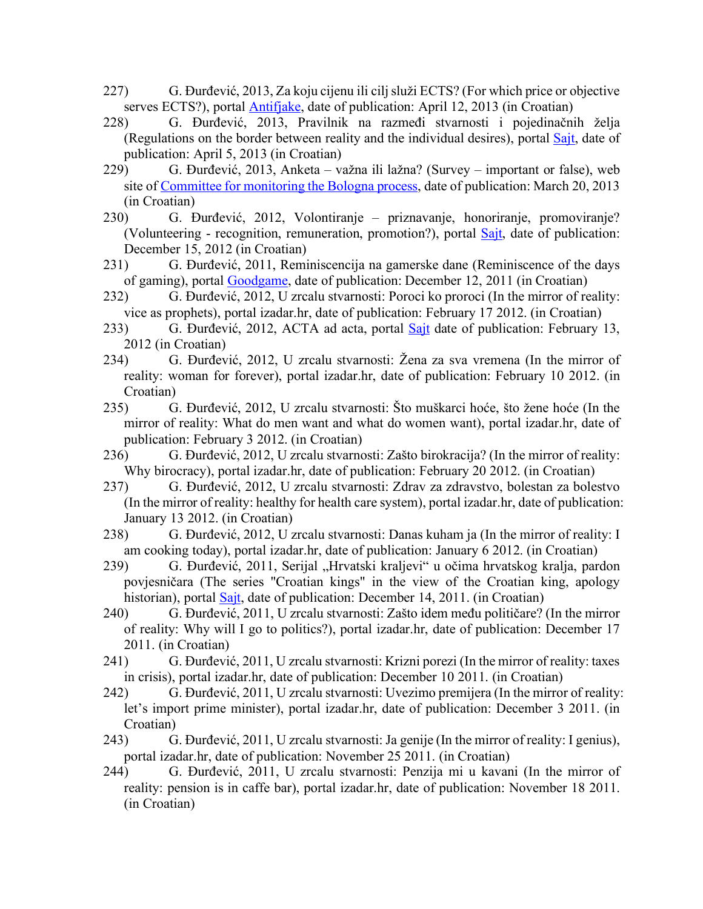227) G. Đurđević, 2013, Za koju cijenu ili cilj služi ECTS? (For which price or objective serves ECTS?), portal Antifjake, date of publication: April 12, 2013 (in Croatian)

228) G. Đurđević, 2013, Pravilnik na razmeđi stvarnosti i pojedinačnih želja (Regulations on the border between reality and the individual desires), portal Sajt, date of publication: April 5, 2013 (in Croatian)

229) G. Đurđević, 2013, Anketa – važna ili lažna? (Survey – important or false), web site of Committee for monitoring the Bologna process, date of publication: March 20, 2013 (in Croatian)

230) G. Đurđević, 2012, Volontiranje – priznavanje, honoriranje, promoviranje? (Volunteering - recognition, remuneration, promotion?), portal Sajt, date of publication: December 15, 2012 (in Croatian)

231) G. Đurđević, 2011, Reminiscencija na gamerske dane (Reminiscence of the days of gaming), portal Goodgame, date of publication: December 12, 2011 (in Croatian)

232) G. Đurđević, 2012, U zrcalu stvarnosti: Poroci ko proroci (In the mirror of reality: vice as prophets), portal izadar.hr, date of publication: February 17 2012. (in Croatian)

233) G. Đurđević, 2012, ACTA ad acta, portal Sajt date of publication: February 13, 2012 (in Croatian)

234) G. Đurđević, 2012, U zrcalu stvarnosti: Žena za sva vremena (In the mirror of reality: woman for forever), portal izadar.hr, date of publication: February 10 2012. (in Croatian)

235) G. Đurđević, 2012, U zrcalu stvarnosti: Što muškarci hoće, što žene hoće (In the mirror of reality: What do men want and what do women want), portal izadar.hr, date of publication: February 3 2012. (in Croatian)

236) G. Đurđević, 2012, U zrcalu stvarnosti: Zašto birokracija? (In the mirror of reality: Why birocracy), portal izadar.hr, date of publication: February 20 2012. (in Croatian)

237) G. Đurđević, 2012, U zrcalu stvarnosti: Zdrav za zdravstvo, bolestan za bolestvo (In the mirror of reality: healthy for health care system), portal izadar.hr, date of publication: January 13 2012. (in Croatian)

238) G. Đurđević, 2012, U zrcalu stvarnosti: Danas kuham ja (In the mirror of reality: I am cooking today), portal izadar.hr, date of publication: January 6 2012. (in Croatian)

239) G. Đurđević, 2011, Serijal „Hrvatski kraljevi“ u očima hrvatskog kralja, pardon povjesničara (The series "Croatian kings" in the view of the Croatian king, apology historian), portal Sajt, date of publication: December 14, 2011. (in Croatian)

240) G. Đurđević, 2011, U zrcalu stvarnosti: Zašto idem među političare? (In the mirror of reality: Why will I go to politics?), portal izadar.hr, date of publication: December 17 2011. (in Croatian)

241) G. Đurđević, 2011, U zrcalu stvarnosti: Krizni porezi (In the mirror of reality: taxes in crisis), portal izadar.hr, date of publication: December 10 2011. (in Croatian)

242) G. Đurđević, 2011, U zrcalu stvarnosti: Uvezimo premijera (In the mirror of reality: let's import prime minister), portal izadar.hr, date of publication: December 3 2011. (in Croatian)

243) G. Đurđević, 2011, U zrcalu stvarnosti: Ja genije (In the mirror of reality: I genius), portal izadar.hr, date of publication: November 25 2011. (in Croatian)

244) G. Đurđević, 2011, U zrcalu stvarnosti: Penzija mi u kavani (In the mirror of reality: pension is in caffe bar), portal izadar.hr, date of publication: November 18 2011. (in Croatian)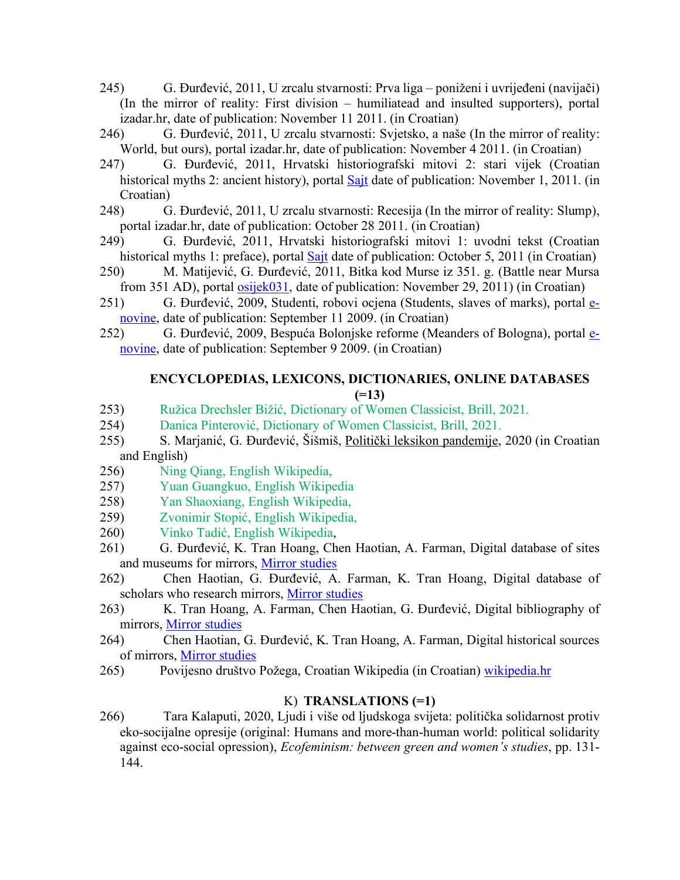245) G. Đurđević, 2011, U zrcalu stvarnosti: Prva liga – poniženi i uvrijeđeni (navijači) (In the mirror of reality: First division – humiliatead and insulted supporters), portal izadar.hr, date of publication: November 11 2011. (in Croatian)

246) G. Đurđević, 2011, U zrcalu stvarnosti: Svjetsko, a naše (In the mirror of reality: World, but ours), portal izadar.hr, date of publication: November 4 2011. (in Croatian)

247) G. Đurđević, 2011, Hrvatski historiografski mitovi 2: stari vijek (Croatian historical myths 2: ancient history), portal Sajt date of publication: November 1, 2011. (in Croatian)

248) G. Đurđević, 2011, U zrcalu stvarnosti: Recesija (In the mirror of reality: Slump), portal izadar.hr, date of publication: October 28 2011. (in Croatian)

249) G. Đurđević, 2011, Hrvatski historiografski mitovi 1: uvodni tekst (Croatian historical myths 1: preface), portal Sajt date of publication: October 5, 2011 (in Croatian)

250) M. Matijević, G. Đurđević, 2011, Bitka kod Murse iz 351. g. (Battle near Mursa from 351 AD), portal osijek031, date of publication: November 29, 2011) (in Croatian)

251) G. Đurđević, 2009, Studenti, robovi ocjena (Students, slaves of marks), portal e-novine, date of publication: September 11 2009. (in Croatian)

252) G. Đurđević, 2009, Bespuća Bolonjske reforme (Meanders of Bologna), portal e-novine, date of publication: September 9 2009. (in Croatian)

## ENCYCLOPEDIAS, LEXICONS, DICTIONARIES, ONLINE DATABASES (=13)

253) Ružica Drechsler Bižić, Dictionary of Women Classicist, Brill, 2021.

254) Danica Pinterović, Dictionary of Women Classicist, Brill, 2021.

255) S. Marjanić, G. Đurđević, Šišmiš, Politički leksikon pandemije, 2020 (in Croatian and English)

256) Ning Qiang, English Wikipedia,

257) Yuan Guangkuo, English Wikipedia

258) Yan Shaoxiang, English Wikipedia,

259) Zvonimir Stopić, English Wikipedia,

260) Vinko Tadić, English Wikipedia,

261) G. Đurđević, K. Tran Hoang, Chen Haotian, A. Farman, Digital database of sites and museums for mirrors, Mirror studies

262) Chen Haotian, G. Đurđević, A. Farman, K. Tran Hoang, Digital database of scholars who research mirrors, Mirror studies

263) K. Tran Hoang, A. Farman, Chen Haotian, G. Đurđević, Digital bibliography of mirrors, Mirror studies

264) Chen Haotian, G. Đurđević, K. Tran Hoang, A. Farman, Digital historical sources of mirrors, Mirror studies

265) Povijesno društvo Požega, Croatian Wikipedia (in Croatian) wikipedia.hr

## K) **TRANSLATIONS (=1)**

266) Tara Kalaputi, 2020, Ljudi i više od ljudskoga svijeta: politička solidarnost protiv eko-socijalne opresije (original: Humans and more-than-human world: political solidarity against eco-social opression), *Ecofeminism: between green and women's studies*, pp. 131-144.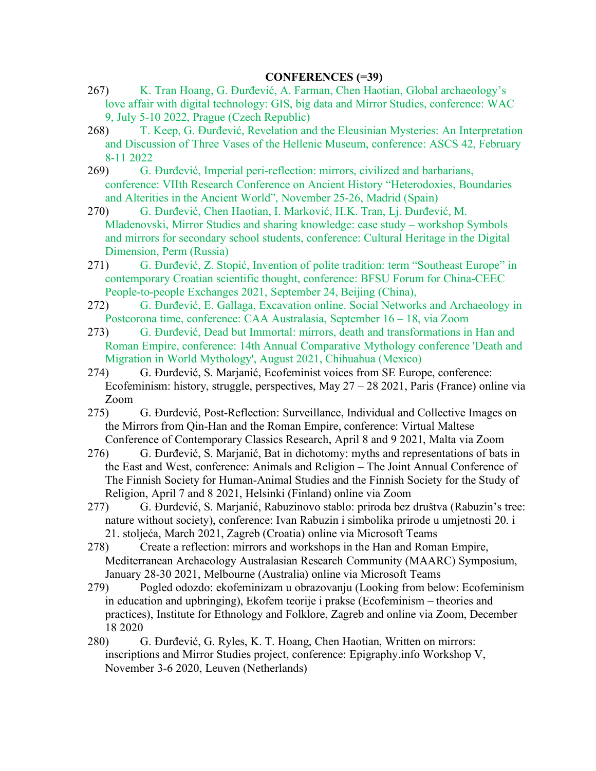**CONFERENCES (=39)**

267) K. Tran Hoang, G. Đurđević, A. Farman, Chen Haotian, Global archaeology's love affair with digital technology: GIS, big data and Mirror Studies, conference: WAC 9, July 5-10 2022, Prague (Czech Republic)

268) T. Keep, G. Đurđević, Revelation and the Eleusinian Mysteries: An Interpretation and Discussion of Three Vases of the Hellenic Museum, conference: ASCS 42, February 8-11 2022

269) G. Đurđević, Imperial peri-reflection: mirrors, civilized and barbarians, conference: VIIth Research Conference on Ancient History "Heterodoxies, Boundaries and Alterities in the Ancient World", November 25-26, Madrid (Spain)

270) G. Đurđević, Chen Haotian, I. Marković, H.K. Tran, Lj. Đurđević, M. Mladenovski, Mirror Studies and sharing knowledge: case study – workshop Symbols and mirrors for secondary school students, conference: Cultural Heritage in the Digital Dimension, Perm (Russia)

271) G. Đurđević, Z. Stopić, Invention of polite tradition: term "Southeast Europe" in contemporary Croatian scientific thought, conference: BFSU Forum for China-CEEC People-to-people Exchanges 2021, September 24, Beijing (China),

272) G. Đurđević, E. Gallaga, Excavation online. Social Networks and Archaeology in Postcorona time, conference: CAA Australasia, September 16 – 18, via Zoom

273) G. Đurđević, Dead but Immortal: mirrors, death and transformations in Han and Roman Empire, conference: 14th Annual Comparative Mythology conference 'Death and Migration in World Mythology', August 2021, Chihuahua (Mexico)

274) G. Đurđević, S. Marjanić, Ecofeminist voices from SE Europe, conference: Ecofeminism: history, struggle, perspectives, May 27 – 28 2021, Paris (France) online via Zoom

275) G. Đurđević, Post-Reflection: Surveillance, Individual and Collective Images on the Mirrors from Qin-Han and the Roman Empire, conference: Virtual Maltese Conference of Contemporary Classics Research, April 8 and 9 2021, Malta via Zoom

276) G. Đurđević, S. Marjanić, Bat in dichotomy: myths and representations of bats in the East and West, conference: Animals and Religion – The Joint Annual Conference of The Finnish Society for Human-Animal Studies and the Finnish Society for the Study of Religion, April 7 and 8 2021, Helsinki (Finland) online via Zoom

277) G. Đurđević, S. Marjanić, Rabuzinovo stablo: priroda bez društva (Rabuzin's tree: nature without society), conference: Ivan Rabuzin i simbolika prirode u umjetnosti 20. i 21. stoljeća, March 2021, Zagreb (Croatia) online via Microsoft Teams

278) Create a reflection: mirrors and workshops in the Han and Roman Empire, Mediterranean Archaeology Australasian Research Community (MAARC) Symposium, January 28-30 2021, Melbourne (Australia) online via Microsoft Teams

279) Pogled odozdo: ekofeminizam u obrazovanju (Looking from below: Ecofeminism in education and upbringing), Ekofem teorije i prakse (Ecofeminism – theories and practices), Institute for Ethnology and Folklore, Zagreb and online via Zoom, December 18 2020

280) G. Đurđević, G. Ryles, K. T. Hoang, Chen Haotian, Written on mirrors: inscriptions and Mirror Studies project, conference: Epigraphy.info Workshop V, November 3-6 2020, Leuven (Netherlands)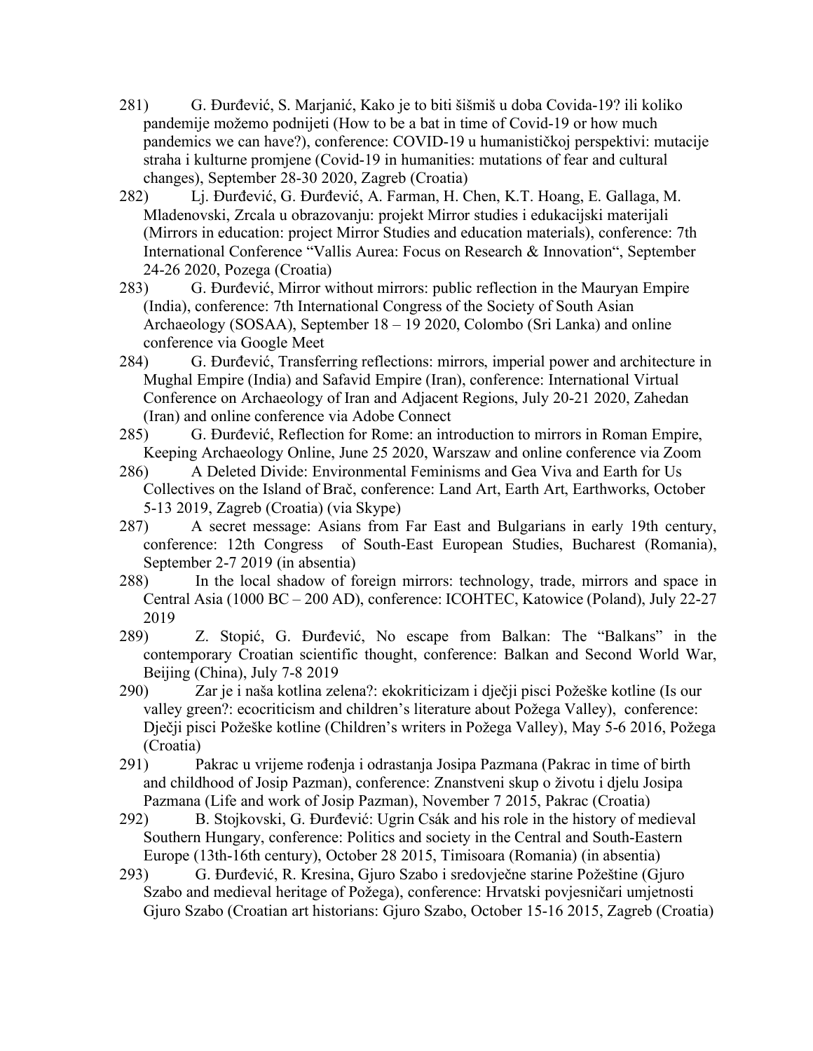281) G. Đurđević, S. Marjanić, Kako je to biti šišmiš u doba Covida-19? ili koliko pandemije možemo podnijeti (How to be a bat in time of Covid-19 or how much pandemics we can have?), conference: COVID-19 u humanističkoj perspektivi: mutacije straha i kulturne promjene (Covid-19 in humanities: mutations of fear and cultural changes), September 28-30 2020, Zagreb (Croatia)

282) Lj. Đurđević, G. Đurđević, A. Farman, H. Chen, K.T. Hoang, E. Gallaga, M. Mladenovski, Zrcala u obrazovanju: projekt Mirror studies i edukacijski materijali (Mirrors in education: project Mirror Studies and education materials), conference: 7th International Conference "Vallis Aurea: Focus on Research & Innovation", September 24-26 2020, Pozega (Croatia)

283) G. Đurđević, Mirror without mirrors: public reflection in the Mauryan Empire (India), conference: 7th International Congress of the Society of South Asian Archaeology (SOSAA), September 18 – 19 2020, Colombo (Sri Lanka) and online conference via Google Meet

284) G. Đurđević, Transferring reflections: mirrors, imperial power and architecture in Mughal Empire (India) and Safavid Empire (Iran), conference: International Virtual Conference on Archaeology of Iran and Adjacent Regions, July 20-21 2020, Zahedan (Iran) and online conference via Adobe Connect

285) G. Đurđević, Reflection for Rome: an introduction to mirrors in Roman Empire, Keeping Archaeology Online, June 25 2020, Warszaw and online conference via Zoom

286) A Deleted Divide: Environmental Feminisms and Gea Viva and Earth for Us Collectives on the Island of Brač, conference: Land Art, Earth Art, Earthworks, October 5-13 2019, Zagreb (Croatia) (via Skype)

287) A secret message: Asians from Far East and Bulgarians in early 19th century, conference: 12th Congress of South-East European Studies, Bucharest (Romania), September 2-7 2019 (in absentia)

288) In the local shadow of foreign mirrors: technology, trade, mirrors and space in Central Asia (1000 BC – 200 AD), conference: ICOHTEC, Katowice (Poland), July 22-27 2019

289) Z. Stopić, G. Đurđević, No escape from Balkan: The "Balkans" in the contemporary Croatian scientific thought, conference: Balkan and Second World War, Beijing (China), July 7-8 2019

290) Zar je i naša kotlina zelena?: ekokriticizam i dječji pisci Požeške kotline (Is our valley green?: ecocriticism and children's literature about Požega Valley), conference: Dječji pisci Požeške kotline (Children's writers in Požega Valley), May 5-6 2016, Požega (Croatia)

291) Pakrac u vrijeme rođenja i odrastanja Josipa Pazmana (Pakrac in time of birth and childhood of Josip Pazman), conference: Znanstveni skup o životu i djelu Josipa Pazmana (Life and work of Josip Pazman), November 7 2015, Pakrac (Croatia)

292) B. Stojkovski, G. Đurđević: Ugrin Csák and his role in the history of medieval Southern Hungary, conference: Politics and society in the Central and South-Eastern Europe (13th-16th century), October 28 2015, Timisoara (Romania) (in absentia)

293) G. Đurđević, R. Kresina, Gjuro Szabo i sredovječne starine Požeštine (Gjuro Szabo and medieval heritage of Požega), conference: Hrvatski povjesničari umjetnosti Gjuro Szabo (Croatian art historians: Gjuro Szabo, October 15-16 2015, Zagreb (Croatia)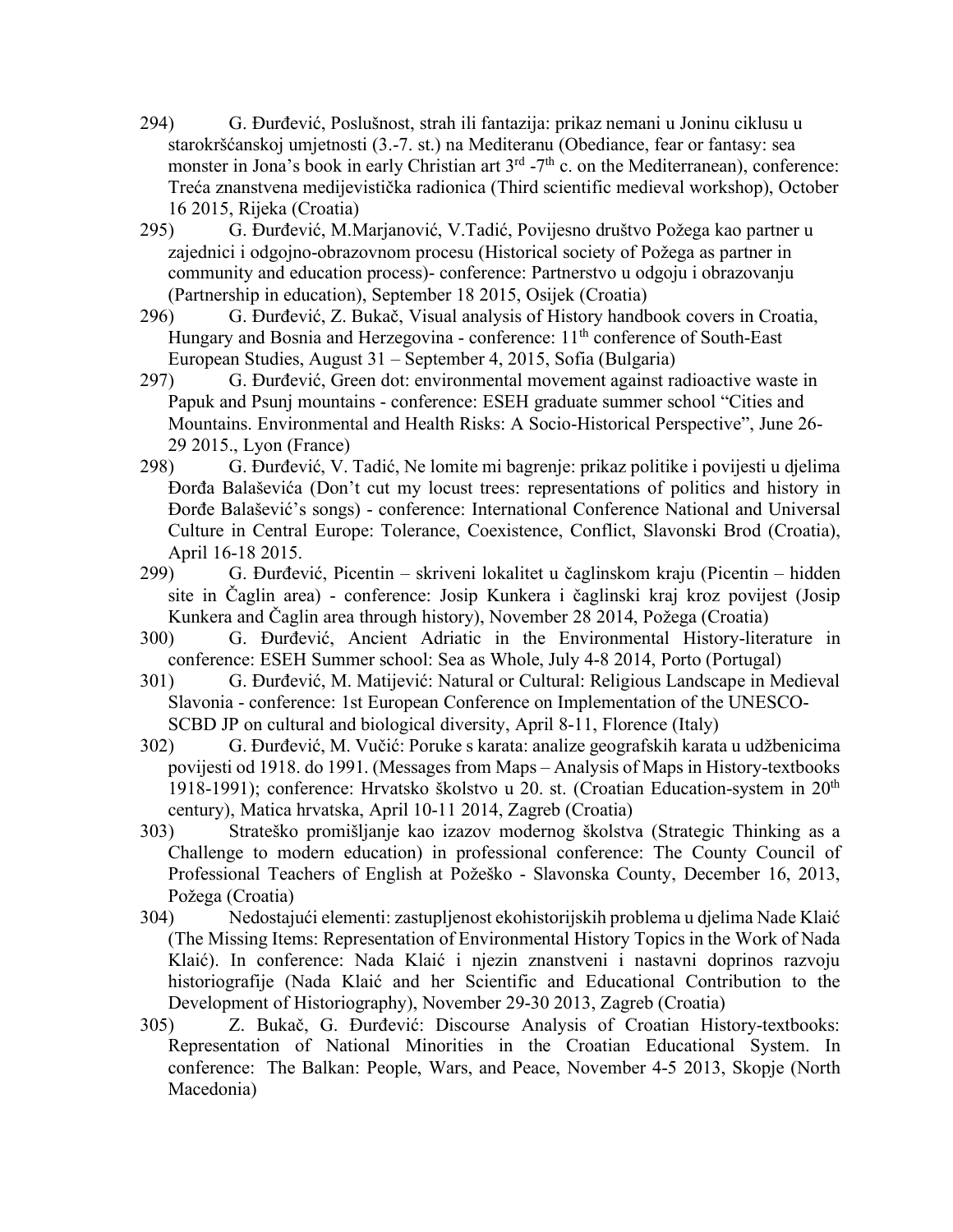294) G. Đurđević, Poslušnost, strah ili fantazija: prikaz nemani u Joninu ciklusu u starokršćanskoj umjetnosti (3.-7. st.) na Mediteranu (Obediance, fear or fantasy: sea monster in Jona's book in early Christian art 3rd -7th c. on the Mediterranean), conference: Treća znanstvena medijevistička radionica (Third scientific medieval workshop), October 16 2015, Rijeka (Croatia)

295) G. Đurđević, M.Marjanović, V.Tadić, Povijesno društvo Požega kao partner u zajednici i odgojno-obrazovnom procesu (Historical society of Požega as partner in community and education process)- conference: Partnerstvo u odgoju i obrazovanju (Partnership in education), September 18 2015, Osijek (Croatia)

296) G. Đurđević, Z. Bukač, Visual analysis of History handbook covers in Croatia, Hungary and Bosnia and Herzegovina - conference: 11th conference of South-East European Studies, August 31 – September 4, 2015, Sofia (Bulgaria)

297) G. Đurđević, Green dot: environmental movement against radioactive waste in Papuk and Psunj mountains - conference: ESEH graduate summer school "Cities and Mountains. Environmental and Health Risks: A Socio-Historical Perspective", June 26-29 2015., Lyon (France)

298) G. Đurđević, V. Tadić, Ne lomite mi bagrenje: prikaz politike i povijesti u djelima Đorđa Balaševića (Don't cut my locust trees: representations of politics and history in Đorđe Balašević's songs) - conference: International Conference National and Universal Culture in Central Europe: Tolerance, Coexistence, Conflict, Slavonski Brod (Croatia), April 16-18 2015.

299) G. Đurđević, Picentin – skriveni lokalitet u čaglinskom kraju (Picentin – hidden site in Čaglin area) - conference: Josip Kunkera i čaglinski kraj kroz povijest (Josip Kunkera and Čaglin area through history), November 28 2014, Požega (Croatia)

300) G. Đurđević, Ancient Adriatic in the Environmental History-literature in conference: ESEH Summer school: Sea as Whole, July 4-8 2014, Porto (Portugal)

301) G. Đurđević, M. Matijević: Natural or Cultural: Religious Landscape in Medieval Slavonia - conference: 1st European Conference on Implementation of the UNESCO-SCBD JP on cultural and biological diversity, April 8-11, Florence (Italy)

302) G. Đurđević, M. Vučić: Poruke s karata: analize geografskih karata u udžbenicima povijesti od 1918. do 1991. (Messages from Maps – Analysis of Maps in History-textbooks 1918-1991); conference: Hrvatsko školstvo u 20. st. (Croatian Education-system in 20th century), Matica hrvatska, April 10-11 2014, Zagreb (Croatia)

303) Strateško promišljanje kao izazov modernog školstva (Strategic Thinking as a Challenge to modern education) in professional conference: The County Council of Professional Teachers of English at Požeško - Slavonska County, December 16, 2013, Požega (Croatia)

304) Nedostajući elementi: zastupljenost ekohistorijskih problema u djelima Nade Klaić (The Missing Items: Representation of Environmental History Topics in the Work of Nada Klaić). In conference: Nada Klaić i njezin znanstveni i nastavni doprinos razvoju historiografije (Nada Klaić and her Scientific and Educational Contribution to the Development of Historiography), November 29-30 2013, Zagreb (Croatia)

305) Z. Bukač, G. Đurđević: Discourse Analysis of Croatian History-textbooks: Representation of National Minorities in the Croatian Educational System. In conference: The Balkan: People, Wars, and Peace, November 4-5 2013, Skopje (North Macedonia)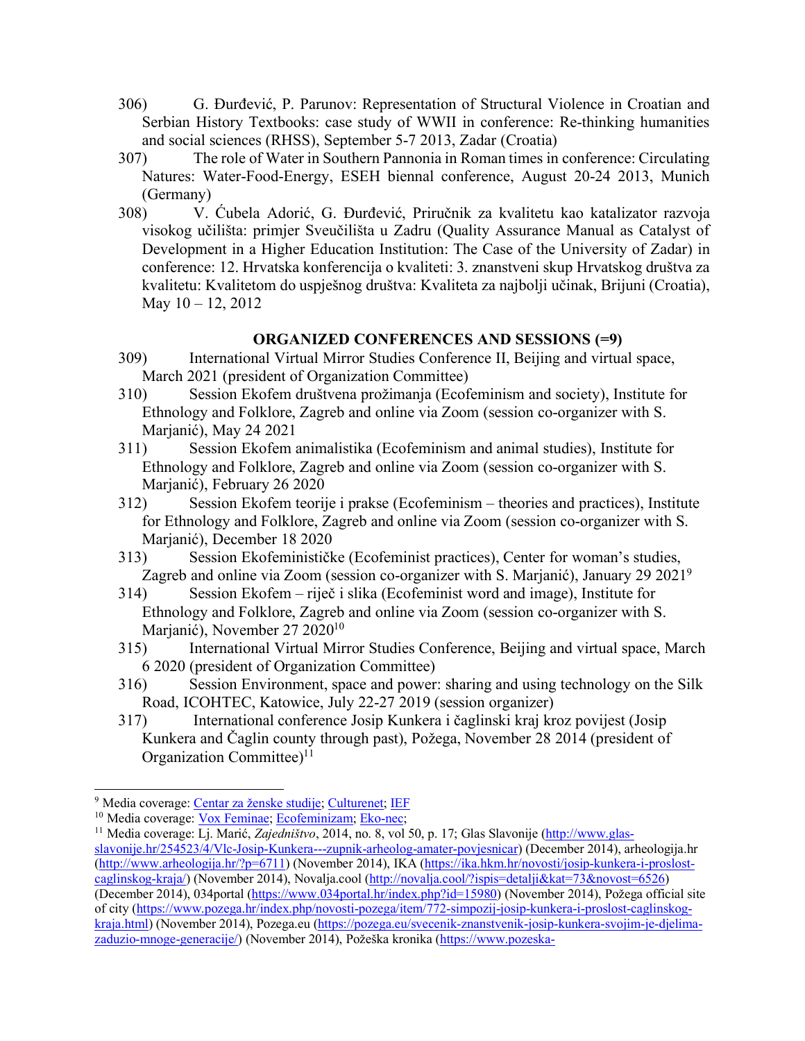306) G. Đurđević, P. Parunov: Representation of Structural Violence in Croatian and Serbian History Textbooks: case study of WWII in conference: Re-thinking humanities and social sciences (RHSS), September 5-7 2013, Zadar (Croatia)

307) The role of Water in Southern Pannonia in Roman times in conference: Circulating Natures: Water-Food-Energy, ESEH biennal conference, August 20-24 2013, Munich (Germany)

308) V. Ćubela Adorić, G. Đurđević, Priručnik za kvalitetu kao katalizator razvoja visokog učilišta: primjer Sveučilišta u Zadru (Quality Assurance Manual as Catalyst of Development in a Higher Education Institution: The Case of the University of Zadar) in conference: 12. Hrvatska konferencija o kvaliteti: 3. znanstveni skup Hrvatskog društva za kvalitetu: Kvalitetom do uspješnog društva: Kvaliteta za najbolji učinak, Brijuni (Croatia), May 10 – 12, 2012

**ORGANIZED CONFERENCES AND SESSIONS (=9)**

309) International Virtual Mirror Studies Conference II, Beijing and virtual space, March 2021 (president of Organization Committee)

310) Session Ekofem društvena prožimanja (Ecofeminism and society), Institute for Ethnology and Folklore, Zagreb and online via Zoom (session co-organizer with S. Marjanić), May 24 2021

311) Session Ekofem animalistika (Ecofeminism and animal studies), Institute for Ethnology and Folklore, Zagreb and online via Zoom (session co-organizer with S. Marjanić), February 26 2020

312) Session Ekofem teorije i prakse (Ecofeminism – theories and practices), Institute for Ethnology and Folklore, Zagreb and online via Zoom (session co-organizer with S. Marjanić), December 18 2020

313) Session Ekofeminističke (Ecofeminist practices), Center for woman's studies, Zagreb and online via Zoom (session co-organizer with S. Marjanić), January 29 2021[9]

314) Session Ekofem – riječ i slika (Ecofeminist word and image), Institute for Ethnology and Folklore, Zagreb and online via Zoom (session co-organizer with S. Marjanić), November 27 2020[10]

315) International Virtual Mirror Studies Conference, Beijing and virtual space, March 6 2020 (president of Organization Committee)

316) Session Environment, space and power: sharing and using technology on the Silk Road, ICOHTEC, Katowice, July 22-27 2019 (session organizer)

317) International conference Josip Kunkera i čaglinski kraj kroz povijest (Josip Kunkera and Čaglin county through past), Požega, November 28 2014 (president of Organization Committee)[11]

---

[9] Media coverage: Centar za ženske studije; Culturenet; IEF

[10] Media coverage: Vox Feminae; Ecofeminizam; Eko-nec;

[11] Media coverage: Lj. Marić, *Zajedništvo*, 2014, no. 8, vol 50, p. 17; Glas Slavonije (http://www.glas-slavonije.hr/254523/4/Vlc-Josip-Kunkera---zupnik-arheolog-amater-povjesnicar) (December 2014), arheologija.hr (http://www.arheologija.hr/?p=6711) (November 2014), IKA (https://ika.hkm.hr/novosti/josip-kunkera-i-proslost-caglinskog-kraja/) (November 2014), Novalja.cool (http://novalja.cool/?ispis=detalji&kat=73&novost=6526) (December 2014), 034portal (https://www.034portal.hr/index.php?id=15980) (November 2014), Požega official site of city (https://www.pozega.hr/index.php/novosti-pozega/item/772-simpozij-josip-kunkera-i-proslost-caglinskog-kraja.html) (November 2014), Pozega.eu (https://pozega.eu/svecenik-znanstvenik-josip-kunkera-svojim-je-djelima-zaduzio-mnoge-generacije/) (November 2014), Požeška kronika (https://www.pozeska-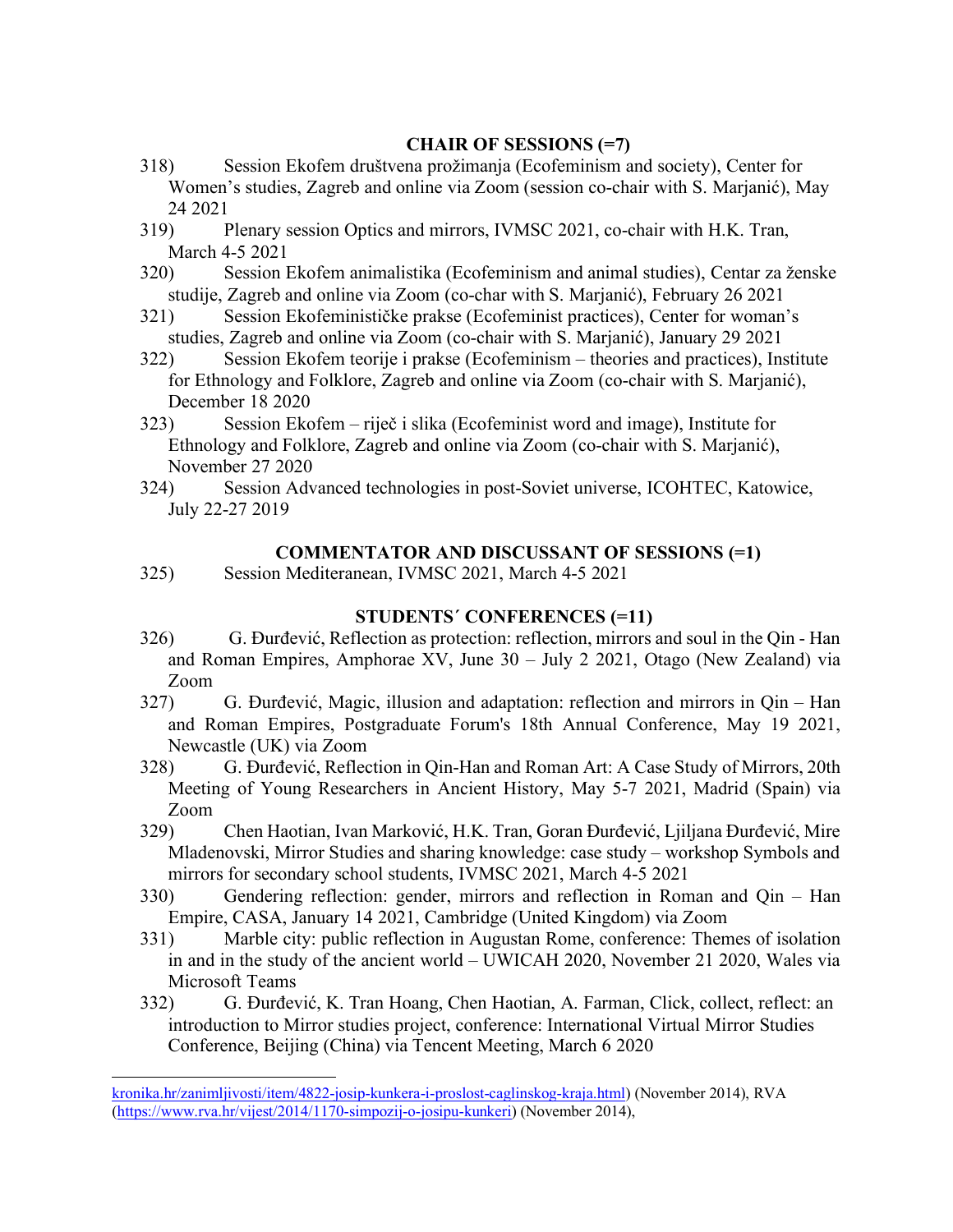## CHAIR OF SESSIONS (=7)

318) Session Ekofem društvena prožimanja (Ecofeminism and society), Center for Women's studies, Zagreb and online via Zoom (session co-chair with S. Marjanić), May 24 2021

319) Plenary session Optics and mirrors, IVMSC 2021, co-chair with H.K. Tran, March 4-5 2021

320) Session Ekofem animalistika (Ecofeminism and animal studies), Centar za ženske studije, Zagreb and online via Zoom (co-char with S. Marjanić), February 26 2021

321) Session Ekofeminističke prakse (Ecofeminist practices), Center for woman's studies, Zagreb and online via Zoom (co-chair with S. Marjanić), January 29 2021

322) Session Ekofem teorije i prakse (Ecofeminism – theories and practices), Institute for Ethnology and Folklore, Zagreb and online via Zoom (co-chair with S. Marjanić), December 18 2020

323) Session Ekofem – riječ i slika (Ecofeminist word and image), Institute for Ethnology and Folklore, Zagreb and online via Zoom (co-chair with S. Marjanić), November 27 2020

324) Session Advanced technologies in post-Soviet universe, ICOHTEC, Katowice, July 22-27 2019

## COMMENTATOR AND DISCUSSANT OF SESSIONS (=1)

325) Session Mediteranean, IVMSC 2021, March 4-5 2021

## STUDENTS´ CONFERENCES (=11)

326) G. Đurđević, Reflection as protection: reflection, mirrors and soul in the Qin - Han and Roman Empires, Amphorae XV, June 30 – July 2 2021, Otago (New Zealand) via Zoom

327) G. Đurđević, Magic, illusion and adaptation: reflection and mirrors in Qin – Han and Roman Empires, Postgraduate Forum's 18th Annual Conference, May 19 2021, Newcastle (UK) via Zoom

328) G. Đurđević, Reflection in Qin-Han and Roman Art: A Case Study of Mirrors, 20th Meeting of Young Researchers in Ancient History, May 5-7 2021, Madrid (Spain) via Zoom

329) Chen Haotian, Ivan Marković, H.K. Tran, Goran Đurđević, Ljiljana Đurđević, Mire Mladenovski, Mirror Studies and sharing knowledge: case study – workshop Symbols and mirrors for secondary school students, IVMSC 2021, March 4-5 2021

330) Gendering reflection: gender, mirrors and reflection in Roman and Qin – Han Empire, CASA, January 14 2021, Cambridge (United Kingdom) via Zoom

331) Marble city: public reflection in Augustan Rome, conference: Themes of isolation in and in the study of the ancient world – UWICAH 2020, November 21 2020, Wales via Microsoft Teams

332) G. Đurđević, K. Tran Hoang, Chen Haotian, A. Farman, Click, collect, reflect: an introduction to Mirror studies project, conference: International Virtual Mirror Studies Conference, Beijing (China) via Tencent Meeting, March 6 2020

---

kronika.hr/zanimljivosti/item/4822-josip-kunkera-i-proslost-caglinskog-kraja.html) (November 2014), RVA (https://www.rva.hr/vijest/2014/1170-simpozij-o-josipu-kunkeri) (November 2014),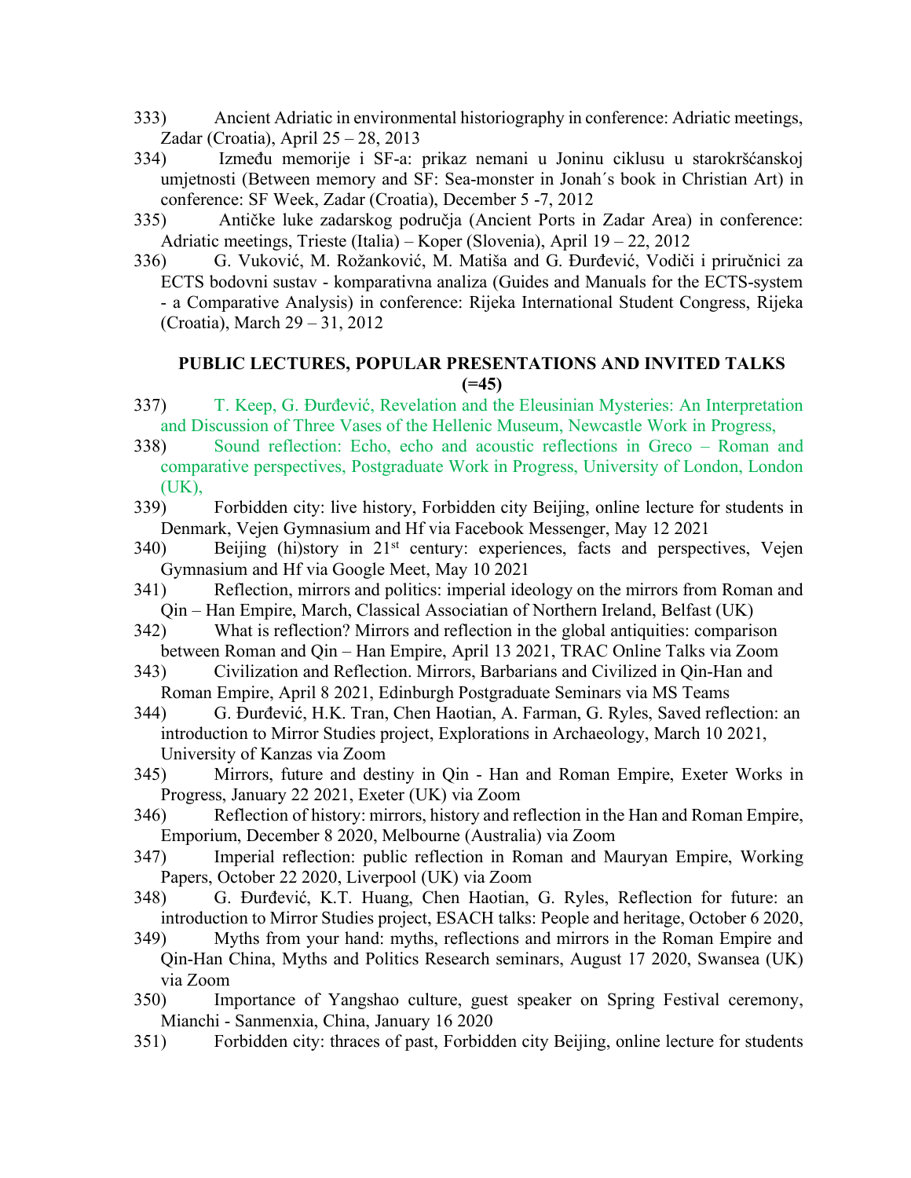333) Ancient Adriatic in environmental historiography in conference: Adriatic meetings, Zadar (Croatia), April 25 – 28, 2013

334) Između memorije i SF-a: prikaz nemani u Joninu ciklusu u starokršćanskoj umjetnosti (Between memory and SF: Sea-monster in Jonah´s book in Christian Art) in conference: SF Week, Zadar (Croatia), December 5 -7, 2012

335) Antičke luke zadarskog područja (Ancient Ports in Zadar Area) in conference: Adriatic meetings, Trieste (Italia) – Koper (Slovenia), April 19 – 22, 2012

336) G. Vuković, M. Rožanković, M. Matiša and G. Đurđević, Vodiči i priručnici za ECTS bodovni sustav - komparativna analiza (Guides and Manuals for the ECTS-system - a Comparative Analysis) in conference: Rijeka International Student Congress, Rijeka (Croatia), March 29 – 31, 2012

## PUBLIC LECTURES, POPULAR PRESENTATIONS AND INVITED TALKS (=45)

337) T. Keep, G. Đurđević, Revelation and the Eleusinian Mysteries: An Interpretation and Discussion of Three Vases of the Hellenic Museum, Newcastle Work in Progress,

338) Sound reflection: Echo, echo and acoustic reflections in Greco – Roman and comparative perspectives, Postgraduate Work in Progress, University of London, London (UK),

339) Forbidden city: live history, Forbidden city Beijing, online lecture for students in Denmark, Vejen Gymnasium and Hf via Facebook Messenger, May 12 2021

340) Beijing (hi)story in 21st century: experiences, facts and perspectives, Vejen Gymnasium and Hf via Google Meet, May 10 2021

341) Reflection, mirrors and politics: imperial ideology on the mirrors from Roman and Qin – Han Empire, March, Classical Associatian of Northern Ireland, Belfast (UK)

342) What is reflection? Mirrors and reflection in the global antiquities: comparison between Roman and Qin – Han Empire, April 13 2021, TRAC Online Talks via Zoom

343) Civilization and Reflection. Mirrors, Barbarians and Civilized in Qin-Han and Roman Empire, April 8 2021, Edinburgh Postgraduate Seminars via MS Teams

344) G. Đurđević, H.K. Tran, Chen Haotian, A. Farman, G. Ryles, Saved reflection: an introduction to Mirror Studies project, Explorations in Archaeology, March 10 2021, University of Kanzas via Zoom

345) Mirrors, future and destiny in Qin - Han and Roman Empire, Exeter Works in Progress, January 22 2021, Exeter (UK) via Zoom

346) Reflection of history: mirrors, history and reflection in the Han and Roman Empire, Emporium, December 8 2020, Melbourne (Australia) via Zoom

347) Imperial reflection: public reflection in Roman and Mauryan Empire, Working Papers, October 22 2020, Liverpool (UK) via Zoom

348) G. Đurđević, K.T. Huang, Chen Haotian, G. Ryles, Reflection for future: an introduction to Mirror Studies project, ESACH talks: People and heritage, October 6 2020,

349) Myths from your hand: myths, reflections and mirrors in the Roman Empire and Qin-Han China, Myths and Politics Research seminars, August 17 2020, Swansea (UK) via Zoom

350) Importance of Yangshao culture, guest speaker on Spring Festival ceremony, Mianchi - Sanmenxia, China, January 16 2020

351) Forbidden city: thraces of past, Forbidden city Beijing, online lecture for students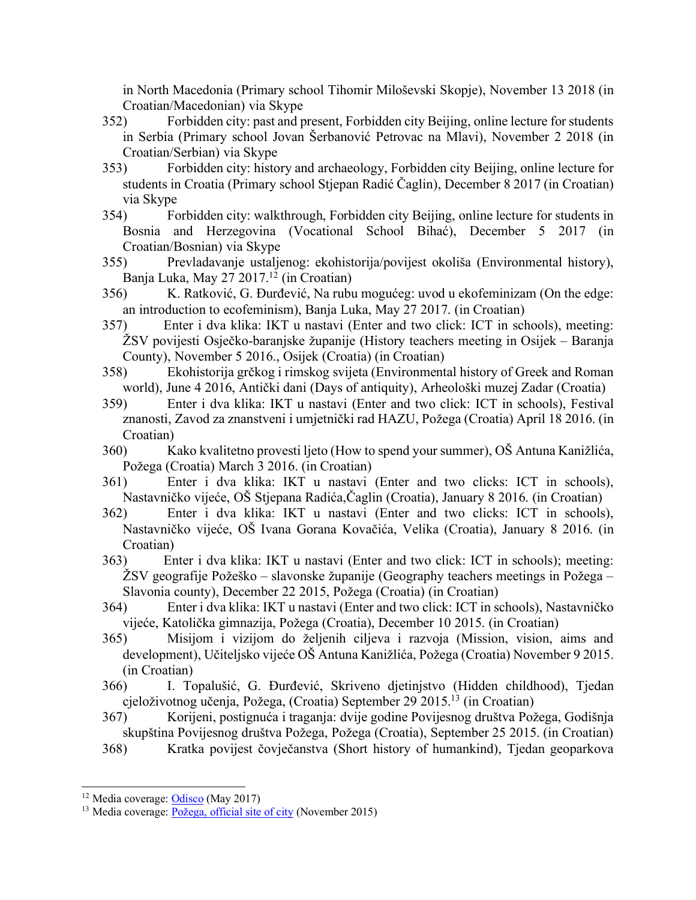in North Macedonia (Primary school Tihomir Miloševski Skopje), November 13 2018 (in Croatian/Macedonian) via Skype

352) Forbidden city: past and present, Forbidden city Beijing, online lecture for students in Serbia (Primary school Jovan Šerbanović Petrovac na Mlavi), November 2 2018 (in Croatian/Serbian) via Skype

353) Forbidden city: history and archaeology, Forbidden city Beijing, online lecture for students in Croatia (Primary school Stjepan Radić Čaglin), December 8 2017 (in Croatian) via Skype

354) Forbidden city: walkthrough, Forbidden city Beijing, online lecture for students in Bosnia and Herzegovina (Vocational School Bihać), December 5 2017 (in Croatian/Bosnian) via Skype

355) Prevladavanje ustaljenog: ekohistorija/povijest okoliša (Environmental history), Banja Luka, May 27 2017.[12] (in Croatian)

356) K. Ratković, G. Đurđević, Na rubu mogućeg: uvod u ekofeminizam (On the edge: an introduction to ecofeminism), Banja Luka, May 27 2017. (in Croatian)

357) Enter i dva klika: IKT u nastavi (Enter and two click: ICT in schools), meeting: ŽSV povijesti Osječko-baranjske županije (History teachers meeting in Osijek – Baranja County), November 5 2016., Osijek (Croatia) (in Croatian)

358) Ekohistorija grčkog i rimskog svijeta (Environmental history of Greek and Roman world), June 4 2016, Antički dani (Days of antiquity), Arheološki muzej Zadar (Croatia)

359) Enter i dva klika: IKT u nastavi (Enter and two click: ICT in schools), Festival znanosti, Zavod za znanstveni i umjetnički rad HAZU, Požega (Croatia) April 18 2016. (in Croatian)

360) Kako kvalitetno provesti ljeto (How to spend your summer), OŠ Antuna Kanižlića, Požega (Croatia) March 3 2016. (in Croatian)

361) Enter i dva klika: IKT u nastavi (Enter and two clicks: ICT in schools), Nastavničko vijeće, OŠ Stjepana Radića,Čaglin (Croatia), January 8 2016. (in Croatian)

362) Enter i dva klika: IKT u nastavi (Enter and two clicks: ICT in schools), Nastavničko vijeće, OŠ Ivana Gorana Kovačića, Velika (Croatia), January 8 2016. (in Croatian)

363) Enter i dva klika: IKT u nastavi (Enter and two click: ICT in schools); meeting: ŽSV geografije Požeško – slavonske županije (Geography teachers meetings in Požega – Slavonia county), December 22 2015, Požega (Croatia) (in Croatian)

364) Enter i dva klika: IKT u nastavi (Enter and two click: ICT in schools), Nastavničko vijeće, Katolička gimnazija, Požega (Croatia), December 10 2015. (in Croatian)

365) Misijom i vizijom do željenih ciljeva i razvoja (Mission, vision, aims and development), Učiteljsko vijeće OŠ Antuna Kanižlića, Požega (Croatia) November 9 2015. (in Croatian)

366) I. Topalušić, G. Đurđević, Skriveno djetinjstvo (Hidden childhood), Tjedan cjeloživotnog učenja, Požega, (Croatia) September 29 2015.[13] (in Croatian)

367) Korijeni, postignuća i traganja: dvije godine Povijesnog društva Požega, Godišnja skupština Povijesnog društva Požega, Požega (Croatia), September 25 2015. (in Croatian)

368) Kratka povijest čovječanstva (Short history of humankind), Tjedan geoparkova

---

[12] Media coverage: Odisco (May 2017)

[13] Media coverage: Požega, official site of city (November 2015)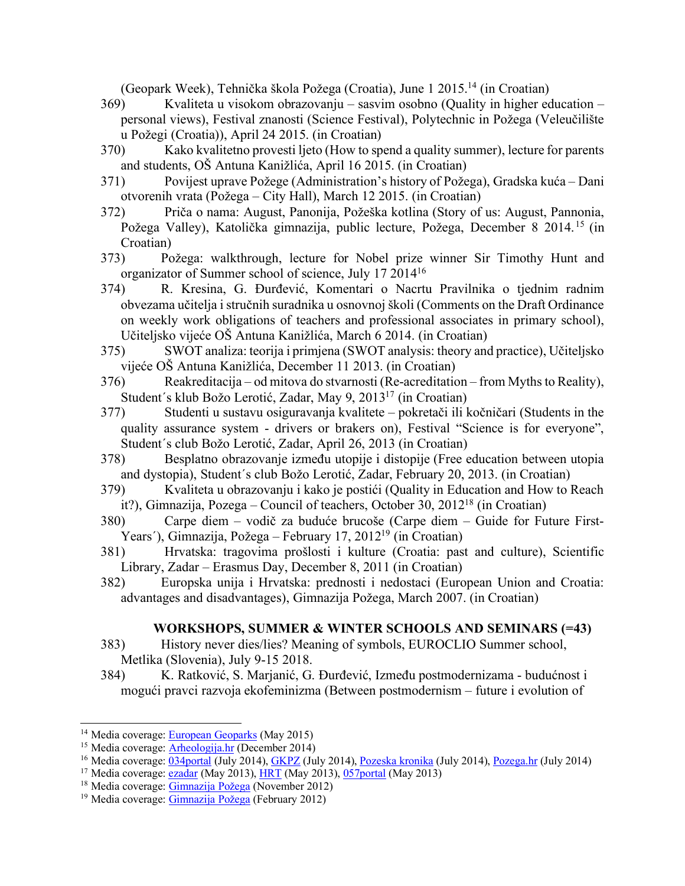(Geopark Week), Tehnička škola Požega (Croatia), June 1 2015.[14] (in Croatian)

369) Kvaliteta u visokom obrazovanju – sasvim osobno (Quality in higher education – personal views), Festival znanosti (Science Festival), Polytechnic in Požega (Veleučilište u Požegi (Croatia)), April 24 2015. (in Croatian)

370) Kako kvalitetno provesti ljeto (How to spend a quality summer), lecture for parents and students, OŠ Antuna Kanižlića, April 16 2015. (in Croatian)

371) Povijest uprave Požege (Administration's history of Požega), Gradska kuća – Dani otvorenih vrata (Požega – City Hall), March 12 2015. (in Croatian)

372) Priča o nama: August, Panonija, Požeška kotlina (Story of us: August, Pannonia, Požega Valley), Katolička gimnazija, public lecture, Požega, December 8 2014.[15] (in Croatian)

373) Požega: walkthrough, lecture for Nobel prize winner Sir Timothy Hunt and organizator of Summer school of science, July 17 2014[16]

374) R. Kresina, G. Đurđević, Komentari o Nacrtu Pravilnika o tjednim radnim obvezama učitelja i stručnih suradnika u osnovnoj školi (Comments on the Draft Ordinance on weekly work obligations of teachers and professional associates in primary school), Učiteljsko vijeće OŠ Antuna Kanižlića, March 6 2014. (in Croatian)

375) SWOT analiza: teorija i primjena (SWOT analysis: theory and practice), Učiteljsko vijeće OŠ Antuna Kanižlića, December 11 2013. (in Croatian)

376) Reakreditacija – od mitova do stvarnosti (Re-acreditation – from Myths to Reality), Student´s klub Božo Lerotić, Zadar, May 9, 2013[17] (in Croatian)

377) Studenti u sustavu osiguravanja kvalitete – pokretači ili kočničari (Students in the quality assurance system - drivers or brakers on), Festival "Science is for everyone", Student´s club Božo Lerotić, Zadar, April 26, 2013 (in Croatian)

378) Besplatno obrazovanje između utopije i distopije (Free education between utopia and dystopia), Student´s club Božo Lerotić, Zadar, February 20, 2013. (in Croatian)

379) Kvaliteta u obrazovanju i kako je postići (Quality in Education and How to Reach it?), Gimnazija, Pozega – Council of teachers, October 30, 2012[18] (in Croatian)

380) Carpe diem – vodič za buduće brucoše (Carpe diem – Guide for Future First-Years´), Gimnazija, Požega – February 17, 2012[19] (in Croatian)

381) Hrvatska: tragovima prošlosti i kulture (Croatia: past and culture), Scientific Library, Zadar – Erasmus Day, December 8, 2011 (in Croatian)

382) Europska unija i Hrvatska: prednosti i nedostaci (European Union and Croatia: advantages and disadvantages), Gimnazija Požega, March 2007. (in Croatian)

## WORKSHOPS, SUMMER & WINTER SCHOOLS AND SEMINARS (=43)

383) History never dies/lies? Meaning of symbols, EUROCLIO Summer school, Metlika (Slovenia), July 9-15 2018.

384) K. Ratković, S. Marjanić, G. Đurđević, Između postmodernizama - budućnost i mogući pravci razvoja ekofeminizma (Between postmodernism – future i evolution of

---

[14] Media coverage: European Geoparks (May 2015)

[15] Media coverage: Arheologija.hr (December 2014)

[16] Media coverage: 034portal (July 2014), GKPZ (July 2014), Pozeska kronika (July 2014), Pozega.hr (July 2014)

[17] Media coverage: ezadar (May 2013), HRT (May 2013), 057portal (May 2013)

[18] Media coverage: Gimnazija Požega (November 2012)

[19] Media coverage: Gimnazija Požega (February 2012)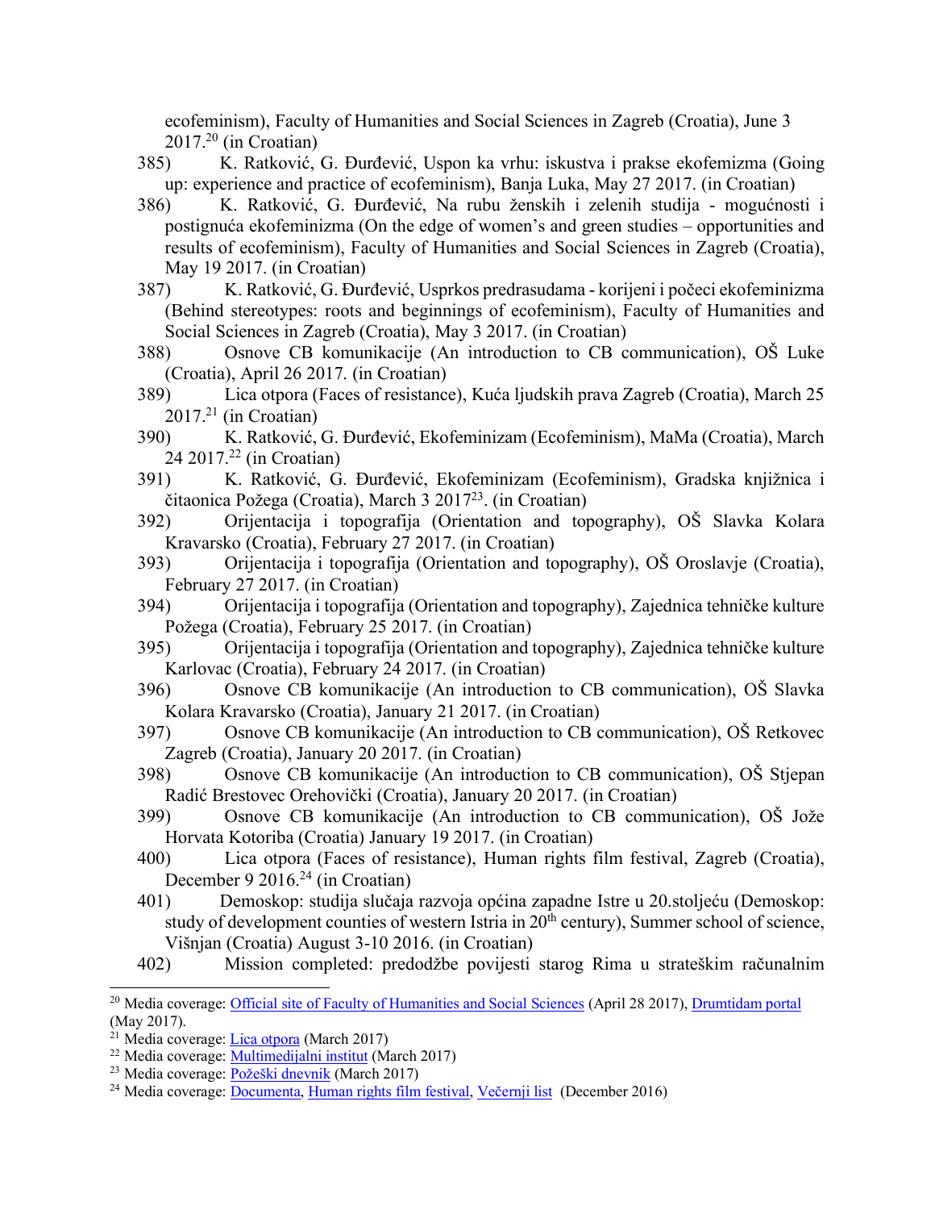ecofeminism), Faculty of Humanities and Social Sciences in Zagreb (Croatia), June 3 2017.[20] (in Croatian)

385) K. Ratković, G. Đurđević, Uspon ka vrhu: iskustva i prakse ekofemizma (Going up: experience and practice of ecofeminism), Banja Luka, May 27 2017. (in Croatian)

386) K. Ratković, G. Đurđević, Na rubu ženskih i zelenih studija - mogućnosti i postignuća ekofeminizma (On the edge of women's and green studies – opportunities and results of ecofeminism), Faculty of Humanities and Social Sciences in Zagreb (Croatia), May 19 2017. (in Croatian)

387) K. Ratković, G. Đurđević, Usprkos predrasudama - korijeni i počeci ekofeminizma (Behind stereotypes: roots and beginnings of ecofeminism), Faculty of Humanities and Social Sciences in Zagreb (Croatia), May 3 2017. (in Croatian)

388) Osnove CB komunikacije (An introduction to CB communication), OŠ Luke (Croatia), April 26 2017. (in Croatian)

389) Lica otpora (Faces of resistance), Kuća ljudskih prava Zagreb (Croatia), March 25 2017.[21] (in Croatian)

390) K. Ratković, G. Đurđević, Ekofeminizam (Ecofeminism), MaMa (Croatia), March 24 2017.[22] (in Croatian)

391) K. Ratković, G. Đurđević, Ekofeminizam (Ecofeminism), Gradska knjižnica i čitaonica Požega (Croatia), March 3 2017[23]. (in Croatian)

392) Orijentacija i topografija (Orientation and topography), OŠ Slavka Kolara Kravarsko (Croatia), February 27 2017. (in Croatian)

393) Orijentacija i topografija (Orientation and topography), OŠ Oroslavje (Croatia), February 27 2017. (in Croatian)

394) Orijentacija i topografija (Orientation and topography), Zajednica tehničke kulture Požega (Croatia), February 25 2017. (in Croatian)

395) Orijentacija i topografija (Orientation and topography), Zajednica tehničke kulture Karlovac (Croatia), February 24 2017. (in Croatian)

396) Osnove CB komunikacije (An introduction to CB communication), OŠ Slavka Kolara Kravarsko (Croatia), January 21 2017. (in Croatian)

397) Osnove CB komunikacije (An introduction to CB communication), OŠ Retkovec Zagreb (Croatia), January 20 2017. (in Croatian)

398) Osnove CB komunikacije (An introduction to CB communication), OŠ Stjepan Radić Brestovec Orehovički (Croatia), January 20 2017. (in Croatian)

399) Osnove CB komunikacije (An introduction to CB communication), OŠ Jože Horvata Kotoriba (Croatia) January 19 2017. (in Croatian)

400) Lica otpora (Faces of resistance), Human rights film festival, Zagreb (Croatia), December 9 2016.[24] (in Croatian)

401) Demoskop: studija slučaja razvoja općina zapadne Istre u 20.stoljeću (Demoskop: study of development counties of western Istria in 20$^{th}$ century), Summer school of science, Višnjan (Croatia) August 3-10 2016. (in Croatian)

402) Mission completed: predodžbe povijesti starog Rima u strateškim računalnim

---

[20] Media coverage: Official site of Faculty of Humanities and Social Sciences (April 28 2017), Drumtidam portal (May 2017).

[21] Media coverage: Lica otpora (March 2017)

[22] Media coverage: Multimedijalni institut (March 2017)

[23] Media coverage: Požeški dnevnik (March 2017)

[24] Media coverage: Documenta, Human rights film festival, Večernji list (December 2016)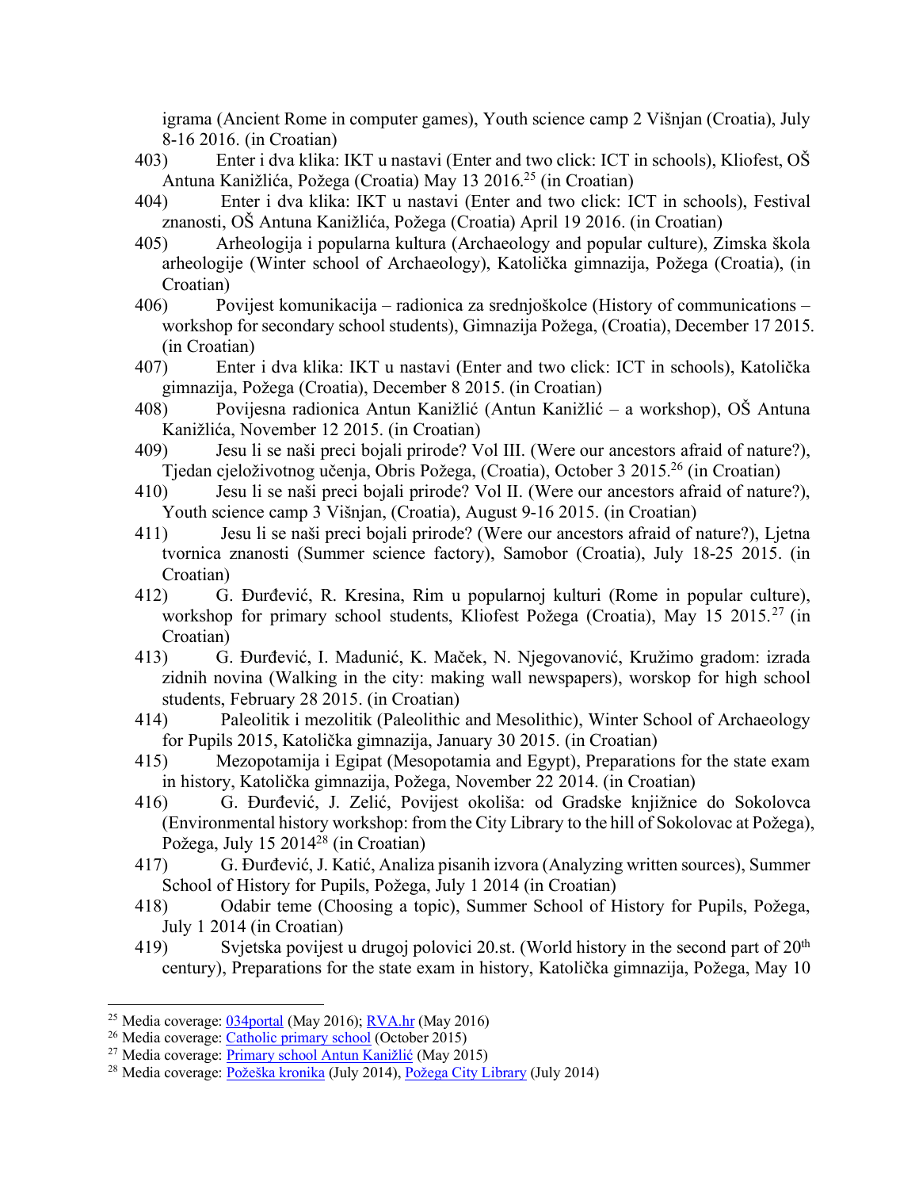igrama (Ancient Rome in computer games), Youth science camp 2 Višnjan (Croatia), July 8-16 2016. (in Croatian)

403) Enter i dva klika: IKT u nastavi (Enter and two click: ICT in schools), Kliofest, OŠ Antuna Kanižlića, Požega (Croatia) May 13 2016.[25] (in Croatian)

404) Enter i dva klika: IKT u nastavi (Enter and two click: ICT in schools), Festival znanosti, OŠ Antuna Kanižlića, Požega (Croatia) April 19 2016. (in Croatian)

405) Arheologija i popularna kultura (Archaeology and popular culture), Zimska škola arheologije (Winter school of Archaeology), Katolička gimnazija, Požega (Croatia), (in Croatian)

406) Povijest komunikacija – radionica za srednjoškolce (History of communications – workshop for secondary school students), Gimnazija Požega, (Croatia), December 17 2015. (in Croatian)

407) Enter i dva klika: IKT u nastavi (Enter and two click: ICT in schools), Katolička gimnazija, Požega (Croatia), December 8 2015. (in Croatian)

408) Povijesna radionica Antun Kanižlić (Antun Kanižlić – a workshop), OŠ Antuna Kanižlića, November 12 2015. (in Croatian)

409) Jesu li se naši preci bojali prirode? Vol III. (Were our ancestors afraid of nature?), Tjedan cjeloživotnog učenja, Obris Požega, (Croatia), October 3 2015.[26] (in Croatian)

410) Jesu li se naši preci bojali prirode? Vol II. (Were our ancestors afraid of nature?), Youth science camp 3 Višnjan, (Croatia), August 9-16 2015. (in Croatian)

411) Jesu li se naši preci bojali prirode? (Were our ancestors afraid of nature?), Ljetna tvornica znanosti (Summer science factory), Samobor (Croatia), July 18-25 2015. (in Croatian)

412) G. Đurđević, R. Kresina, Rim u popularnoj kulturi (Rome in popular culture), workshop for primary school students, Kliofest Požega (Croatia), May 15 2015.[27] (in Croatian)

413) G. Đurđević, I. Madunić, K. Maček, N. Njegovanović, Kružimo gradom: izrada zidnih novina (Walking in the city: making wall newspapers), worskop for high school students, February 28 2015. (in Croatian)

414) Paleolitik i mezolitik (Paleolithic and Mesolithic), Winter School of Archaeology for Pupils 2015, Katolička gimnazija, January 30 2015. (in Croatian)

415) Mezopotamija i Egipat (Mesopotamia and Egypt), Preparations for the state exam in history, Katolička gimnazija, Požega, November 22 2014. (in Croatian)

416) G. Đurđević, J. Zelić, Povijest okoliša: od Gradske knjižnice do Sokolovca (Environmental history workshop: from the City Library to the hill of Sokolovac at Požega), Požega, July 15 2014[28] (in Croatian)

417) G. Đurđević, J. Katić, Analiza pisanih izvora (Analyzing written sources), Summer School of History for Pupils, Požega, July 1 2014 (in Croatian)

418) Odabir teme (Choosing a topic), Summer School of History for Pupils, Požega, July 1 2014 (in Croatian)

419) Svjetska povijest u drugoj polovici 20.st. (World history in the second part of 20th century), Preparations for the state exam in history, Katolička gimnazija, Požega, May 10

---

[25] Media coverage: 034portal (May 2016); RVA.hr (May 2016)

[26] Media coverage: Catholic primary school (October 2015)

[27] Media coverage: Primary school Antun Kanižlić (May 2015)

[28] Media coverage: Požeška kronika (July 2014), Požega City Library (July 2014)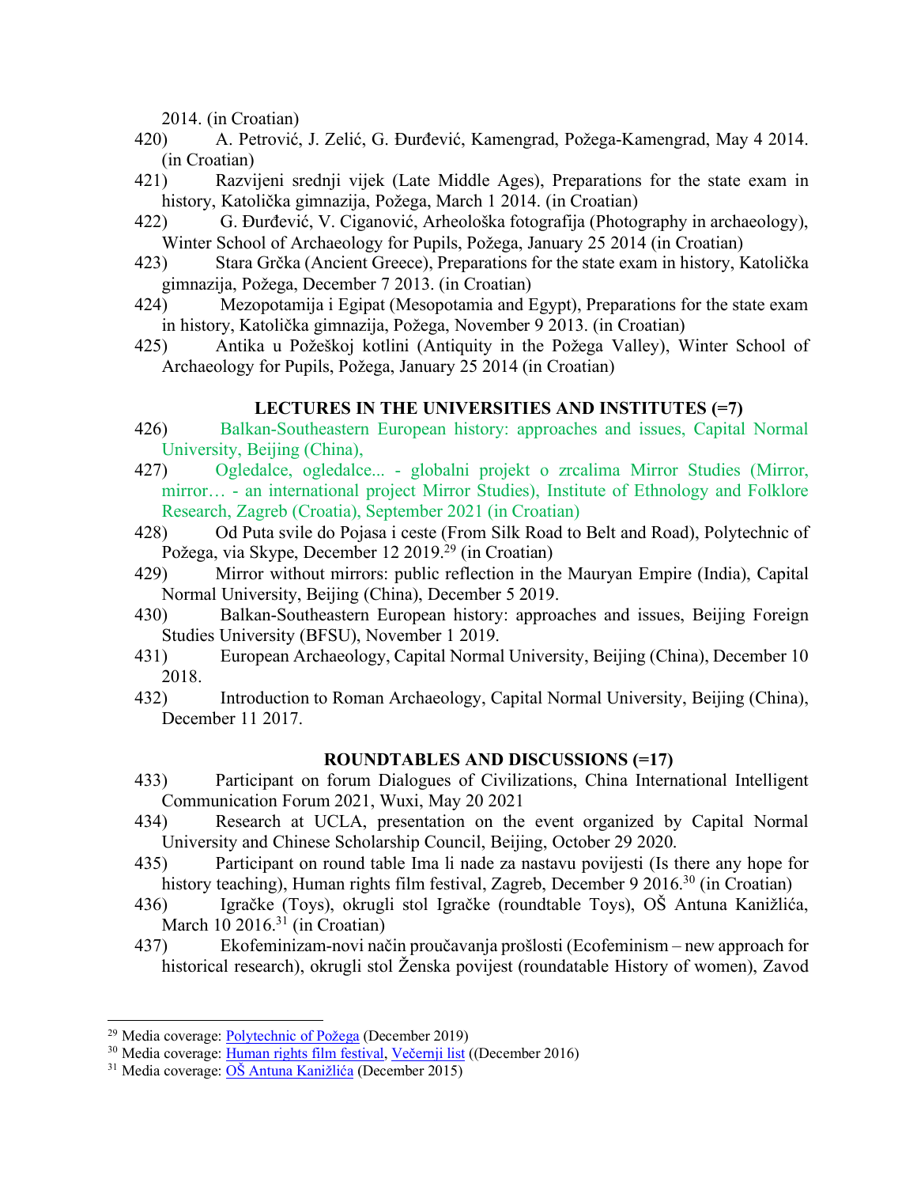2014. (in Croatian)

420) A. Petrović, J. Zelić, G. Đurđević, Kamengrad, Požega-Kamengrad, May 4 2014. (in Croatian)

421) Razvijeni srednji vijek (Late Middle Ages), Preparations for the state exam in history, Katolička gimnazija, Požega, March 1 2014. (in Croatian)

422) G. Đurđević, V. Ciganović, Arheološka fotografija (Photography in archaeology), Winter School of Archaeology for Pupils, Požega, January 25 2014 (in Croatian)

423) Stara Grčka (Ancient Greece), Preparations for the state exam in history, Katolička gimnazija, Požega, December 7 2013. (in Croatian)

424) Mezopotamija i Egipat (Mesopotamia and Egypt), Preparations for the state exam in history, Katolička gimnazija, Požega, November 9 2013. (in Croatian)

425) Antika u Požeškoj kotlini (Antiquity in the Požega Valley), Winter School of Archaeology for Pupils, Požega, January 25 2014 (in Croatian)

### LECTURES IN THE UNIVERSITIES AND INSTITUTES (=7)

426) Balkan-Southeastern European history: approaches and issues, Capital Normal University, Beijing (China),

427) Ogledalce, ogledalce... - globalni projekt o zrcalima Mirror Studies (Mirror, mirror… - an international project Mirror Studies), Institute of Ethnology and Folklore Research, Zagreb (Croatia), September 2021 (in Croatian)

428) Od Puta svile do Pojasa i ceste (From Silk Road to Belt and Road), Polytechnic of Požega, via Skype, December 12 2019.[29] (in Croatian)

429) Mirror without mirrors: public reflection in the Mauryan Empire (India), Capital Normal University, Beijing (China), December 5 2019.

430) Balkan-Southeastern European history: approaches and issues, Beijing Foreign Studies University (BFSU), November 1 2019.

431) European Archaeology, Capital Normal University, Beijing (China), December 10 2018.

432) Introduction to Roman Archaeology, Capital Normal University, Beijing (China), December 11 2017.

### ROUNDTABLES AND DISCUSSIONS (=17)

433) Participant on forum Dialogues of Civilizations, China International Intelligent Communication Forum 2021, Wuxi, May 20 2021

434) Research at UCLA, presentation on the event organized by Capital Normal University and Chinese Scholarship Council, Beijing, October 29 2020.

435) Participant on round table Ima li nade za nastavu povijesti (Is there any hope for history teaching), Human rights film festival, Zagreb, December 9 2016.[30] (in Croatian)

436) Igračke (Toys), okrugli stol Igračke (roundtable Toys), OŠ Antuna Kanižlića, March 10 2016.[31] (in Croatian)

437) Ekofeminizam-novi način proučavanja prošlosti (Ecofeminism – new approach for historical research), okrugli stol Ženska povijest (roundatable History of women), Zavod

---

[29] Media coverage: Polytechnic of Požega (December 2019)

[30] Media coverage: Human rights film festival, Večernji list ((December 2016)

[31] Media coverage: OŠ Antuna Kanižlića (December 2015)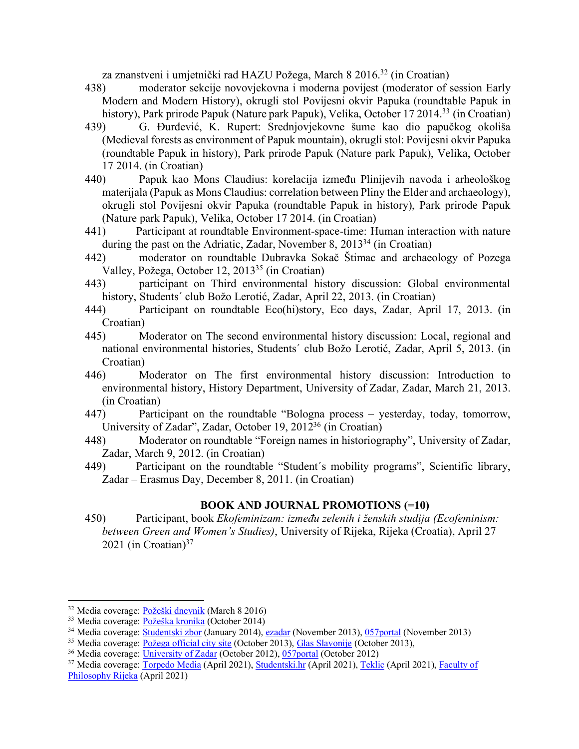za znanstveni i umjetnički rad HAZU Požega, March 8 2016.[32] (in Croatian)

438) moderator sekcije novovjekovna i moderna povijest (moderator of session Early Modern and Modern History), okrugli stol Povijesni okvir Papuka (roundtable Papuk in history), Park prirode Papuk (Nature park Papuk), Velika, October 17 2014.[33] (in Croatian)

439) G. Đurđević, K. Rupert: Srednjovjekovne šume kao dio papučkog okoliša (Medieval forests as environment of Papuk mountain), okrugli stol: Povijesni okvir Papuka (roundtable Papuk in history), Park prirode Papuk (Nature park Papuk), Velika, October 17 2014. (in Croatian)

440) Papuk kao Mons Claudius: korelacija između Plinijevih navoda i arheološkog materijala (Papuk as Mons Claudius: correlation between Pliny the Elder and archaeology), okrugli stol Povijesni okvir Papuka (roundtable Papuk in history), Park prirode Papuk (Nature park Papuk), Velika, October 17 2014. (in Croatian)

441) Participant at roundtable Environment-space-time: Human interaction with nature during the past on the Adriatic, Zadar, November 8, 2013[34] (in Croatian)

442) moderator on roundtable Dubravka Sokač Štimac and archaeology of Pozega Valley, Požega, October 12, 2013[35] (in Croatian)

443) participant on Third environmental history discussion: Global environmental history, Students´ club Božo Lerotić, Zadar, April 22, 2013. (in Croatian)

444) Participant on roundtable Eco(hi)story, Eco days, Zadar, April 17, 2013. (in Croatian)

445) Moderator on The second environmental history discussion: Local, regional and national environmental histories, Students´ club Božo Lerotić, Zadar, April 5, 2013. (in Croatian)

446) Moderator on The first environmental history discussion: Introduction to environmental history, History Department, University of Zadar, Zadar, March 21, 2013. (in Croatian)

447) Participant on the roundtable "Bologna process – yesterday, today, tomorrow, University of Zadar", Zadar, October 19, 2012[36] (in Croatian)

448) Moderator on roundtable "Foreign names in historiography", University of Zadar, Zadar, March 9, 2012. (in Croatian)

449) Participant on the roundtable "Student´s mobility programs", Scientific library, Zadar – Erasmus Day, December 8, 2011. (in Croatian)

## BOOK AND JOURNAL PROMOTIONS (=10)

450) Participant, book *Ekofeminizam: između zelenih i ženskih studija (Ecofeminism: between Green and Women's Studies)*, University of Rijeka, Rijeka (Croatia), April 27 2021 (in Croatian)[37]

---

[32] Media coverage: Požeški dnevnik (March 8 2016)

[33] Media coverage: Požeška kronika (October 2014)

[34] Media coverage: Studentski zbor (January 2014), ezadar (November 2013), 057portal (November 2013)

[35] Media coverage: Požega official city site (October 2013), Glas Slavonije (October 2013),

[36] Media coverage: University of Zadar (October 2012), 057portal (October 2012)

[37] Media coverage: Torpedo Media (April 2021), Studentski.hr (April 2021), Teklic (April 2021), Faculty of Philosophy Rijeka (April 2021)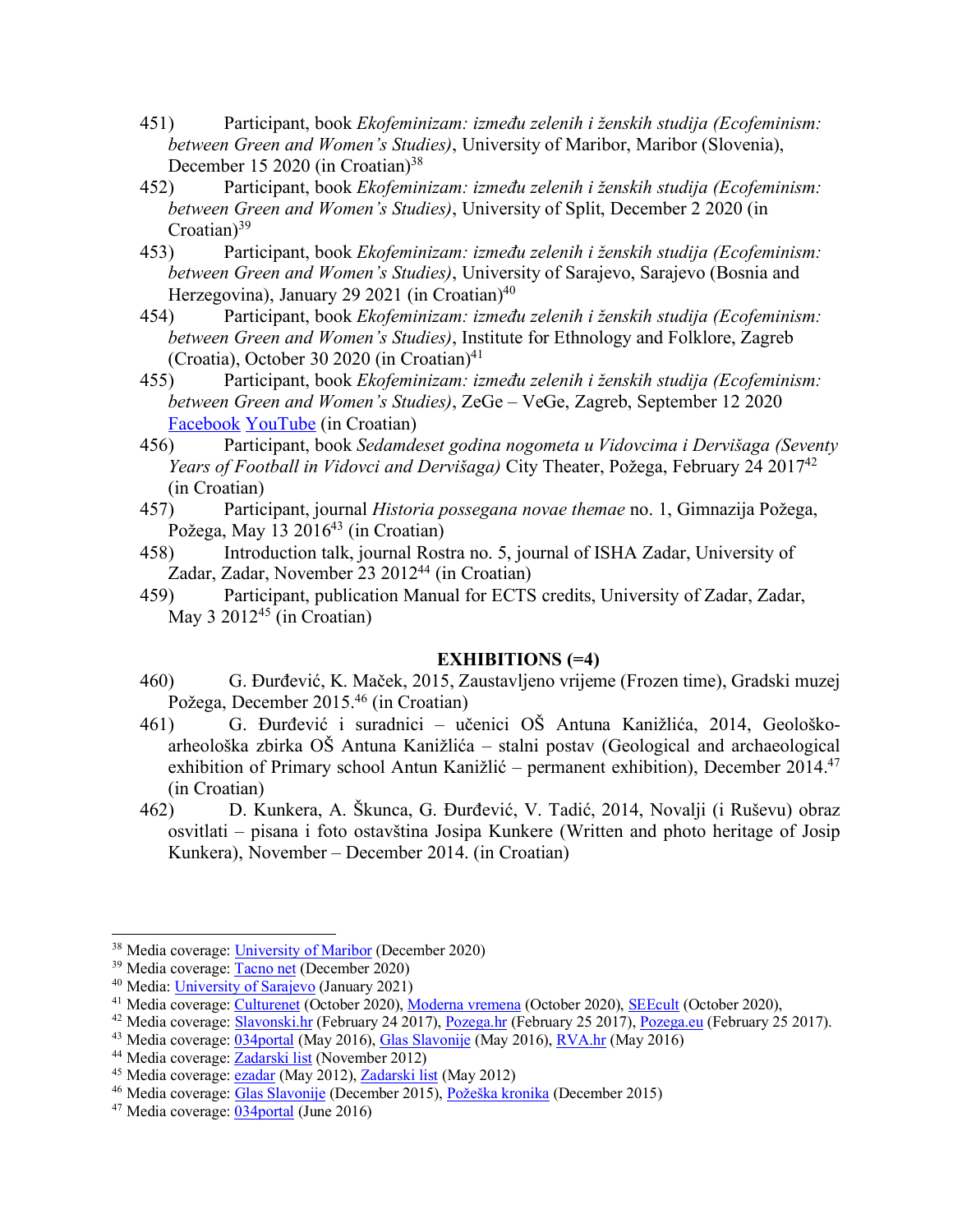451) Participant, book *Ekofeminizam: između zelenih i ženskih studija (Ecofeminism: between Green and Women's Studies)*, University of Maribor, Maribor (Slovenia), December 15 2020 (in Croatian)[38]

452) Participant, book *Ekofeminizam: između zelenih i ženskih studija (Ecofeminism: between Green and Women's Studies)*, University of Split, December 2 2020 (in Croatian)[39]

453) Participant, book *Ekofeminizam: između zelenih i ženskih studija (Ecofeminism: between Green and Women's Studies)*, University of Sarajevo, Sarajevo (Bosnia and Herzegovina), January 29 2021 (in Croatian)[40]

454) Participant, book *Ekofeminizam: između zelenih i ženskih studija (Ecofeminism: between Green and Women's Studies)*, Institute for Ethnology and Folklore, Zagreb (Croatia), October 30 2020 (in Croatian)[41]

455) Participant, book *Ekofeminizam: između zelenih i ženskih studija (Ecofeminism: between Green and Women's Studies)*, ZeGe – VeGe, Zagreb, September 12 2020 Facebook YouTube (in Croatian)

456) Participant, book *Sedamdeset godina nogometa u Vidovcima i Dervišaga (Seventy Years of Football in Vidovci and Dervišaga)* City Theater, Požega, February 24 2017[42] (in Croatian)

457) Participant, journal *Historia possegana novae themae* no. 1, Gimnazija Požega, Požega, May 13 2016[43] (in Croatian)

458) Introduction talk, journal Rostra no. 5, journal of ISHA Zadar, University of Zadar, Zadar, November 23 2012[44] (in Croatian)

459) Participant, publication Manual for ECTS credits, University of Zadar, Zadar, May 3 2012[45] (in Croatian)

## EXHIBITIONS (=4)

460) G. Đurđević, K. Maček, 2015, Zaustavljeno vrijeme (Frozen time), Gradski muzej Požega, December 2015.[46] (in Croatian)

461) G. Đurđević i suradnici – učenici OŠ Antuna Kanižlića, 2014, Geološko-arheološka zbirka OŠ Antuna Kanižlića – stalni postav (Geological and archaeological exhibition of Primary school Antun Kanižlić – permanent exhibition), December 2014.[47] (in Croatian)

462) D. Kunkera, A. Škunca, G. Đurđević, V. Tadić, 2014, Novalji (i Ruševu) obraz osvitlati – pisana i foto ostavština Josipa Kunkere (Written and photo heritage of Josip Kunkera), November – December 2014. (in Croatian)

---

[38] Media coverage: University of Maribor (December 2020)

[39] Media coverage: Tacno net (December 2020)

[40] Media: University of Sarajevo (January 2021)

[41] Media coverage: Culturenet (October 2020), Moderna vremena (October 2020), SEEcult (October 2020),

[42] Media coverage: Slavonski.hr (February 24 2017), Pozega.hr (February 25 2017), Pozega.eu (February 25 2017).

[43] Media coverage: 034portal (May 2016), Glas Slavonije (May 2016), RVA.hr (May 2016)

[44] Media coverage: Zadarski list (November 2012)

[45] Media coverage: ezadar (May 2012), Zadarski list (May 2012)

[46] Media coverage: Glas Slavonije (December 2015), Požeška kronika (December 2015)

[47] Media coverage: 034portal (June 2016)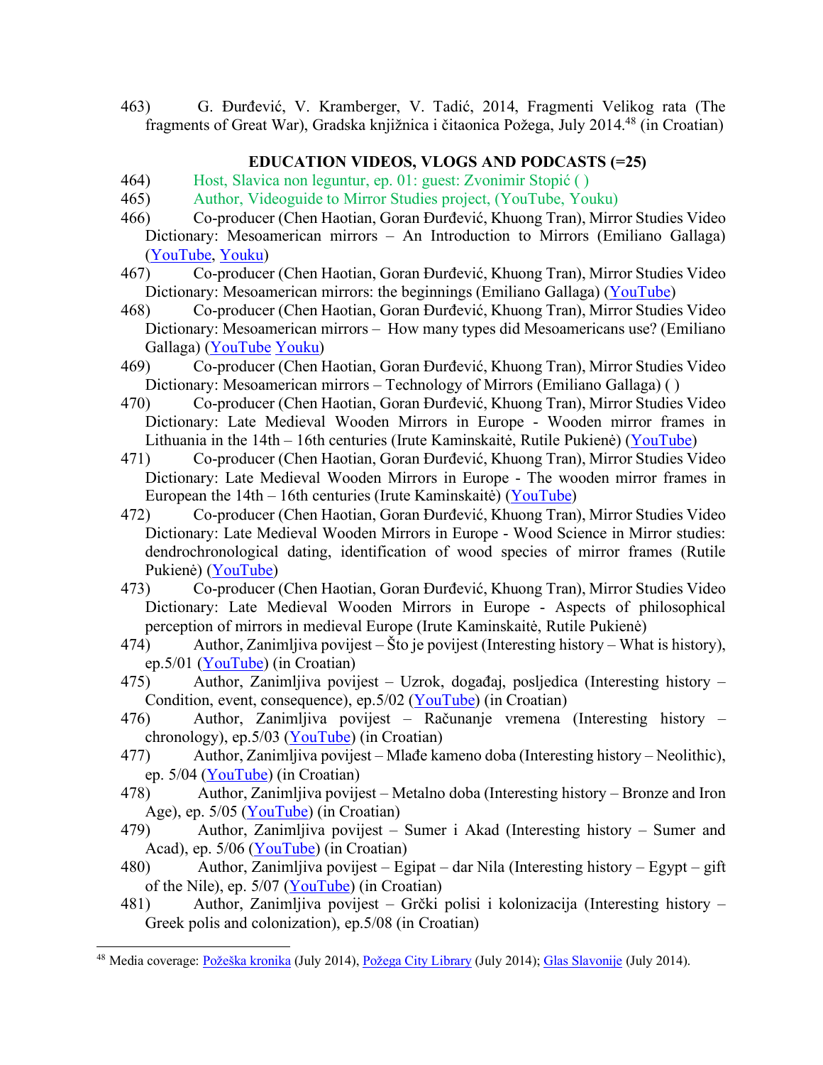463) G. Đurđević, V. Kramberger, V. Tadić, 2014, Fragmenti Velikog rata (The fragments of Great War), Gradska knjižnica i čitaonica Požega, July 2014.[48] (in Croatian)

**EDUCATION VIDEOS, VLOGS AND PODCASTS (=25)**

464) Host, Slavica non leguntur, ep. 01: guest: Zvonimir Stopić ( )

465) Author, Videoguide to Mirror Studies project, (YouTube, Youku)

466) Co-producer (Chen Haotian, Goran Đurđević, Khuong Tran), Mirror Studies Video Dictionary: Mesoamerican mirrors – An Introduction to Mirrors (Emiliano Gallaga) (YouTube, Youku)

467) Co-producer (Chen Haotian, Goran Đurđević, Khuong Tran), Mirror Studies Video Dictionary: Mesoamerican mirrors: the beginnings (Emiliano Gallaga) (YouTube)

468) Co-producer (Chen Haotian, Goran Đurđević, Khuong Tran), Mirror Studies Video Dictionary: Mesoamerican mirrors – How many types did Mesoamericans use? (Emiliano Gallaga) (YouTube Youku)

469) Co-producer (Chen Haotian, Goran Đurđević, Khuong Tran), Mirror Studies Video Dictionary: Mesoamerican mirrors – Technology of Mirrors (Emiliano Gallaga) ( )

470) Co-producer (Chen Haotian, Goran Đurđević, Khuong Tran), Mirror Studies Video Dictionary: Late Medieval Wooden Mirrors in Europe - Wooden mirror frames in Lithuania in the 14th – 16th centuries (Irute Kaminskaitė, Rutile Pukienė) (YouTube)

471) Co-producer (Chen Haotian, Goran Đurđević, Khuong Tran), Mirror Studies Video Dictionary: Late Medieval Wooden Mirrors in Europe - The wooden mirror frames in European the 14th – 16th centuries (Irute Kaminskaitė) (YouTube)

472) Co-producer (Chen Haotian, Goran Đurđević, Khuong Tran), Mirror Studies Video Dictionary: Late Medieval Wooden Mirrors in Europe - Wood Science in Mirror studies: dendrochronological dating, identification of wood species of mirror frames (Rutile Pukienė) (YouTube)

473) Co-producer (Chen Haotian, Goran Đurđević, Khuong Tran), Mirror Studies Video Dictionary: Late Medieval Wooden Mirrors in Europe - Aspects of philosophical perception of mirrors in medieval Europe (Irute Kaminskaitė, Rutile Pukienė)

474) Author, Zanimljiva povijest – Što je povijest (Interesting history – What is history), ep.5/01 (YouTube) (in Croatian)

475) Author, Zanimljiva povijest – Uzrok, događaj, posljedica (Interesting history – Condition, event, consequence), ep.5/02 (YouTube) (in Croatian)

476) Author, Zanimljiva povijest – Računanje vremena (Interesting history – chronology), ep.5/03 (YouTube) (in Croatian)

477) Author, Zanimljiva povijest – Mlađe kameno doba (Interesting history – Neolithic), ep. 5/04 (YouTube) (in Croatian)

478) Author, Zanimljiva povijest – Metalno doba (Interesting history – Bronze and Iron Age), ep. 5/05 (YouTube) (in Croatian)

479) Author, Zanimljiva povijest – Sumer i Akad (Interesting history – Sumer and Acad), ep. 5/06 (YouTube) (in Croatian)

480) Author, Zanimljiva povijest – Egipat – dar Nila (Interesting history – Egypt – gift of the Nile), ep. 5/07 (YouTube) (in Croatian)

481) Author, Zanimljiva povijest – Grčki polisi i kolonizacija (Interesting history – Greek polis and colonization), ep.5/08 (in Croatian)

[48] Media coverage: Požeška kronika (July 2014), Požega City Library (July 2014); Glas Slavonije (July 2014).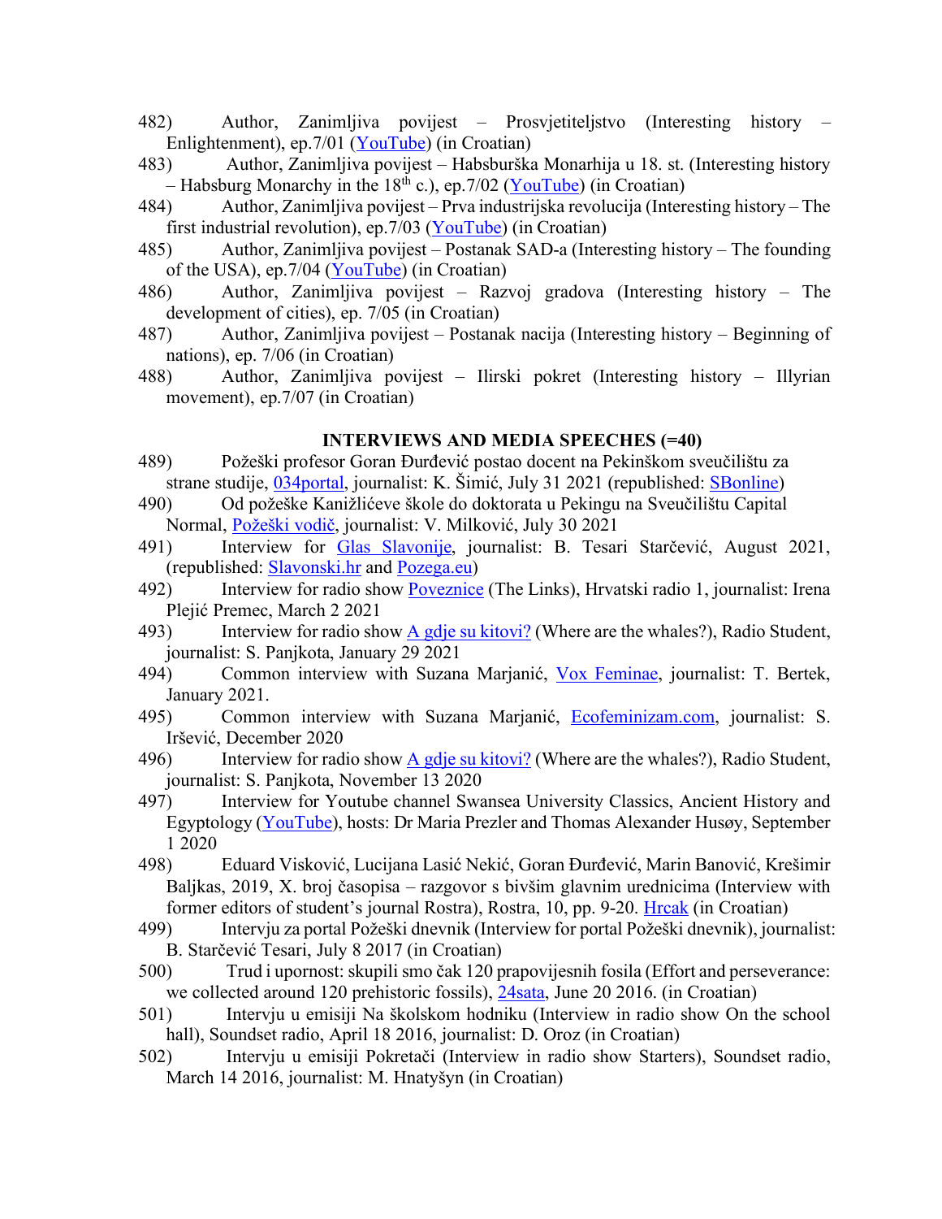482) Author, Zanimljiva povijest – Prosvjetiteljstvo (Interesting history – Enlightenment), ep.7/01 (YouTube) (in Croatian)

483) Author, Zanimljiva povijest – Habsburška Monarhija u 18. st. (Interesting history – Habsburg Monarchy in the 18th c.), ep.7/02 (YouTube) (in Croatian)

484) Author, Zanimljiva povijest – Prva industrijska revolucija (Interesting history – The first industrial revolution), ep.7/03 (YouTube) (in Croatian)

485) Author, Zanimljiva povijest – Postanak SAD-a (Interesting history – The founding of the USA), ep.7/04 (YouTube) (in Croatian)

486) Author, Zanimljiva povijest – Razvoj gradova (Interesting history – The development of cities), ep. 7/05 (in Croatian)

487) Author, Zanimljiva povijest – Postanak nacija (Interesting history – Beginning of nations), ep. 7/06 (in Croatian)

488) Author, Zanimljiva povijest – Ilirski pokret (Interesting history – Illyrian movement), ep.7/07 (in Croatian)

## INTERVIEWS AND MEDIA SPEECHES (=40)

489) Požeški profesor Goran Đurđević postao docent na Pekinškom sveučilištu za strane studije, 034portal, journalist: K. Šimić, July 31 2021 (republished: SBonline)

490) Od požeške Kanižlićeve škole do doktorata u Pekingu na Sveučilištu Capital Normal, Požeški vodič, journalist: V. Milković, July 30 2021

491) Interview for Glas Slavonije, journalist: B. Tesari Starčević, August 2021, (republished: Slavonski.hr and Pozega.eu)

492) Interview for radio show Poveznice (The Links), Hrvatski radio 1, journalist: Irena Plejić Premec, March 2 2021

493) Interview for radio show A gdje su kitovi? (Where are the whales?), Radio Student, journalist: S. Panjkota, January 29 2021

494) Common interview with Suzana Marjanić, Vox Feminae, journalist: T. Bertek, January 2021.

495) Common interview with Suzana Marjanić, Ecofeminizam.com, journalist: S. Iršević, December 2020

496) Interview for radio show A gdje su kitovi? (Where are the whales?), Radio Student, journalist: S. Panjkota, November 13 2020

497) Interview for Youtube channel Swansea University Classics, Ancient History and Egyptology (YouTube), hosts: Dr Maria Prezler and Thomas Alexander Husøy, September 1 2020

498) Eduard Visković, Lucijana Lasić Nekić, Goran Đurđević, Marin Banović, Krešimir Baljkas, 2019, X. broj časopisa – razgovor s bivšim glavnim urednicima (Interview with former editors of student's journal Rostra), Rostra, 10, pp. 9-20. Hrcak (in Croatian)

499) Intervju za portal Požeški dnevnik (Interview for portal Požeški dnevnik), journalist: B. Starčević Tesari, July 8 2017 (in Croatian)

500) Trud i upornost: skupili smo čak 120 prapovijesnih fosila (Effort and perseverance: we collected around 120 prehistoric fossils), 24sata, June 20 2016. (in Croatian)

501) Intervju u emisiji Na školskom hodniku (Interview in radio show On the school hall), Soundset radio, April 18 2016, journalist: D. Oroz (in Croatian)

502) Intervju u emisiji Pokretači (Interview in radio show Starters), Soundset radio, March 14 2016, journalist: M. Hnatyšyn (in Croatian)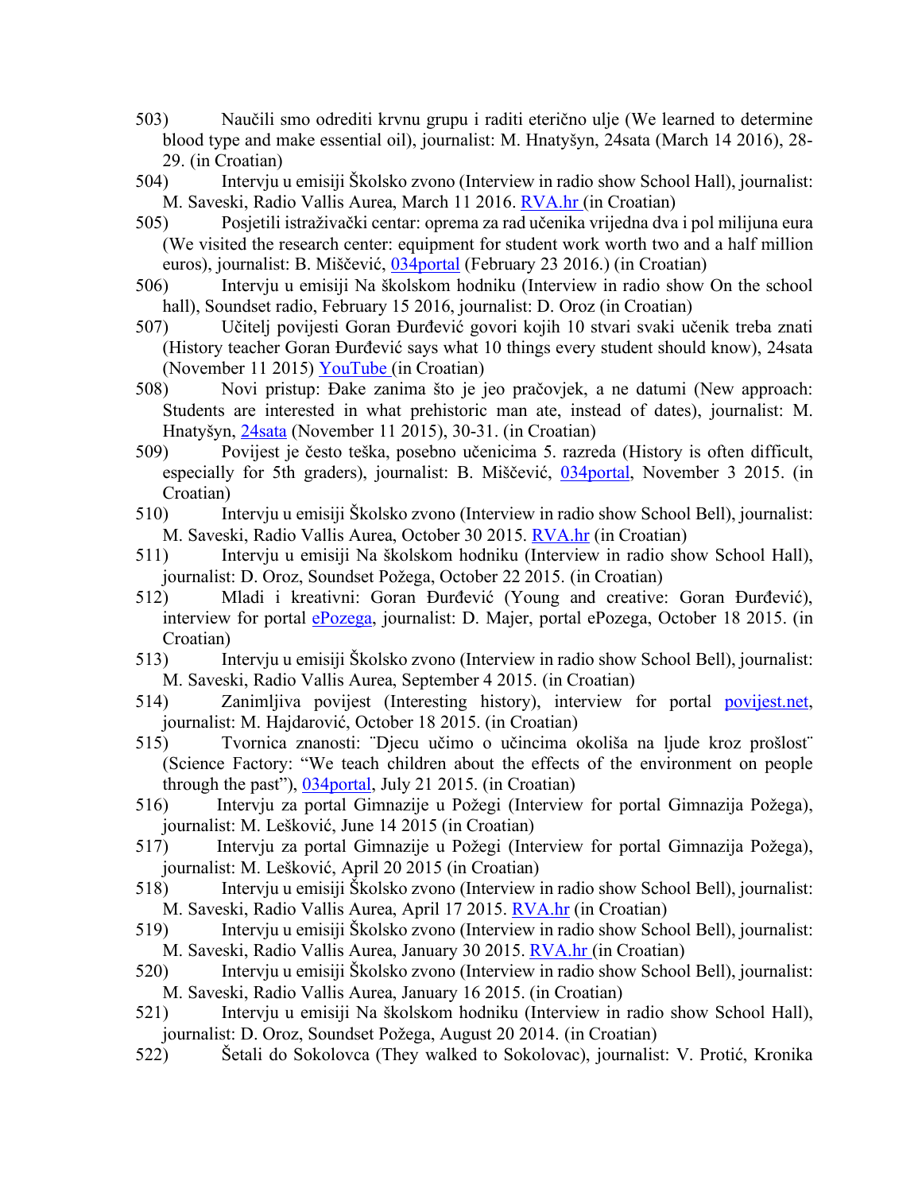503) Naučili smo odrediti krvnu grupu i raditi eterično ulje (We learned to determine blood type and make essential oil), journalist: M. Hnatyšyn, 24sata (March 14 2016), 28-29. (in Croatian)

504) Intervju u emisiji Školsko zvono (Interview in radio show School Hall), journalist: M. Saveski, Radio Vallis Aurea, March 11 2016. RVA.hr (in Croatian)

505) Posjetili istraživački centar: oprema za rad učenika vrijedna dva i pol milijuna eura (We visited the research center: equipment for student work worth two and a half million euros), journalist: B. Miščević, 034portal (February 23 2016.) (in Croatian)

506) Intervju u emisiji Na školskom hodniku (Interview in radio show On the school hall), Soundset radio, February 15 2016, journalist: D. Oroz (in Croatian)

507) Učitelj povijesti Goran Đurđević govori kojih 10 stvari svaki učenik treba znati (History teacher Goran Đurđević says what 10 things every student should know), 24sata (November 11 2015) YouTube (in Croatian)

508) Novi pristup: Đake zanima što je jeo pračovjek, a ne datumi (New approach: Students are interested in what prehistoric man ate, instead of dates), journalist: M. Hnatyšyn, 24sata (November 11 2015), 30-31. (in Croatian)

509) Povijest je često teška, posebno učenicima 5. razreda (History is often difficult, especially for 5th graders), journalist: B. Miščević, 034portal, November 3 2015. (in Croatian)

510) Intervju u emisiji Školsko zvono (Interview in radio show School Bell), journalist: M. Saveski, Radio Vallis Aurea, October 30 2015. RVA.hr (in Croatian)

511) Intervju u emisiji Na školskom hodniku (Interview in radio show School Hall), journalist: D. Oroz, Soundset Požega, October 22 2015. (in Croatian)

512) Mladi i kreativni: Goran Đurđević (Young and creative: Goran Đurđević), interview for portal ePozega, journalist: D. Majer, portal ePozega, October 18 2015. (in Croatian)

513) Intervju u emisiji Školsko zvono (Interview in radio show School Bell), journalist: M. Saveski, Radio Vallis Aurea, September 4 2015. (in Croatian)

514) Zanimljiva povijest (Interesting history), interview for portal povijest.net, journalist: M. Hajdarović, October 18 2015. (in Croatian)

515) Tvornica znanosti: ¨Djecu učimo o učincima okoliša na ljude kroz prošlost¨ (Science Factory: "We teach children about the effects of the environment on people through the past"), 034portal, July 21 2015. (in Croatian)

516) Intervju za portal Gimnazije u Požegi (Interview for portal Gimnazija Požega), journalist: M. Lešković, June 14 2015 (in Croatian)

517) Intervju za portal Gimnazije u Požegi (Interview for portal Gimnazija Požega), journalist: M. Lešković, April 20 2015 (in Croatian)

518) Intervju u emisiji Školsko zvono (Interview in radio show School Bell), journalist: M. Saveski, Radio Vallis Aurea, April 17 2015. RVA.hr (in Croatian)

519) Intervju u emisiji Školsko zvono (Interview in radio show School Bell), journalist: M. Saveski, Radio Vallis Aurea, January 30 2015. RVA.hr (in Croatian)

520) Intervju u emisiji Školsko zvono (Interview in radio show School Bell), journalist: M. Saveski, Radio Vallis Aurea, January 16 2015. (in Croatian)

521) Intervju u emisiji Na školskom hodniku (Interview in radio show School Hall), journalist: D. Oroz, Soundset Požega, August 20 2014. (in Croatian)

522) Šetali do Sokolovca (They walked to Sokolovac), journalist: V. Protić, Kronika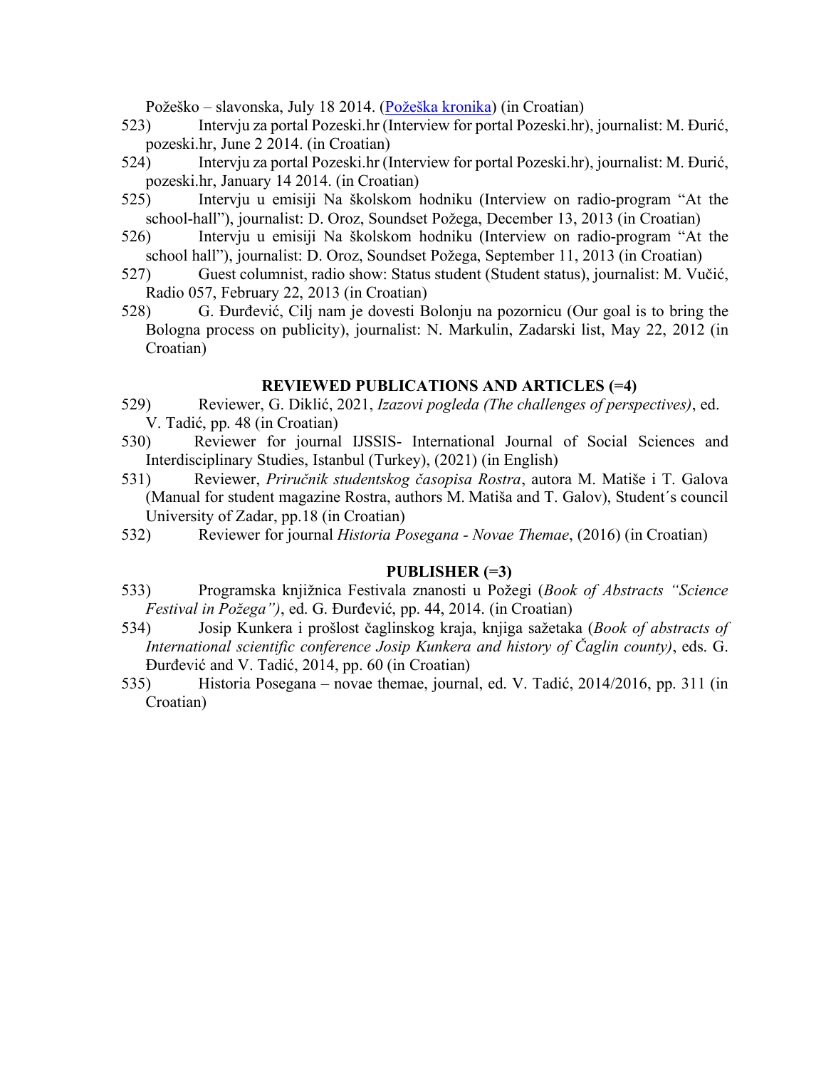Požeško – slavonska, July 18 2014. (Požeška kronika) (in Croatian)

523) Intervju za portal Pozeski.hr (Interview for portal Pozeski.hr), journalist: M. Đurić, pozeski.hr, June 2 2014. (in Croatian)

524) Intervju za portal Pozeski.hr (Interview for portal Pozeski.hr), journalist: M. Đurić, pozeski.hr, January 14 2014. (in Croatian)

525) Intervju u emisiji Na školskom hodniku (Interview on radio-program "At the school-hall"), journalist: D. Oroz, Soundset Požega, December 13, 2013 (in Croatian)

526) Intervju u emisiji Na školskom hodniku (Interview on radio-program "At the school hall"), journalist: D. Oroz, Soundset Požega, September 11, 2013 (in Croatian)

527) Guest columnist, radio show: Status student (Student status), journalist: M. Vučić, Radio 057, February 22, 2013 (in Croatian)

528) G. Đurđević, Cilj nam je dovesti Bolonju na pozornicu (Our goal is to bring the Bologna process on publicity), journalist: N. Markulin, Zadarski list, May 22, 2012 (in Croatian)

## REVIEWED PUBLICATIONS AND ARTICLES (=4)

529) Reviewer, G. Diklić, 2021, *Izazovi pogleda (The challenges of perspectives)*, ed. V. Tadić, pp. 48 (in Croatian)

530) Reviewer for journal IJSSIS- International Journal of Social Sciences and Interdisciplinary Studies, Istanbul (Turkey), (2021) (in English)

531) Reviewer, *Priručnik studentskog časopisa Rostra*, autora M. Matiše i T. Galova (Manual for student magazine Rostra, authors M. Matiša and T. Galov), Student´s council University of Zadar, pp.18 (in Croatian)

532) Reviewer for journal *Historia Posegana - Novae Themae*, (2016) (in Croatian)

## PUBLISHER (=3)

533) Programska knjižnica Festivala znanosti u Požegi (*Book of Abstracts "Science Festival in Požega")*, ed. G. Đurđević, pp. 44, 2014. (in Croatian)

534) Josip Kunkera i prošlost čaglinskog kraja, knjiga sažetaka (*Book of abstracts of International scientific conference Josip Kunkera and history of Čaglin county)*, eds. G. Đurđević and V. Tadić, 2014, pp. 60 (in Croatian)

535) Historia Posegana – novae themae, journal, ed. V. Tadić, 2014/2016, pp. 311 (in Croatian)